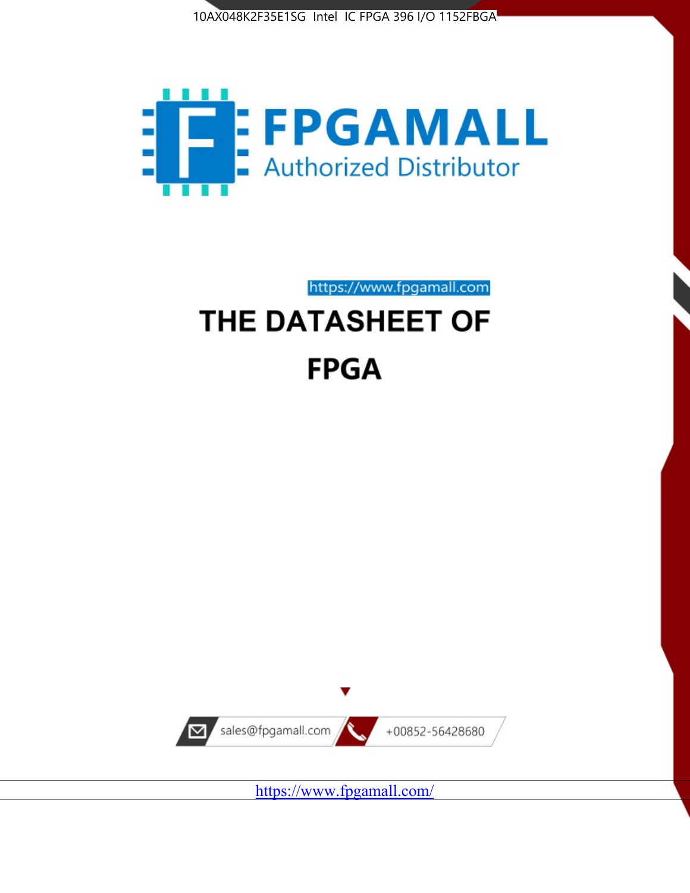10AX048K2F35E1SG Intel IC FPGA 396 I/O 1152FBGA

FPGAMALL

Authorized Distributor

https://www.fpgamall.com

# THE DATASHEET OF

# FPGA

sales@fpgamall.com

+00852-56428680

https://www.fpgamall.com/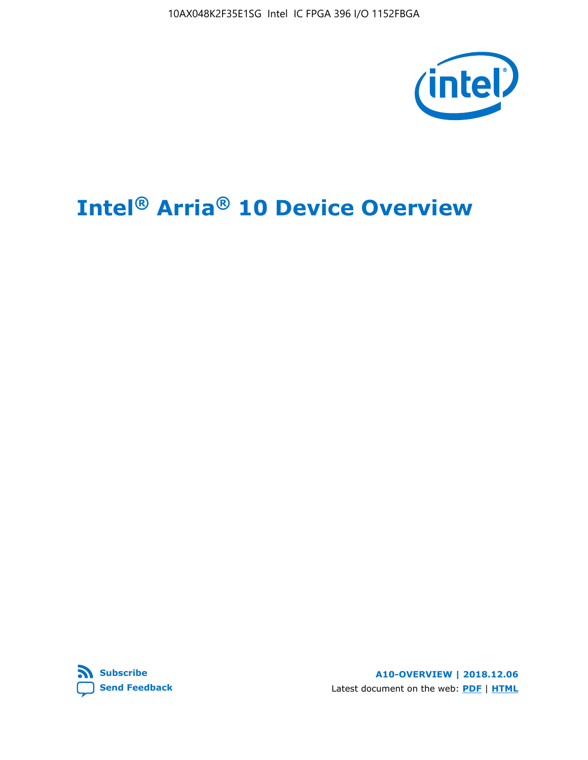# Intel® Arria® 10 Device Overview

Subscribe

Send Feedback

A10-OVERVIEW | 2018.12.06

Latest document on the web: PDF | HTML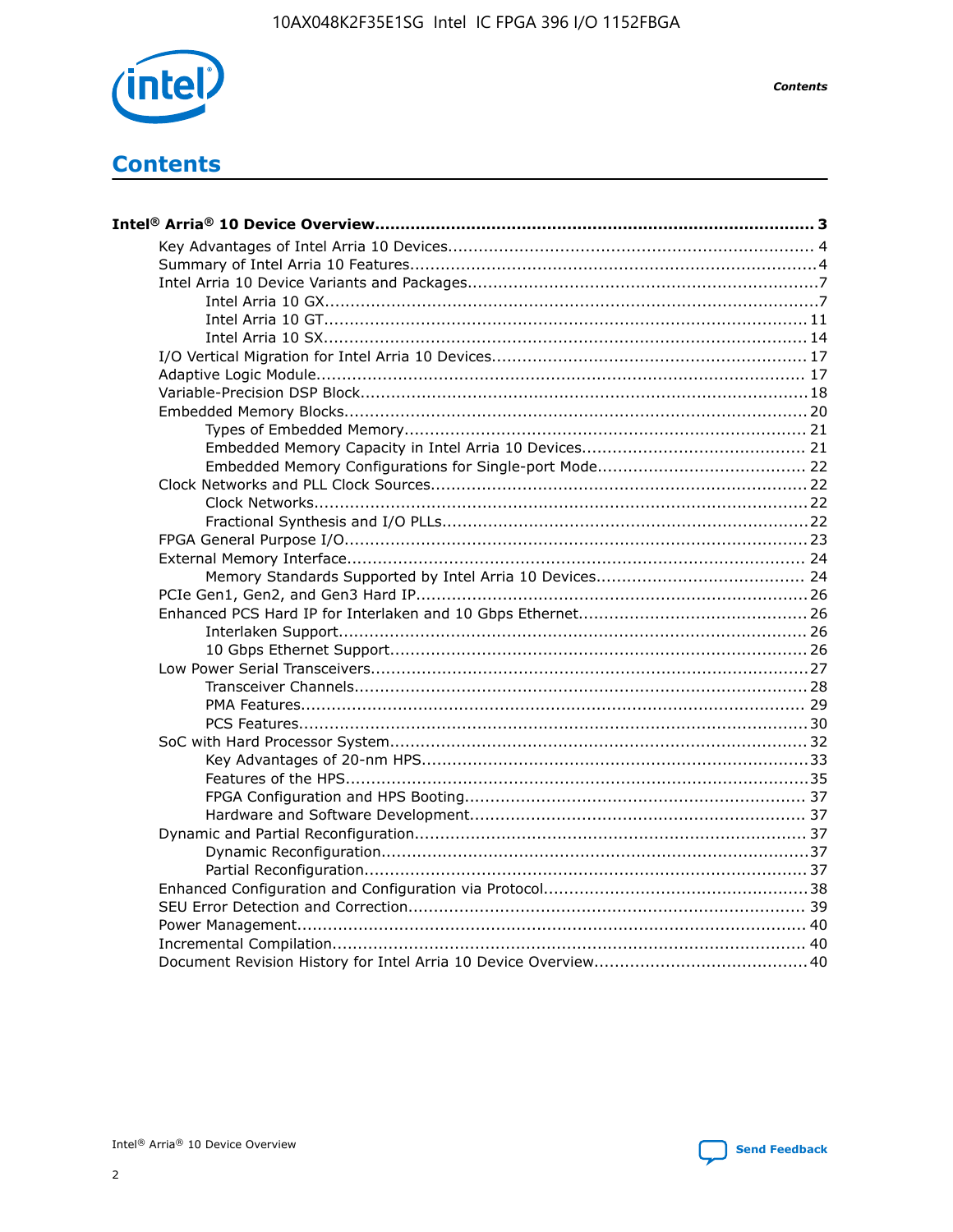# Contents

**Intel® Arria® 10 Device Overview**....................................................................................... 3

- Key Advantages of Intel Arria 10 Devices........................................................................ 4
- Summary of Intel Arria 10 Features................................................................................4
- Intel Arria 10 Device Variants and Packages.....................................................................7
  - Intel Arria 10 GX.................................................................................................7
  - Intel Arria 10 GT............................................................................................... 11
  - Intel Arria 10 SX............................................................................................... 14
- I/O Vertical Migration for Intel Arria 10 Devices.............................................................. 17
- Adaptive Logic Module................................................................................................ 17
- Variable-Precision DSP Block.......................................................................................18
- Embedded Memory Blocks...........................................................................................20
  - Types of Embedded Memory............................................................................... 21
  - Embedded Memory Capacity in Intel Arria 10 Devices............................................ 21
  - Embedded Memory Configurations for Single-port Mode......................................... 22
- Clock Networks and PLL Clock Sources.........................................................................22
  - Clock Networks.................................................................................................22
  - Fractional Synthesis and I/O PLLs.......................................................................22
- FPGA General Purpose I/O..........................................................................................23
- External Memory Interface......................................................................................... 24
  - Memory Standards Supported by Intel Arria 10 Devices......................................... 24
- PCIe Gen1, Gen2, and Gen3 Hard IP.............................................................................26
- Enhanced PCS Hard IP for Interlaken and 10 Gbps Ethernet.............................................26
  - Interlaken Support............................................................................................ 26
  - 10 Gbps Ethernet Support.................................................................................. 26
- Low Power Serial Transceivers.....................................................................................27
  - Transceiver Channels.........................................................................................28
  - PMA Features................................................................................................... 29
  - PCS Features....................................................................................................30
- SoC with Hard Processor System..................................................................................32
  - Key Advantages of 20-nm HPS............................................................................33
  - Features of the HPS...........................................................................................35
  - FPGA Configuration and HPS Booting................................................................... 37
  - Hardware and Software Development.................................................................. 37
- Dynamic and Partial Reconfiguration.............................................................................37
  - Dynamic Reconfiguration....................................................................................37
  - Partial Reconfiguration.......................................................................................37
- Enhanced Configuration and Configuration via Protocol....................................................38
- SEU Error Detection and Correction.............................................................................. 39
- Power Management.................................................................................................... 40
- Incremental Compilation............................................................................................. 40
- Document Revision History for Intel Arria 10 Device Overview..........................................40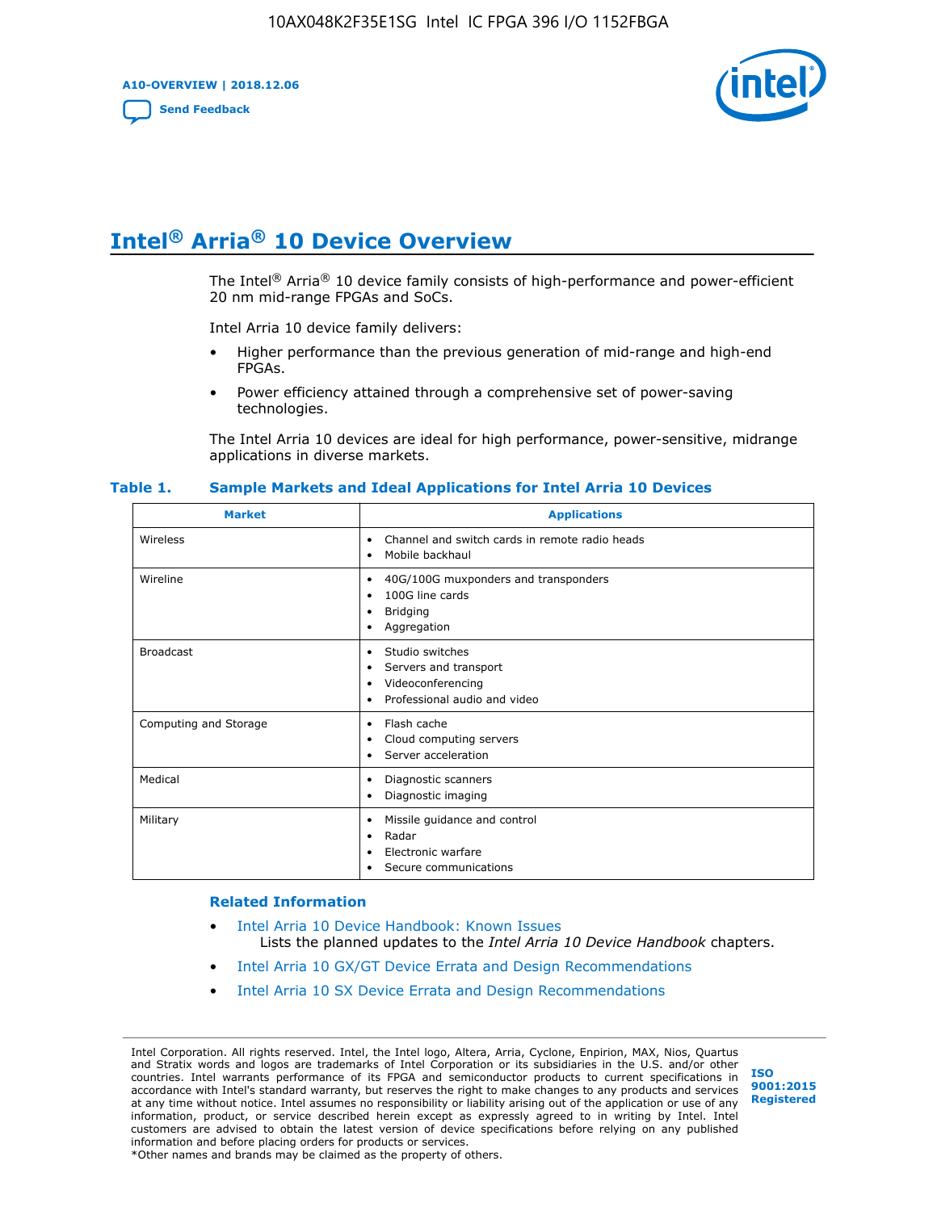# Intel® Arria® 10 Device Overview

The Intel® Arria® 10 device family consists of high-performance and power-efficient 20 nm mid-range FPGAs and SoCs.

Intel Arria 10 device family delivers:

- Higher performance than the previous generation of mid-range and high-end FPGAs.
- Power efficiency attained through a comprehensive set of power-saving technologies.

The Intel Arria 10 devices are ideal for high performance, power-sensitive, midrange applications in diverse markets.

**Table 1. Sample Markets and Ideal Applications for Intel Arria 10 Devices**

| Market | Applications |
|---|---|
| Wireless | • Channel and switch cards in remote radio heads<br>• Mobile backhaul |
| Wireline | • 40G/100G muxponders and transponders<br>• 100G line cards<br>• Bridging<br>• Aggregation |
| Broadcast | • Studio switches<br>• Servers and transport<br>• Videoconferencing<br>• Professional audio and video |
| Computing and Storage | • Flash cache<br>• Cloud computing servers<br>• Server acceleration |
| Medical | • Diagnostic scanners<br>• Diagnostic imaging |
| Military | • Missile guidance and control<br>• Radar<br>• Electronic warfare<br>• Secure communications |

### Related Information

- Intel Arria 10 Device Handbook: Known Issues
  Lists the planned updates to the *Intel Arria 10 Device Handbook* chapters.
- Intel Arria 10 GX/GT Device Errata and Design Recommendations
- Intel Arria 10 SX Device Errata and Design Recommendations

Intel Corporation. All rights reserved. Intel, the Intel logo, Altera, Arria, Cyclone, Enpirion, MAX, Nios, Quartus and Stratix words and logos are trademarks of Intel Corporation or its subsidiaries in the U.S. and/or other countries. Intel warrants performance of its FPGA and semiconductor products to current specifications in accordance with Intel's standard warranty, but reserves the right to make changes to any products and services at any time without notice. Intel assumes no responsibility or liability arising out of the application or use of any information, product, or service described herein except as expressly agreed to in writing by Intel. Intel customers are advised to obtain the latest version of device specifications before relying on any published information and before placing orders for products or services.
*Other names and brands may be claimed as the property of others.

ISO 9001:2015 Registered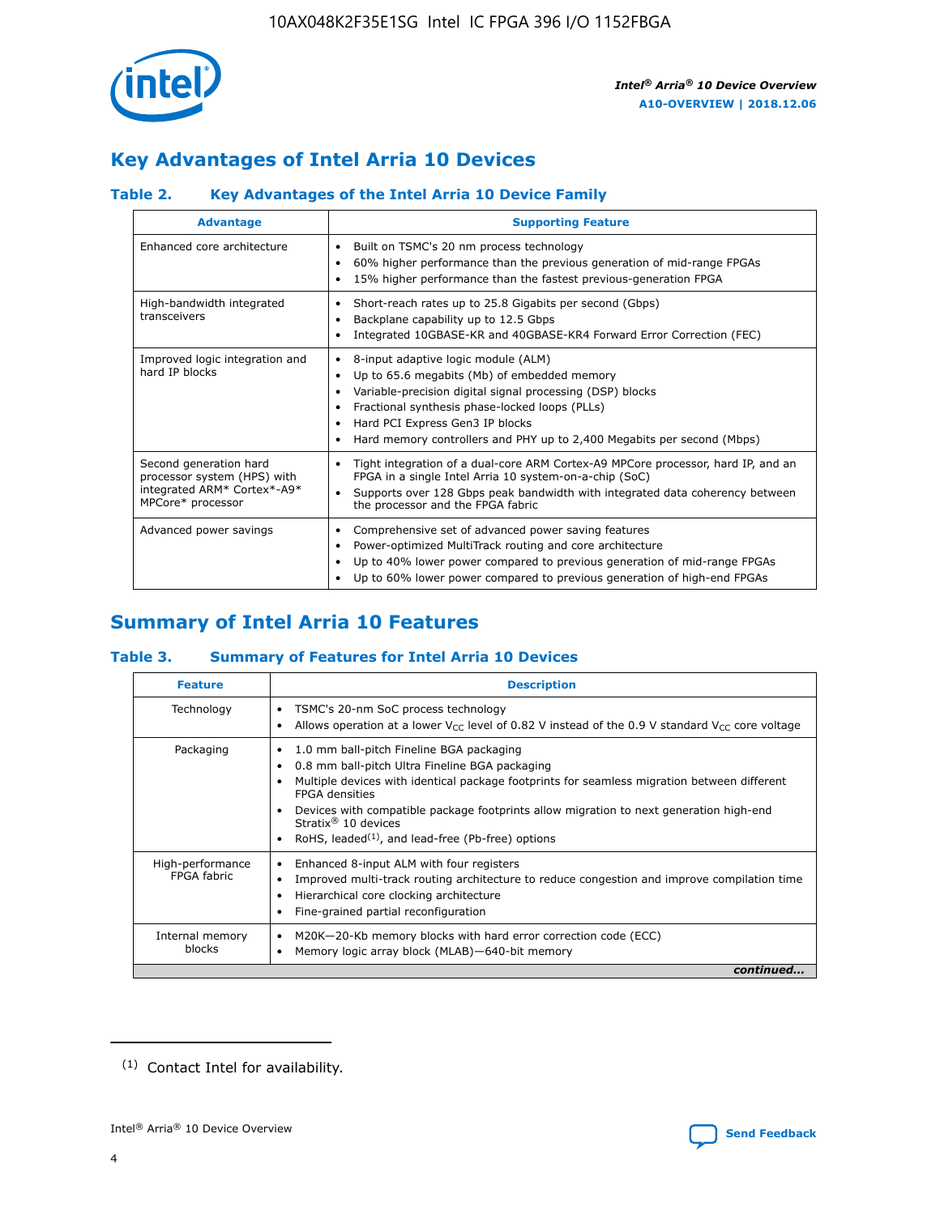## Key Advantages of Intel Arria 10 Devices

### Table 2. Key Advantages of the Intel Arria 10 Device Family

| Advantage | Supporting Feature |
|---|---|
| Enhanced core architecture | • Built on TSMC's 20 nm process technology<br>• 60% higher performance than the previous generation of mid-range FPGAs<br>• 15% higher performance than the fastest previous-generation FPGA |
| High-bandwidth integrated transceivers | • Short-reach rates up to 25.8 Gigabits per second (Gbps)<br>• Backplane capability up to 12.5 Gbps<br>• Integrated 10GBASE-KR and 40GBASE-KR4 Forward Error Correction (FEC) |
| Improved logic integration and hard IP blocks | • 8-input adaptive logic module (ALM)<br>• Up to 65.6 megabits (Mb) of embedded memory<br>• Variable-precision digital signal processing (DSP) blocks<br>• Fractional synthesis phase-locked loops (PLLs)<br>• Hard PCI Express Gen3 IP blocks<br>• Hard memory controllers and PHY up to 2,400 Megabits per second (Mbps) |
| Second generation hard processor system (HPS) with integrated ARM* Cortex*-A9* MPCore* processor | • Tight integration of a dual-core ARM Cortex-A9 MPCore processor, hard IP, and an FPGA in a single Intel Arria 10 system-on-a-chip (SoC)<br>• Supports over 128 Gbps peak bandwidth with integrated data coherency between the processor and the FPGA fabric |
| Advanced power savings | • Comprehensive set of advanced power saving features<br>• Power-optimized MultiTrack routing and core architecture<br>• Up to 40% lower power compared to previous generation of mid-range FPGAs<br>• Up to 60% lower power compared to previous generation of high-end FPGAs |

## Summary of Intel Arria 10 Features

### Table 3. Summary of Features for Intel Arria 10 Devices

| Feature | Description |
|---|---|
| Technology | • TSMC's 20-nm SoC process technology<br>• Allows operation at a lower $V_{CC}$ level of 0.82 V instead of the 0.9 V standard $V_{CC}$ core voltage |
| Packaging | • 1.0 mm ball-pitch Fineline BGA packaging<br>• 0.8 mm ball-pitch Ultra Fineline BGA packaging<br>• Multiple devices with identical package footprints for seamless migration between different FPGA densities<br>• Devices with compatible package footprints allow migration to next generation high-end Stratix® 10 devices<br>• RoHS, leaded[1], and lead-free (Pb-free) options |
| High-performance FPGA fabric | • Enhanced 8-input ALM with four registers<br>• Improved multi-track routing architecture to reduce congestion and improve compilation time<br>• Hierarchical core clocking architecture<br>• Fine-grained partial reconfiguration |
| Internal memory blocks | • M20K—20-Kb memory blocks with hard error correction code (ECC)<br>• Memory logic array block (MLAB)—640-bit memory |

*continued...*

(1) Contact Intel for availability.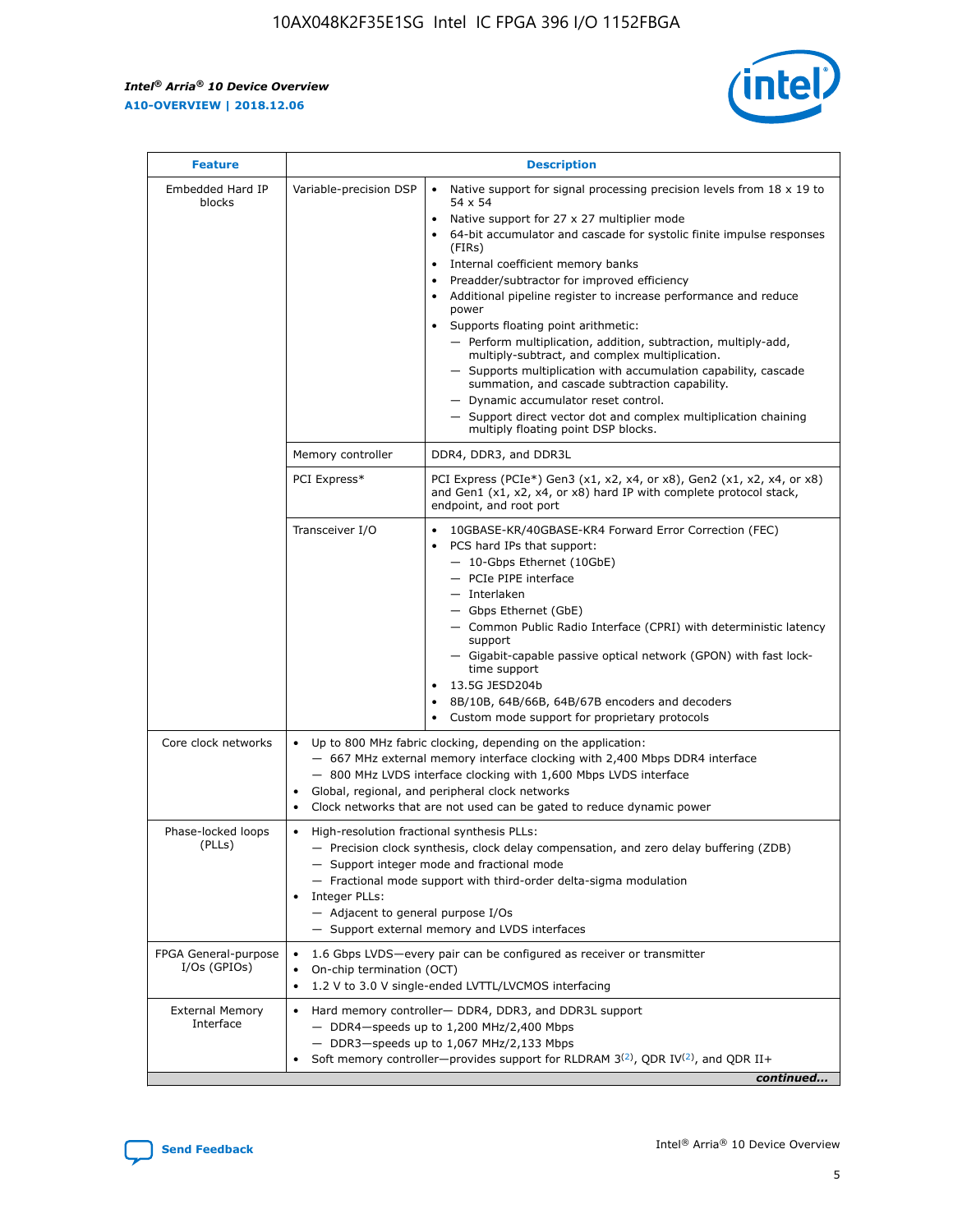| Feature | Description | |
|---|---|---|
| Embedded Hard IP blocks | Variable-precision DSP | • Native support for signal processing precision levels from 18 x 19 to 54 x 54<br>• Native support for 27 x 27 multiplier mode<br>• 64-bit accumulator and cascade for systolic finite impulse responses (FIRs)<br>• Internal coefficient memory banks<br>• Preadder/subtractor for improved efficiency<br>• Additional pipeline register to increase performance and reduce power<br>• Supports floating point arithmetic:<br>— Perform multiplication, addition, subtraction, multiply-add, multiply-subtract, and complex multiplication.<br>— Supports multiplication with accumulation capability, cascade summation, and cascade subtraction capability.<br>— Dynamic accumulator reset control.<br>— Support direct vector dot and complex multiplication chaining multiply floating point DSP blocks. |
| | Memory controller | DDR4, DDR3, and DDR3L |
| | PCI Express* | PCI Express (PCIe*) Gen3 (x1, x2, x4, or x8), Gen2 (x1, x2, x4, or x8) and Gen1 (x1, x2, x4, or x8) hard IP with complete protocol stack, endpoint, and root port |
| | Transceiver I/O | • 10GBASE-KR/40GBASE-KR4 Forward Error Correction (FEC)<br>• PCS hard IPs that support:<br>— 10-Gbps Ethernet (10GbE)<br>— PCIe PIPE interface<br>— Interlaken<br>— Gbps Ethernet (GbE)<br>— Common Public Radio Interface (CPRI) with deterministic latency support<br>— Gigabit-capable passive optical network (GPON) with fast lock-time support<br>• 13.5G JESD204b<br>• 8B/10B, 64B/66B, 64B/67B encoders and decoders<br>• Custom mode support for proprietary protocols |
| Core clock networks | • Up to 800 MHz fabric clocking, depending on the application:<br>— 667 MHz external memory interface clocking with 2,400 Mbps DDR4 interface<br>— 800 MHz LVDS interface clocking with 1,600 Mbps LVDS interface<br>• Global, regional, and peripheral clock networks<br>• Clock networks that are not used can be gated to reduce dynamic power | |
| Phase-locked loops (PLLs) | • High-resolution fractional synthesis PLLs:<br>— Precision clock synthesis, clock delay compensation, and zero delay buffering (ZDB)<br>— Support integer mode and fractional mode<br>— Fractional mode support with third-order delta-sigma modulation<br>• Integer PLLs:<br>— Adjacent to general purpose I/Os<br>— Support external memory and LVDS interfaces | |
| FPGA General-purpose I/Os (GPIOs) | • 1.6 Gbps LVDS—every pair can be configured as receiver or transmitter<br>• On-chip termination (OCT)<br>• 1.2 V to 3.0 V single-ended LVTTL/LVCMOS interfacing | |
| External Memory Interface | • Hard memory controller— DDR4, DDR3, and DDR3L support<br>— DDR4—speeds up to 1,200 MHz/2,400 Mbps<br>— DDR3—speeds up to 1,067 MHz/2,133 Mbps<br>• Soft memory controller—provides support for RLDRAM 3[(2)], QDR IV[(2)], and QDR II+ | |

*continued...*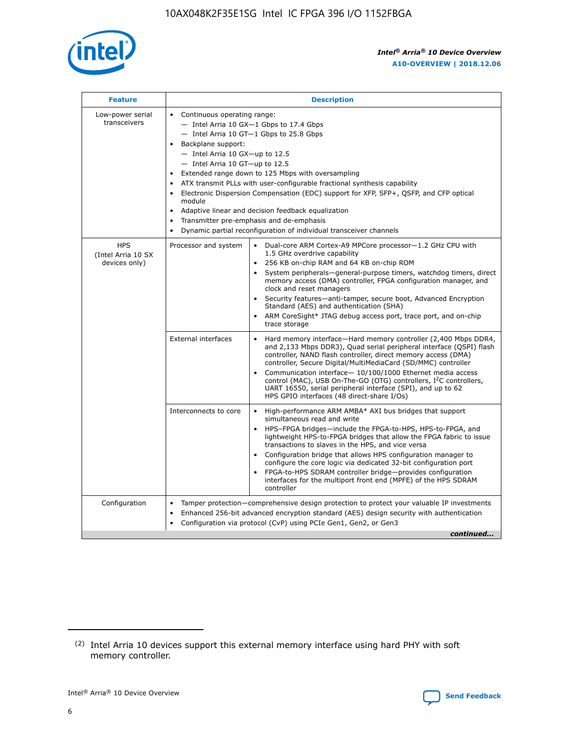| Feature | Description | |
| --- | --- | --- |
| Low-power serial transceivers | • Continuous operating range:<br>— Intel Arria 10 GX—1 Gbps to 17.4 Gbps<br>— Intel Arria 10 GT—1 Gbps to 25.8 Gbps<br>• Backplane support:<br>— Intel Arria 10 GX—up to 12.5<br>— Intel Arria 10 GT—up to 12.5<br>• Extended range down to 125 Mbps with oversampling<br>• ATX transmit PLLs with user-configurable fractional synthesis capability<br>• Electronic Dispersion Compensation (EDC) support for XFP, SFP+, QSFP, and CFP optical module<br>• Adaptive linear and decision feedback equalization<br>• Transmitter pre-emphasis and de-emphasis<br>• Dynamic partial reconfiguration of individual transceiver channels | |
| HPS (Intel Arria 10 SX devices only) | Processor and system | • Dual-core ARM Cortex-A9 MPCore processor—1.2 GHz CPU with 1.5 GHz overdrive capability<br>• 256 KB on-chip RAM and 64 KB on-chip ROM<br>• System peripherals—general-purpose timers, watchdog timers, direct memory access (DMA) controller, FPGA configuration manager, and clock and reset managers<br>• Security features—anti-tamper, secure boot, Advanced Encryption Standard (AES) and authentication (SHA)<br>• ARM CoreSight* JTAG debug access port, trace port, and on-chip trace storage |
| | External interfaces | • Hard memory interface—Hard memory controller (2,400 Mbps DDR4, and 2,133 Mbps DDR3), Quad serial peripheral interface (QSPI) flash controller, NAND flash controller, direct memory access (DMA) controller, Secure Digital/MultiMediaCard (SD/MMC) controller<br>• Communication interface— 10/100/1000 Ethernet media access control (MAC), USB On-The-GO (OTG) controllers, I²C controllers, UART 16550, serial peripheral interface (SPI), and up to 62 HPS GPIO interfaces (48 direct-share I/Os) |
| | Interconnects to core | • High-performance ARM AMBA* AXI bus bridges that support simultaneous read and write<br>• HPS–FPGA bridges—include the FPGA-to-HPS, HPS-to-FPGA, and lightweight HPS-to-FPGA bridges that allow the FPGA fabric to issue transactions to slaves in the HPS, and vice versa<br>• Configuration bridge that allows HPS configuration manager to configure the core logic via dedicated 32-bit configuration port<br>• FPGA-to-HPS SDRAM controller bridge—provides configuration interfaces for the multiport front end (MPFE) of the HPS SDRAM controller |
| Configuration | • Tamper protection—comprehensive design protection to protect your valuable IP investments<br>• Enhanced 256-bit advanced encryption standard (AES) design security with authentication<br>• Configuration via protocol (CvP) using PCIe Gen1, Gen2, or Gen3 | |

*continued...*

(2) Intel Arria 10 devices support this external memory interface using hard PHY with soft memory controller.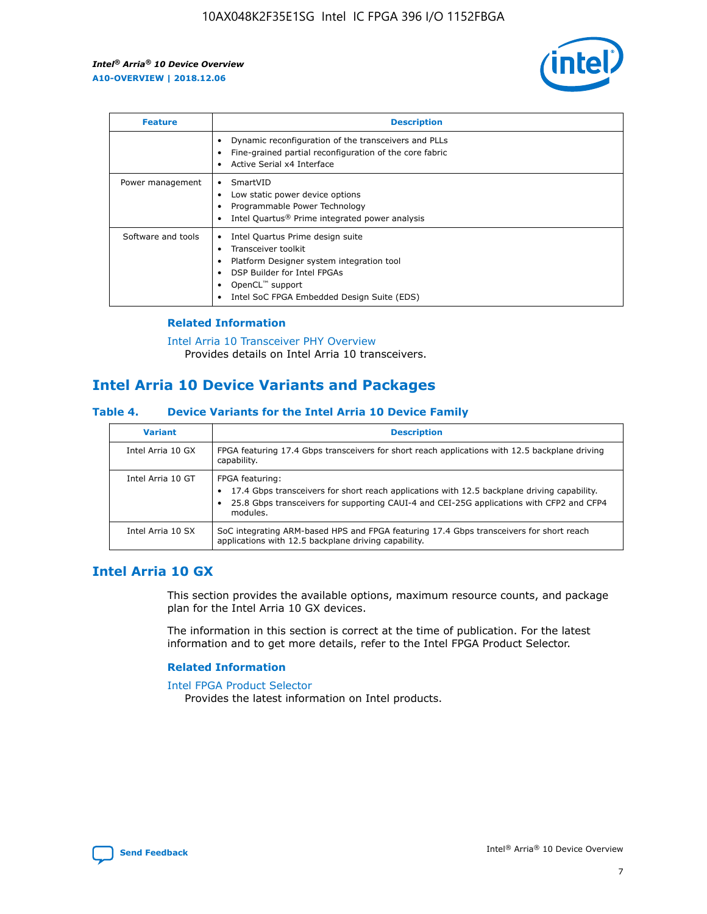| Feature | Description |
| --- | --- |
| | • Dynamic reconfiguration of the transceivers and PLLs<br>• Fine-grained partial reconfiguration of the core fabric<br>• Active Serial x4 Interface |
| Power management | • SmartVID<br>• Low static power device options<br>• Programmable Power Technology<br>• Intel Quartus® Prime integrated power analysis |
| Software and tools | • Intel Quartus Prime design suite<br>• Transceiver toolkit<br>• Platform Designer system integration tool<br>• DSP Builder for Intel FPGAs<br>• OpenCL™ support<br>• Intel SoC FPGA Embedded Design Suite (EDS) |

### Related Information

Intel Arria 10 Transceiver PHY Overview
Provides details on Intel Arria 10 transceivers.

## Intel Arria 10 Device Variants and Packages

#### Table 4. Device Variants for the Intel Arria 10 Device Family

| Variant | Description |
| --- | --- |
| Intel Arria 10 GX | FPGA featuring 17.4 Gbps transceivers for short reach applications with 12.5 backplane driving capability. |
| Intel Arria 10 GT | FPGA featuring:<br>• 17.4 Gbps transceivers for short reach applications with 12.5 backplane driving capability.<br>• 25.8 Gbps transceivers for supporting CAUI-4 and CEI-25G applications with CFP2 and CFP4 modules. |
| Intel Arria 10 SX | SoC integrating ARM-based HPS and FPGA featuring 17.4 Gbps transceivers for short reach applications with 12.5 backplane driving capability. |

## Intel Arria 10 GX

This section provides the available options, maximum resource counts, and package plan for the Intel Arria 10 GX devices.

The information in this section is correct at the time of publication. For the latest information and to get more details, refer to the Intel FPGA Product Selector.

### Related Information

Intel FPGA Product Selector
Provides the latest information on Intel products.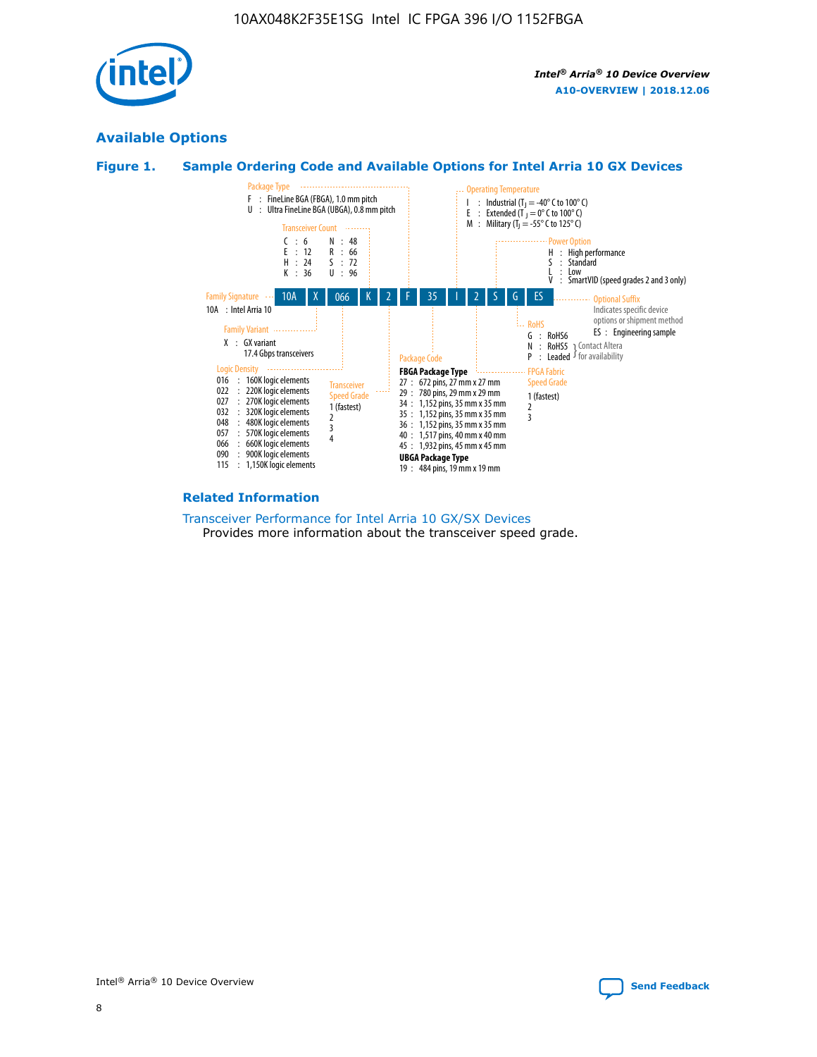## Available Options

### Figure 1. Sample Ordering Code and Available Options for Intel Arria 10 GX Devices

**Sample ordering code:** 10A X 066 K 2 F 35 I 2 S G ES

**Family Signature**
- 10A : Intel Arria 10

**Family Variant**
- X : GX variant, 17.4 Gbps transceivers

**Logic Density**
- 016 : 160K logic elements
- 022 : 220K logic elements
- 027 : 270K logic elements
- 032 : 320K logic elements
- 048 : 480K logic elements
- 057 : 570K logic elements
- 066 : 660K logic elements
- 090 : 900K logic elements
- 115 : 1,150K logic elements

**Transceiver Count**
- C : 6
- E : 12
- H : 24
- K : 36
- N : 48
- R : 66
- S : 72
- U : 96

**Transceiver Speed Grade**
- 1 (fastest)
- 2
- 3
- 4

**Package Type**
- F : FineLine BGA (FBGA), 1.0 mm pitch
- U : Ultra FineLine BGA (UBGA), 0.8 mm pitch

**Package Code**

FBGA Package Type
- 27 : 672 pins, 27 mm x 27 mm
- 29 : 780 pins, 29 mm x 29 mm
- 34 : 1,152 pins, 35 mm x 35 mm
- 35 : 1,152 pins, 35 mm x 35 mm
- 36 : 1,152 pins, 35 mm x 35 mm
- 40 : 1,517 pins, 40 mm x 40 mm
- 45 : 1,932 pins, 45 mm x 45 mm

UBGA Package Type
- 19 : 484 pins, 19 mm x 19 mm

**Operating Temperature**
- I : Industrial ($T_J$ = -40° C to 100° C)
- E : Extended ($T_J$ = 0° C to 100° C)
- M : Military ($T_J$ = -55° C to 125° C)

**FPGA Fabric Speed Grade**
- 1 (fastest)
- 2
- 3

**Power Option**
- H : High performance
- S : Standard
- L : Low
- V : SmartVID (speed grades 2 and 3 only)

**RoHS**
- G : RoHS6
- N : RoHS5 (Contact Altera for availability)
- P : Leaded (Contact Altera for availability)

**Optional Suffix**

Indicates specific device options or shipment method
- ES : Engineering sample

#### Related Information

Transceiver Performance for Intel Arria 10 GX/SX Devices
Provides more information about the transceiver speed grade.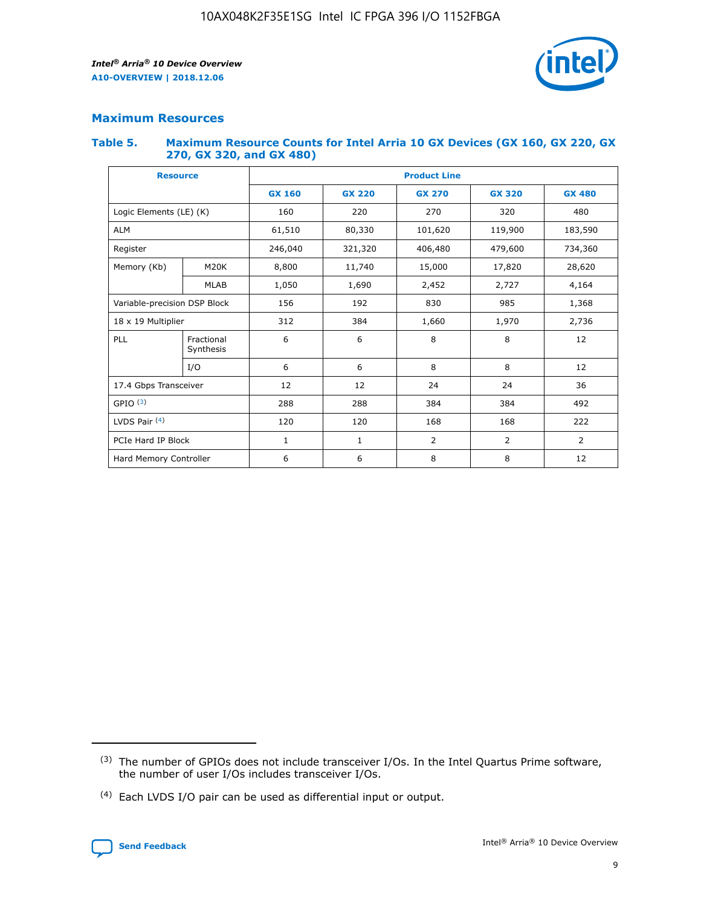## Maximum Resources

### Table 5. Maximum Resource Counts for Intel Arria 10 GX Devices (GX 160, GX 220, GX 270, GX 320, and GX 480)

| Resource | | Product Line | | | | |
|---|---|---|---|---|---|---|
| | | GX 160 | GX 220 | GX 270 | GX 320 | GX 480 |
| Logic Elements (LE) (K) | | 160 | 220 | 270 | 320 | 480 |
| ALM | | 61,510 | 80,330 | 101,620 | 119,900 | 183,590 |
| Register | | 246,040 | 321,320 | 406,480 | 479,600 | 734,360 |
| Memory (Kb) | M20K | 8,800 | 11,740 | 15,000 | 17,820 | 28,620 |
| | MLAB | 1,050 | 1,690 | 2,452 | 2,727 | 4,164 |
| Variable-precision DSP Block | | 156 | 192 | 830 | 985 | 1,368 |
| 18 x 19 Multiplier | | 312 | 384 | 1,660 | 1,970 | 2,736 |
| PLL | Fractional Synthesis | 6 | 6 | 8 | 8 | 12 |
| | I/O | 6 | 6 | 8 | 8 | 12 |
| 17.4 Gbps Transceiver | | 12 | 12 | 24 | 24 | 36 |
| GPIO [(3)] | | 288 | 288 | 384 | 384 | 492 |
| LVDS Pair [(4)] | | 120 | 120 | 168 | 168 | 222 |
| PCIe Hard IP Block | | 1 | 1 | 2 | 2 | 2 |
| Hard Memory Controller | | 6 | 6 | 8 | 8 | 12 |

(3) The number of GPIOs does not include transceiver I/Os. In the Intel Quartus Prime software, the number of user I/Os includes transceiver I/Os.

(4) Each LVDS I/O pair can be used as differential input or output.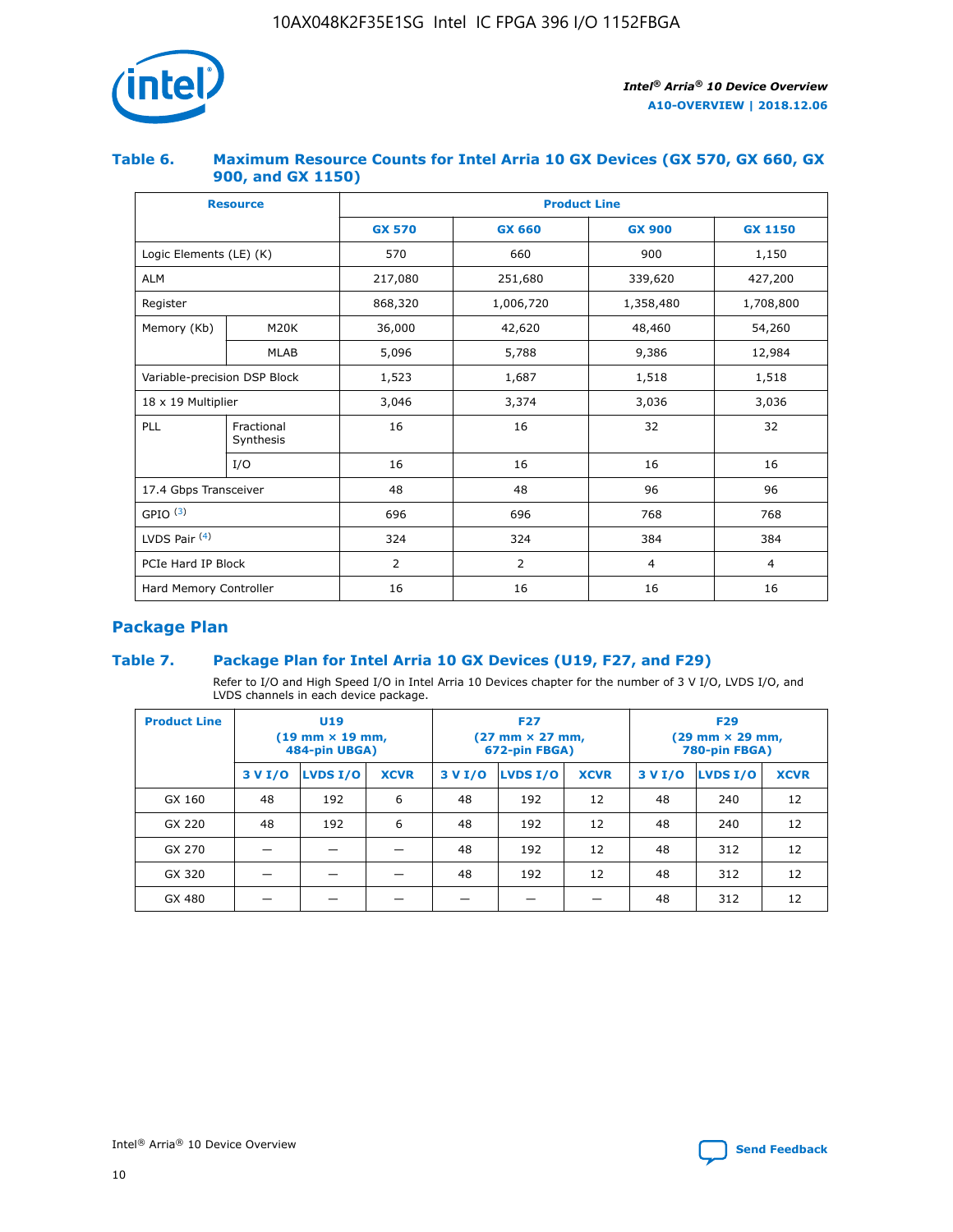### Table 6. Maximum Resource Counts for Intel Arria 10 GX Devices (GX 570, GX 660, GX 900, and GX 1150)

| Resource | | Product Line | | | |
|---|---|---|---|---|---|
| | | GX 570 | GX 660 | GX 900 | GX 1150 |
| Logic Elements (LE) (K) | | 570 | 660 | 900 | 1,150 |
| ALM | | 217,080 | 251,680 | 339,620 | 427,200 |
| Register | | 868,320 | 1,006,720 | 1,358,480 | 1,708,800 |
| Memory (Kb) | M20K | 36,000 | 42,620 | 48,460 | 54,260 |
| | MLAB | 5,096 | 5,788 | 9,386 | 12,984 |
| Variable-precision DSP Block | | 1,523 | 1,687 | 1,518 | 1,518 |
| 18 x 19 Multiplier | | 3,046 | 3,374 | 3,036 | 3,036 |
| PLL | Fractional Synthesis | 16 | 16 | 32 | 32 |
| | I/O | 16 | 16 | 16 | 16 |
| 17.4 Gbps Transceiver | | 48 | 48 | 96 | 96 |
| GPIO [(3)] | | 696 | 696 | 768 | 768 |
| LVDS Pair [(4)] | | 324 | 324 | 384 | 384 |
| PCIe Hard IP Block | | 2 | 2 | 4 | 4 |
| Hard Memory Controller | | 16 | 16 | 16 | 16 |

## Package Plan

### Table 7. Package Plan for Intel Arria 10 GX Devices (U19, F27, and F29)

Refer to I/O and High Speed I/O in Intel Arria 10 Devices chapter for the number of 3 V I/O, LVDS I/O, and LVDS channels in each device package.

| Product Line | U19 (19 mm × 19 mm, 484-pin UBGA) | | | F27 (27 mm × 27 mm, 672-pin FBGA) | | | F29 (29 mm × 29 mm, 780-pin FBGA) | | |
|---|---|---|---|---|---|---|---|---|---|
| | 3 V I/O | LVDS I/O | XCVR | 3 V I/O | LVDS I/O | XCVR | 3 V I/O | LVDS I/O | XCVR |
| GX 160 | 48 | 192 | 6 | 48 | 192 | 12 | 48 | 240 | 12 |
| GX 220 | 48 | 192 | 6 | 48 | 192 | 12 | 48 | 240 | 12 |
| GX 270 | — | — | — | 48 | 192 | 12 | 48 | 312 | 12 |
| GX 320 | — | — | — | 48 | 192 | 12 | 48 | 312 | 12 |
| GX 480 | — | — | — | — | — | — | 48 | 312 | 12 |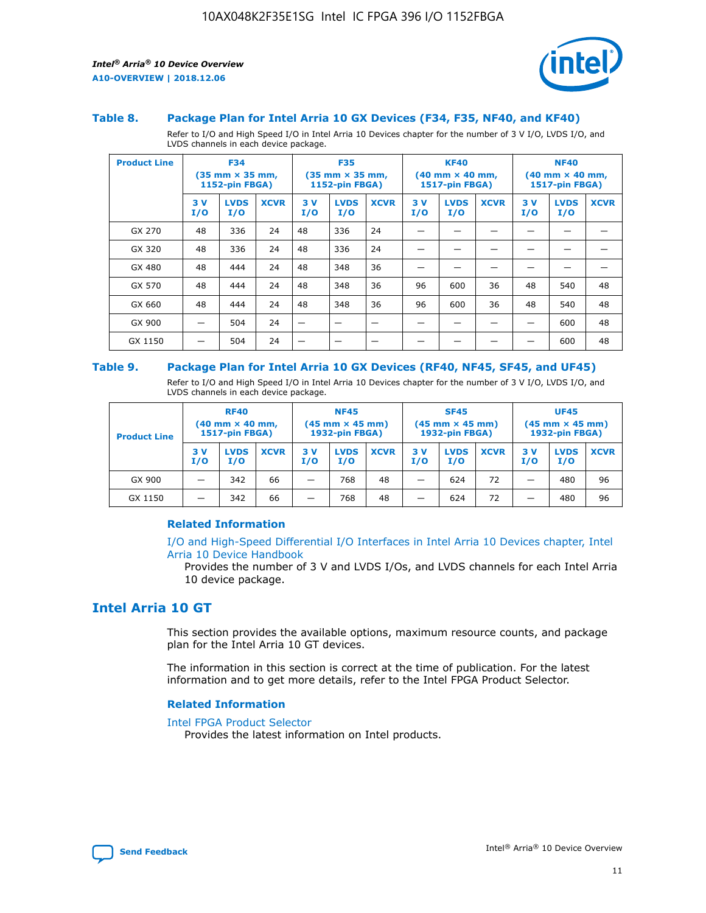### Table 8. Package Plan for Intel Arria 10 GX Devices (F34, F35, NF40, and KF40)

Refer to I/O and High Speed I/O in Intel Arria 10 Devices chapter for the number of 3 V I/O, LVDS I/O, and LVDS channels in each device package.

| Product Line | F34 (35 mm × 35 mm, 1152-pin FBGA) | | | F35 (35 mm × 35 mm, 1152-pin FBGA) | | | KF40 (40 mm × 40 mm, 1517-pin FBGA) | | | NF40 (40 mm × 40 mm, 1517-pin FBGA) | | |
|---|---|---|---|---|---|---|---|---|---|---|---|---|
| | 3 V I/O | LVDS I/O | XCVR | 3 V I/O | LVDS I/O | XCVR | 3 V I/O | LVDS I/O | XCVR | 3 V I/O | LVDS I/O | XCVR |
| GX 270 | 48 | 336 | 24 | 48 | 336 | 24 | — | — | — | — | — | — |
| GX 320 | 48 | 336 | 24 | 48 | 336 | 24 | — | — | — | — | — | — |
| GX 480 | 48 | 444 | 24 | 48 | 348 | 36 | — | — | — | — | — | — |
| GX 570 | 48 | 444 | 24 | 48 | 348 | 36 | 96 | 600 | 36 | 48 | 540 | 48 |
| GX 660 | 48 | 444 | 24 | 48 | 348 | 36 | 96 | 600 | 36 | 48 | 540 | 48 |
| GX 900 | — | 504 | 24 | — | — | — | — | — | — | — | 600 | 48 |
| GX 1150 | — | 504 | 24 | — | — | — | — | — | — | — | 600 | 48 |

### Table 9. Package Plan for Intel Arria 10 GX Devices (RF40, NF45, SF45, and UF45)

Refer to I/O and High Speed I/O in Intel Arria 10 Devices chapter for the number of 3 V I/O, LVDS I/O, and LVDS channels in each device package.

| Product Line | RF40 (40 mm × 40 mm, 1517-pin FBGA) | | | NF45 (45 mm × 45 mm) 1932-pin FBGA) | | | SF45 (45 mm × 45 mm) 1932-pin FBGA) | | | UF45 (45 mm × 45 mm) 1932-pin FBGA) | | |
|---|---|---|---|---|---|---|---|---|---|---|---|---|
| | 3 V I/O | LVDS I/O | XCVR | 3 V I/O | LVDS I/O | XCVR | 3 V I/O | LVDS I/O | XCVR | 3 V I/O | LVDS I/O | XCVR |
| GX 900 | — | 342 | 66 | — | 768 | 48 | — | 624 | 72 | — | 480 | 96 |
| GX 1150 | — | 342 | 66 | — | 768 | 48 | — | 624 | 72 | — | 480 | 96 |

#### Related Information

I/O and High-Speed Differential I/O Interfaces in Intel Arria 10 Devices chapter, Intel Arria 10 Device Handbook
Provides the number of 3 V and LVDS I/Os, and LVDS channels for each Intel Arria 10 device package.

## Intel Arria 10 GT

This section provides the available options, maximum resource counts, and package plan for the Intel Arria 10 GT devices.

The information in this section is correct at the time of publication. For the latest information and to get more details, refer to the Intel FPGA Product Selector.

#### Related Information

Intel FPGA Product Selector
Provides the latest information on Intel products.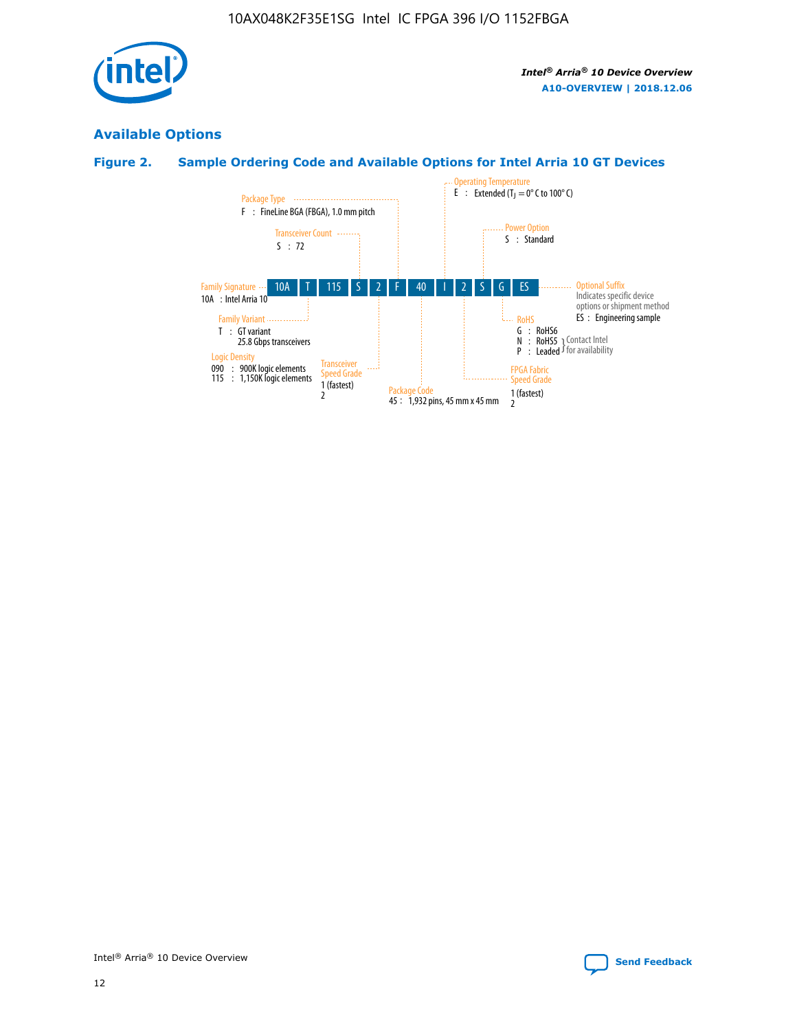## Available Options

### Figure 2. Sample Ordering Code and Available Options for Intel Arria 10 GT Devices

10A | T | 115 | S | 2 | F | 40 | I | 2 | S | G | ES

**Family Signature**
10A : Intel Arria 10

**Family Variant**
T : GT variant
25.8 Gbps transceivers

**Logic Density**
090 : 900K logic elements
115 : 1,150K logic elements

**Transceiver Count**
S : 72

**Transceiver Speed Grade**
1 (fastest)
2

**Package Type**
F : FineLine BGA (FBGA), 1.0 mm pitch

**Package Code**
45 : 1,932 pins, 45 mm x 45 mm

**Operating Temperature**
E : Extended ($T_J$ = 0° C to 100° C)

**FPGA Fabric Speed Grade**
1 (fastest)
2

**Power Option**
S : Standard

**RoHS**
G : RoHS6
N : RoHS5 } Contact Intel for availability
P : Leaded } Contact Intel for availability

**Optional Suffix**
Indicates specific device options or shipment method
ES : Engineering sample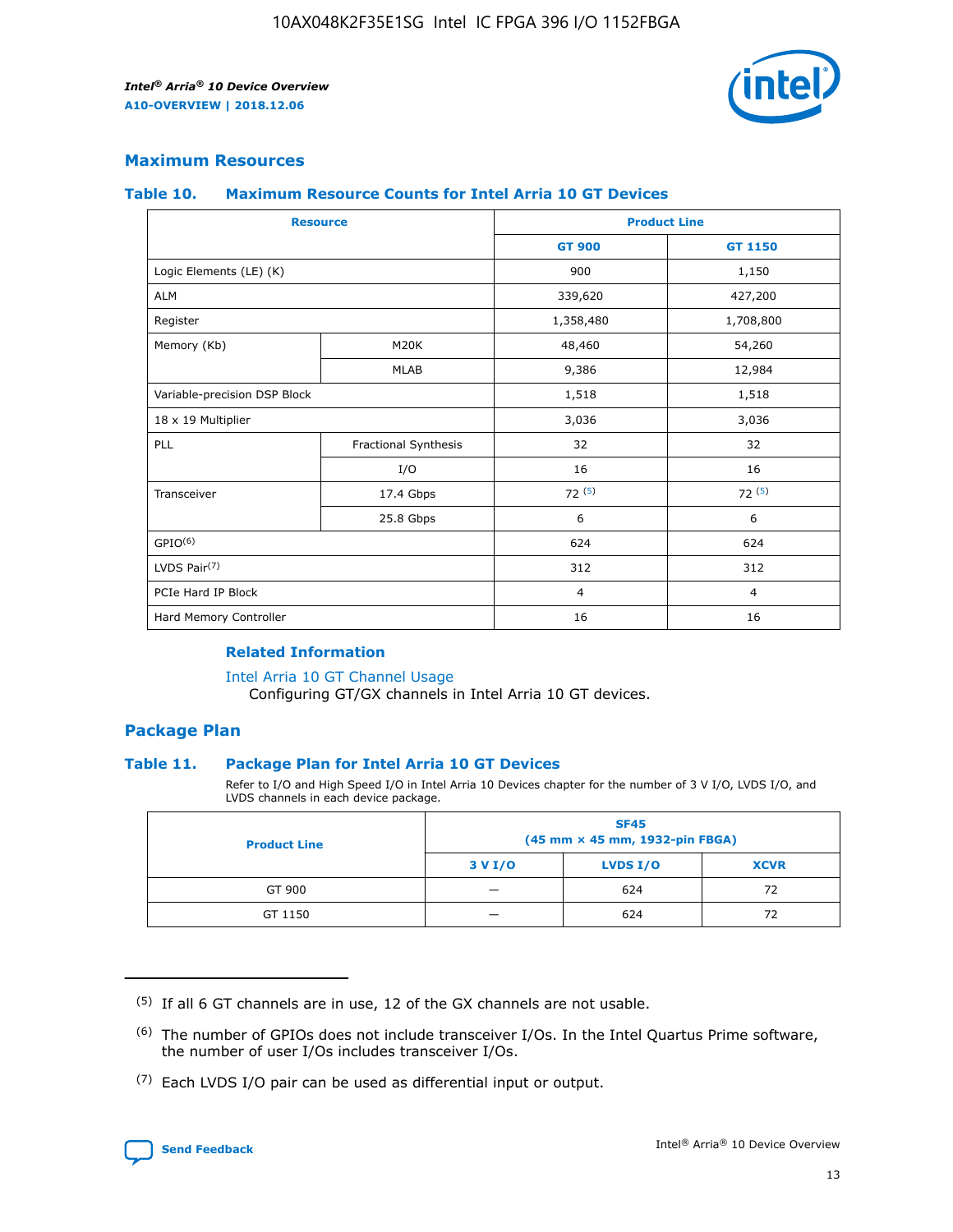## Maximum Resources

### Table 10. Maximum Resource Counts for Intel Arria 10 GT Devices

| Resource | | Product Line | |
|---|---|---|---|
| | | GT 900 | GT 1150 |
| Logic Elements (LE) (K) | | 900 | 1,150 |
| ALM | | 339,620 | 427,200 |
| Register | | 1,358,480 | 1,708,800 |
| Memory (Kb) | M20K | 48,460 | 54,260 |
| | MLAB | 9,386 | 12,984 |
| Variable-precision DSP Block | | 1,518 | 1,518 |
| 18 x 19 Multiplier | | 3,036 | 3,036 |
| PLL | Fractional Synthesis | 32 | 32 |
| | I/O | 16 | 16 |
| Transceiver | 17.4 Gbps | 72 (5) | 72 (5) |
| | 25.8 Gbps | 6 | 6 |
| GPIO(6) | | 624 | 624 |
| LVDS Pair(7) | | 312 | 312 |
| PCIe Hard IP Block | | 4 | 4 |
| Hard Memory Controller | | 16 | 16 |

#### Related Information

Intel Arria 10 GT Channel Usage
Configuring GT/GX channels in Intel Arria 10 GT devices.

## Package Plan

### Table 11. Package Plan for Intel Arria 10 GT Devices

Refer to I/O and High Speed I/O in Intel Arria 10 Devices chapter for the number of 3 V I/O, LVDS I/O, and LVDS channels in each device package.

| Product Line | SF45 (45 mm × 45 mm, 1932-pin FBGA) | | |
|---|---|---|---|
| | 3 V I/O | LVDS I/O | XCVR |
| GT 900 | — | 624 | 72 |
| GT 1150 | — | 624 | 72 |

(5) If all 6 GT channels are in use, 12 of the GX channels are not usable.

(6) The number of GPIOs does not include transceiver I/Os. In the Intel Quartus Prime software, the number of user I/Os includes transceiver I/Os.

(7) Each LVDS I/O pair can be used as differential input or output.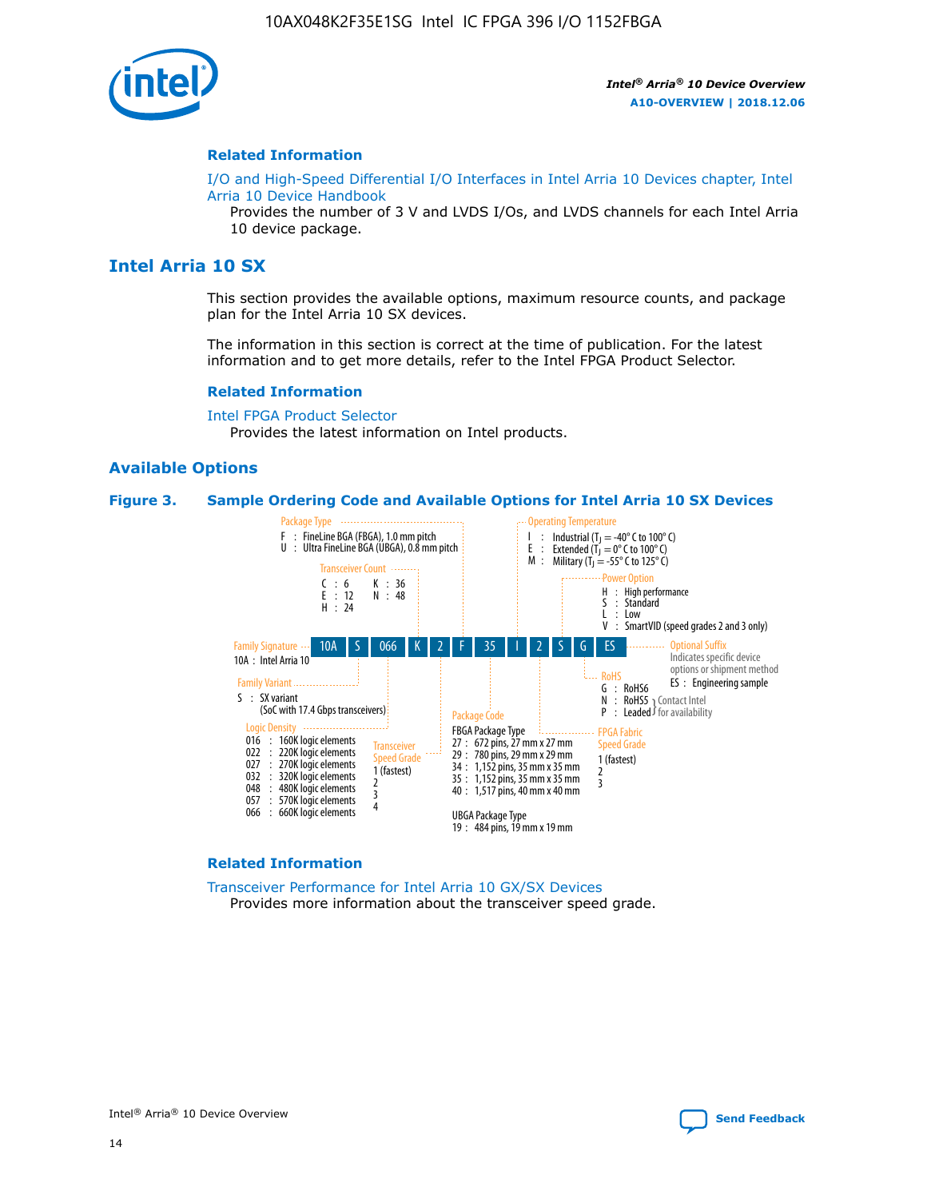## Related Information

I/O and High-Speed Differential I/O Interfaces in Intel Arria 10 Devices chapter, Intel Arria 10 Device Handbook

Provides the number of 3 V and LVDS I/Os, and LVDS channels for each Intel Arria 10 device package.

# Intel Arria 10 SX

This section provides the available options, maximum resource counts, and package plan for the Intel Arria 10 SX devices.

The information in this section is correct at the time of publication. For the latest information and to get more details, refer to the Intel FPGA Product Selector.

## Related Information

Intel FPGA Product Selector

Provides the latest information on Intel products.

## Available Options

**Figure 3. Sample Ordering Code and Available Options for Intel Arria 10 SX Devices**

Sample ordering code: 10A S 066 K 2 F 35 I 2 S G ES

- **Family Signature**
  - 10A : Intel Arria 10
- **Family Variant**
  - S : SX variant (SoC with 17.4 Gbps transceivers)
- **Logic Density**
  - 016 : 160K logic elements
  - 022 : 220K logic elements
  - 027 : 270K logic elements
  - 032 : 320K logic elements
  - 048 : 480K logic elements
  - 057 : 570K logic elements
  - 066 : 660K logic elements
- **Transceiver Count**
  - C : 6
  - E : 12
  - H : 24
  - K : 36
  - N : 48
- **Transceiver Speed Grade**
  - 1 (fastest)
  - 2
  - 3
  - 4
- **Package Type**
  - F : FineLine BGA (FBGA), 1.0 mm pitch
  - U : Ultra FineLine BGA (UBGA), 0.8 mm pitch
- **Package Code**
  - FBGA Package Type
    - 27 : 672 pins, 27 mm x 27 mm
    - 29 : 780 pins, 29 mm x 29 mm
    - 34 : 1,152 pins, 35 mm x 35 mm
    - 35 : 1,152 pins, 35 mm x 35 mm
    - 40 : 1,517 pins, 40 mm x 40 mm
  - UBGA Package Type
    - 19 : 484 pins, 19 mm x 19 mm
- **Operating Temperature**
  - I : Industrial ($T_J$ = -40° C to 100° C)
  - E : Extended ($T_J$ = 0° C to 100° C)
  - M : Military ($T_J$ = -55° C to 125° C)
- **FPGA Fabric Speed Grade**
  - 1 (fastest)
  - 2
  - 3
- **Power Option**
  - H : High performance
  - S : Standard
  - L : Low
  - V : SmartVID (speed grades 2 and 3 only)
- **RoHS**
  - G : RoHS6
  - N : RoHS5 (Contact Intel for availability)
  - P : Leaded (Contact Intel for availability)
- **Optional Suffix**
  - Indicates specific device options or shipment method
  - ES : Engineering sample

## Related Information

Transceiver Performance for Intel Arria 10 GX/SX Devices

Provides more information about the transceiver speed grade.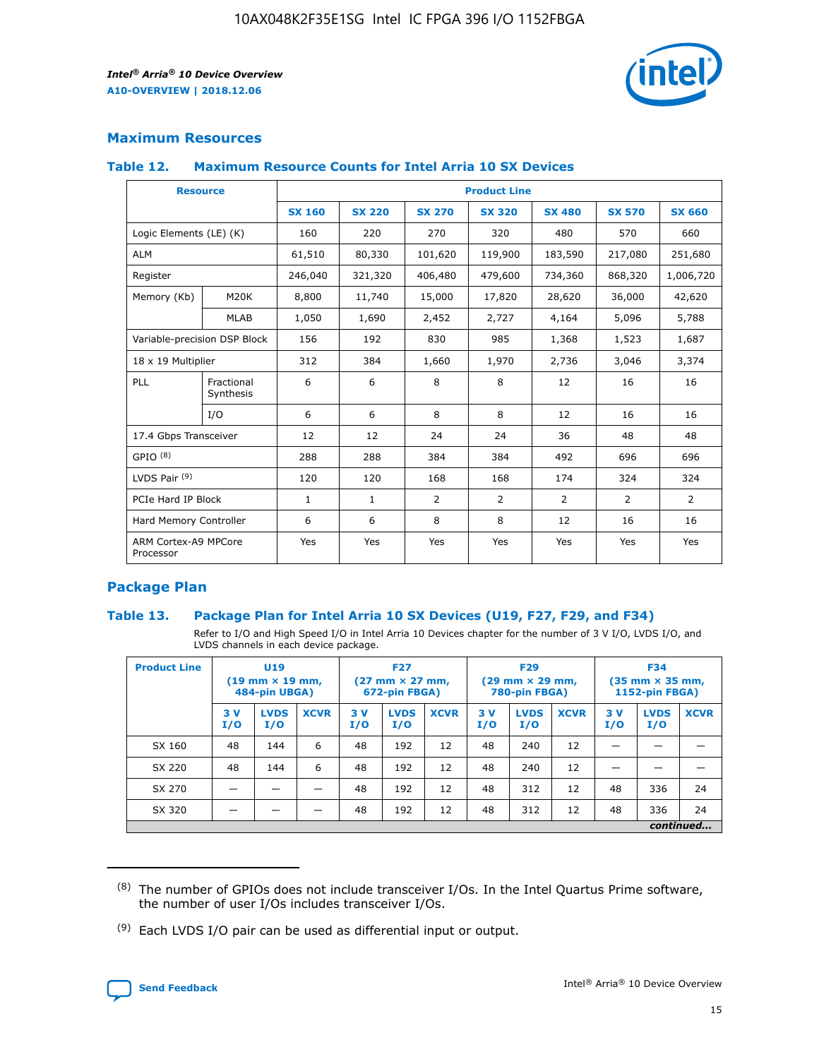## Maximum Resources

### Table 12. Maximum Resource Counts for Intel Arria 10 SX Devices

| Resource | | Product Line | | | | | | |
|---|---|---|---|---|---|---|---|---|
| | | SX 160 | SX 220 | SX 270 | SX 320 | SX 480 | SX 570 | SX 660 |
| Logic Elements (LE) (K) | | 160 | 220 | 270 | 320 | 480 | 570 | 660 |
| ALM | | 61,510 | 80,330 | 101,620 | 119,900 | 183,590 | 217,080 | 251,680 |
| Register | | 246,040 | 321,320 | 406,480 | 479,600 | 734,360 | 868,320 | 1,006,720 |
| Memory (Kb) | M20K | 8,800 | 11,740 | 15,000 | 17,820 | 28,620 | 36,000 | 42,620 |
| | MLAB | 1,050 | 1,690 | 2,452 | 2,727 | 4,164 | 5,096 | 5,788 |
| Variable-precision DSP Block | | 156 | 192 | 830 | 985 | 1,368 | 1,523 | 1,687 |
| 18 x 19 Multiplier | | 312 | 384 | 1,660 | 1,970 | 2,736 | 3,046 | 3,374 |
| PLL | Fractional Synthesis | 6 | 6 | 8 | 8 | 12 | 16 | 16 |
| | I/O | 6 | 6 | 8 | 8 | 12 | 16 | 16 |
| 17.4 Gbps Transceiver | | 12 | 12 | 24 | 24 | 36 | 48 | 48 |
| GPIO [(8)] | | 288 | 288 | 384 | 384 | 492 | 696 | 696 |
| LVDS Pair [(9)] | | 120 | 120 | 168 | 168 | 174 | 324 | 324 |
| PCIe Hard IP Block | | 1 | 1 | 2 | 2 | 2 | 2 | 2 |
| Hard Memory Controller | | 6 | 6 | 8 | 8 | 12 | 16 | 16 |
| ARM Cortex-A9 MPCore Processor | | Yes | Yes | Yes | Yes | Yes | Yes | Yes |

## Package Plan

### Table 13. Package Plan for Intel Arria 10 SX Devices (U19, F27, F29, and F34)

Refer to I/O and High Speed I/O in Intel Arria 10 Devices chapter for the number of 3 V I/O, LVDS I/O, and LVDS channels in each device package.

| Product Line | U19 (19 mm × 19 mm, 484-pin UBGA) | | | F27 (27 mm × 27 mm, 672-pin FBGA) | | | F29 (29 mm × 29 mm, 780-pin FBGA) | | | F34 (35 mm × 35 mm, 1152-pin FBGA) | | |
|---|---|---|---|---|---|---|---|---|---|---|---|---|
| | 3 V I/O | LVDS I/O | XCVR | 3 V I/O | LVDS I/O | XCVR | 3 V I/O | LVDS I/O | XCVR | 3 V I/O | LVDS I/O | XCVR |
| SX 160 | 48 | 144 | 6 | 48 | 192 | 12 | 48 | 240 | 12 | — | — | — |
| SX 220 | 48 | 144 | 6 | 48 | 192 | 12 | 48 | 240 | 12 | — | — | — |
| SX 270 | — | — | — | 48 | 192 | 12 | 48 | 312 | 12 | 48 | 336 | 24 |
| SX 320 | — | — | — | 48 | 192 | 12 | 48 | 312 | 12 | 48 | 336 | 24 |

*continued...*

(8) The number of GPIOs does not include transceiver I/Os. In the Intel Quartus Prime software, the number of user I/Os includes transceiver I/Os.

(9) Each LVDS I/O pair can be used as differential input or output.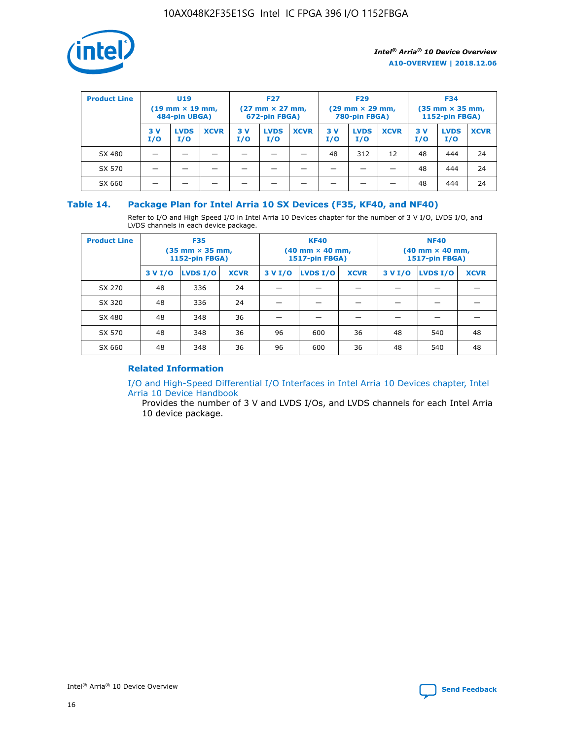| Product Line | U19 (19 mm × 19 mm, 484-pin UBGA) | | | F27 (27 mm × 27 mm, 672-pin FBGA) | | | F29 (29 mm × 29 mm, 780-pin FBGA) | | | F34 (35 mm × 35 mm, 1152-pin FBGA) | | |
|---|---|---|---|---|---|---|---|---|---|---|---|---|
| | 3 V I/O | LVDS I/O | XCVR | 3 V I/O | LVDS I/O | XCVR | 3 V I/O | LVDS I/O | XCVR | 3 V I/O | LVDS I/O | XCVR |
| SX 480 | — | — | — | — | — | — | 48 | 312 | 12 | 48 | 444 | 24 |
| SX 570 | — | — | — | — | — | — | — | — | — | 48 | 444 | 24 |
| SX 660 | — | — | — | — | — | — | — | — | — | 48 | 444 | 24 |

## Table 14. Package Plan for Intel Arria 10 SX Devices (F35, KF40, and NF40)

Refer to I/O and High Speed I/O in Intel Arria 10 Devices chapter for the number of 3 V I/O, LVDS I/O, and LVDS channels in each device package.

| Product Line | F35 (35 mm × 35 mm, 1152-pin FBGA) | | | KF40 (40 mm × 40 mm, 1517-pin FBGA) | | | NF40 (40 mm × 40 mm, 1517-pin FBGA) | | |
|---|---|---|---|---|---|---|---|---|---|
| | 3 V I/O | LVDS I/O | XCVR | 3 V I/O | LVDS I/O | XCVR | 3 V I/O | LVDS I/O | XCVR |
| SX 270 | 48 | 336 | 24 | — | — | — | — | — | — |
| SX 320 | 48 | 336 | 24 | — | — | — | — | — | — |
| SX 480 | 48 | 348 | 36 | — | — | — | — | — | — |
| SX 570 | 48 | 348 | 36 | 96 | 600 | 36 | 48 | 540 | 48 |
| SX 660 | 48 | 348 | 36 | 96 | 600 | 36 | 48 | 540 | 48 |

### Related Information

I/O and High-Speed Differential I/O Interfaces in Intel Arria 10 Devices chapter, Intel Arria 10 Device Handbook

Provides the number of 3 V and LVDS I/Os, and LVDS channels for each Intel Arria 10 device package.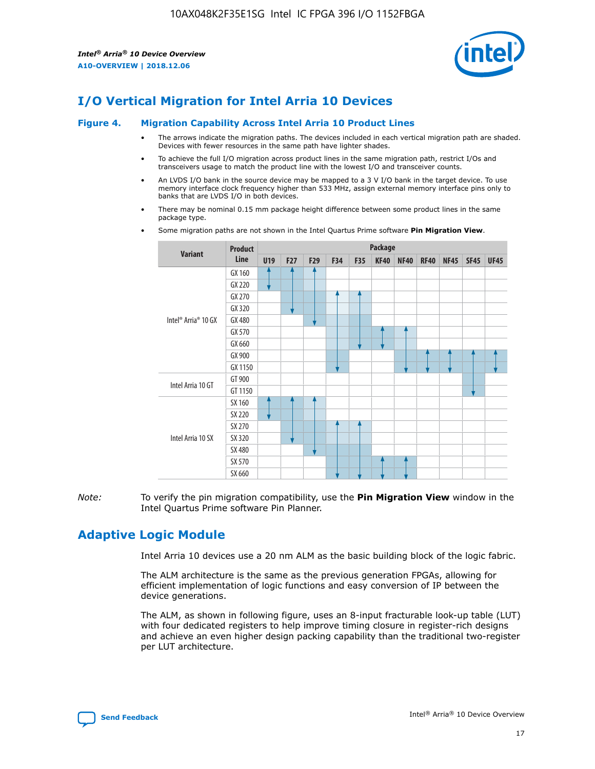# I/O Vertical Migration for Intel Arria 10 Devices

**Figure 4. Migration Capability Across Intel Arria 10 Product Lines**

- The arrows indicate the migration paths. The devices included in each vertical migration path are shaded. Devices with fewer resources in the same path have lighter shades.
- To achieve the full I/O migration across product lines in the same migration path, restrict I/Os and transceivers usage to match the product line with the lowest I/O and transceiver counts.
- An LVDS I/O bank in the source device may be mapped to a 3 V I/O bank in the target device. To use memory interface clock frequency higher than 533 MHz, assign external memory interface pins only to banks that are LVDS I/O in both devices.
- There may be nominal 0.15 mm package height difference between some product lines in the same package type.
- Some migration paths are not shown in the Intel Quartus Prime software **Pin Migration View**.

| Variant | Product Line | U19 | F27 | F29 | F34 | F35 | KF40 | NF40 | RF40 | NF45 | SF45 | UF45 |
|---|---|---|---|---|---|---|---|---|---|---|---|---|
| Intel® Arria® 10 GX | GX 160 | | | | | | | | | | | |
| | GX 220 | | | | | | | | | | | |
| | GX 270 | | | | | | | | | | | |
| | GX 320 | | | | | | | | | | | |
| | GX 480 | | | | | | | | | | | |
| | GX 570 | | | | | | | | | | | |
| | GX 660 | | | | | | | | | | | |
| | GX 900 | | | | | | | | | | | |
| | GX 1150 | | | | | | | | | | | |
| Intel Arria 10 GT | GT 900 | | | | | | | | | | | |
| | GT 1150 | | | | | | | | | | | |
| Intel Arria 10 SX | SX 160 | | | | | | | | | | | |
| | SX 220 | | | | | | | | | | | |
| | SX 270 | | | | | | | | | | | |
| | SX 320 | | | | | | | | | | | |
| | SX 480 | | | | | | | | | | | |
| | SX 570 | | | | | | | | | | | |
| | SX 660 | | | | | | | | | | | |

*Note:* To verify the pin migration compatibility, use the **Pin Migration View** window in the Intel Quartus Prime software Pin Planner.

# Adaptive Logic Module

Intel Arria 10 devices use a 20 nm ALM as the basic building block of the logic fabric.

The ALM architecture is the same as the previous generation FPGAs, allowing for efficient implementation of logic functions and easy conversion of IP between the device generations.

The ALM, as shown in following figure, uses an 8-input fracturable look-up table (LUT) with four dedicated registers to help improve timing closure in register-rich designs and achieve an even higher design packing capability than the traditional two-register per LUT architecture.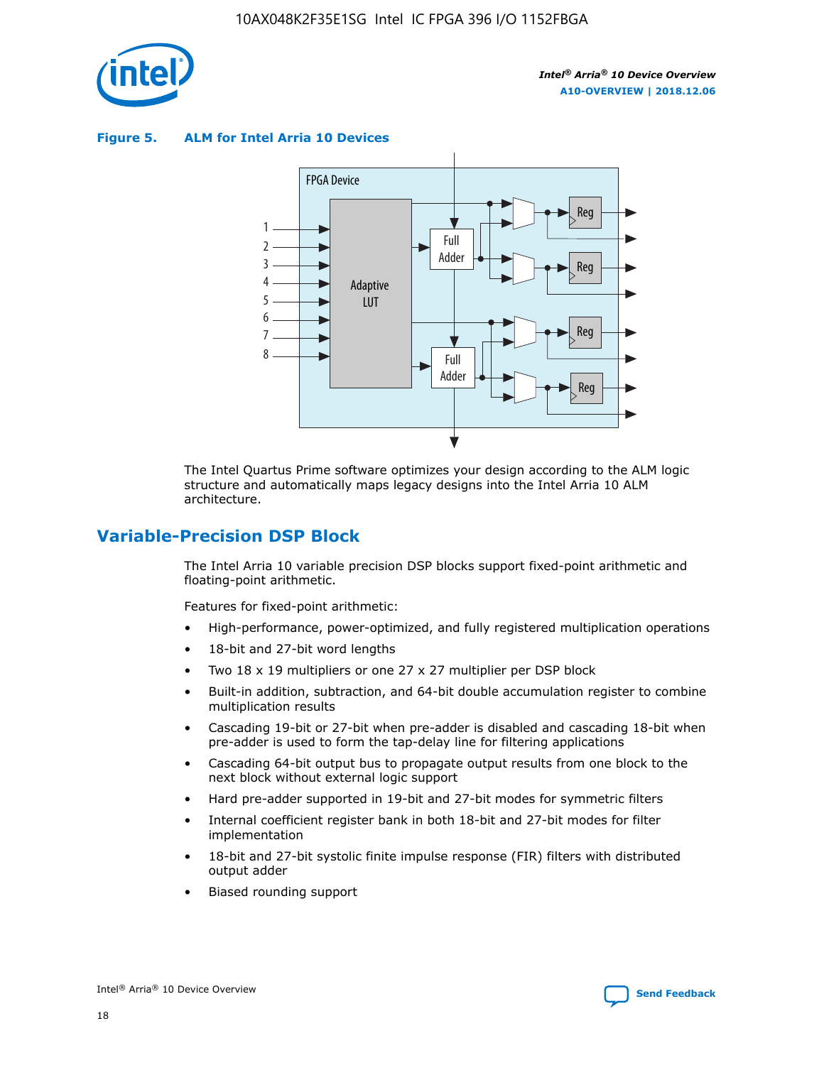**Figure 5. ALM for Intel Arria 10 Devices**

The Intel Quartus Prime software optimizes your design according to the ALM logic structure and automatically maps legacy designs into the Intel Arria 10 ALM architecture.

## Variable-Precision DSP Block

The Intel Arria 10 variable precision DSP blocks support fixed-point arithmetic and floating-point arithmetic.

Features for fixed-point arithmetic:

- High-performance, power-optimized, and fully registered multiplication operations
- 18-bit and 27-bit word lengths
- Two 18 x 19 multipliers or one 27 x 27 multiplier per DSP block
- Built-in addition, subtraction, and 64-bit double accumulation register to combine multiplication results
- Cascading 19-bit or 27-bit when pre-adder is disabled and cascading 18-bit when pre-adder is used to form the tap-delay line for filtering applications
- Cascading 64-bit output bus to propagate output results from one block to the next block without external logic support
- Hard pre-adder supported in 19-bit and 27-bit modes for symmetric filters
- Internal coefficient register bank in both 18-bit and 27-bit modes for filter implementation
- 18-bit and 27-bit systolic finite impulse response (FIR) filters with distributed output adder
- Biased rounding support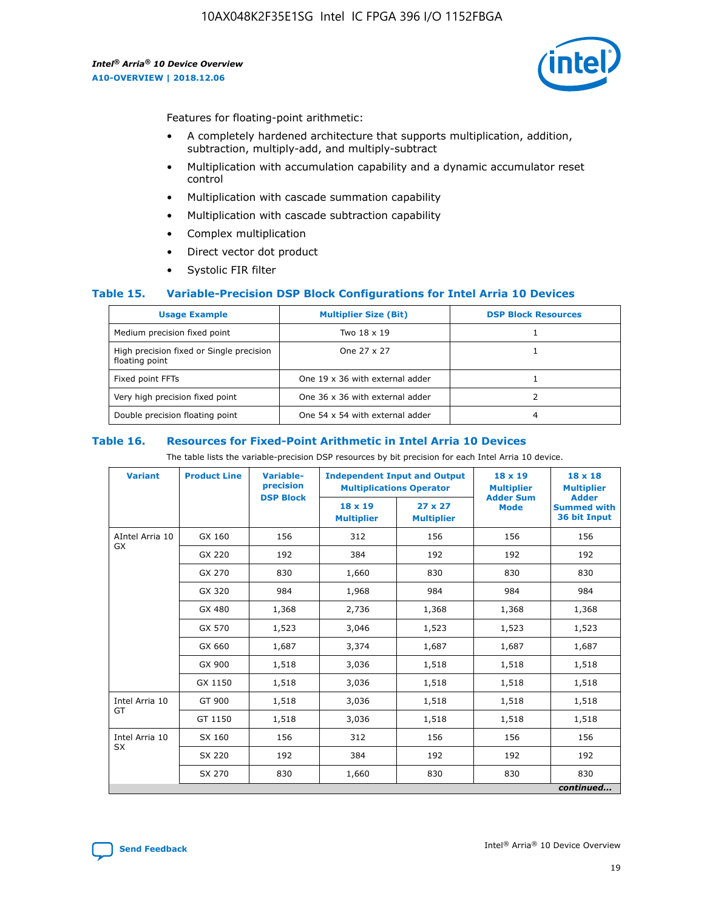Features for floating-point arithmetic:

- A completely hardened architecture that supports multiplication, addition, subtraction, multiply-add, and multiply-subtract
- Multiplication with accumulation capability and a dynamic accumulator reset control
- Multiplication with cascade summation capability
- Multiplication with cascade subtraction capability
- Complex multiplication
- Direct vector dot product
- Systolic FIR filter

### Table 15. Variable-Precision DSP Block Configurations for Intel Arria 10 Devices

| Usage Example | Multiplier Size (Bit) | DSP Block Resources |
|---|---|---|
| Medium precision fixed point | Two 18 x 19 | 1 |
| High precision fixed or Single precision floating point | One 27 x 27 | 1 |
| Fixed point FFTs | One 19 x 36 with external adder | 1 |
| Very high precision fixed point | One 36 x 36 with external adder | 2 |
| Double precision floating point | One 54 x 54 with external adder | 4 |

### Table 16. Resources for Fixed-Point Arithmetic in Intel Arria 10 Devices

The table lists the variable-precision DSP resources by bit precision for each Intel Arria 10 device.

| Variant | Product Line | Variable-precision DSP Block | Independent Input and Output Multiplications Operator | | 18 x 19 Multiplier Adder Sum Mode | 18 x 18 Multiplier Adder Summed with 36 bit Input |
|---|---|---|---|---|---|---|
| | | | 18 x 19 Multiplier | 27 x 27 Multiplier | | |
| AIntel Arria 10 GX | GX 160 | 156 | 312 | 156 | 156 | 156 |
| | GX 220 | 192 | 384 | 192 | 192 | 192 |
| | GX 270 | 830 | 1,660 | 830 | 830 | 830 |
| | GX 320 | 984 | 1,968 | 984 | 984 | 984 |
| | GX 480 | 1,368 | 2,736 | 1,368 | 1,368 | 1,368 |
| | GX 570 | 1,523 | 3,046 | 1,523 | 1,523 | 1,523 |
| | GX 660 | 1,687 | 3,374 | 1,687 | 1,687 | 1,687 |
| | GX 900 | 1,518 | 3,036 | 1,518 | 1,518 | 1,518 |
| | GX 1150 | 1,518 | 3,036 | 1,518 | 1,518 | 1,518 |
| Intel Arria 10 GT | GT 900 | 1,518 | 3,036 | 1,518 | 1,518 | 1,518 |
| | GT 1150 | 1,518 | 3,036 | 1,518 | 1,518 | 1,518 |
| Intel Arria 10 SX | SX 160 | 156 | 312 | 156 | 156 | 156 |
| | SX 220 | 192 | 384 | 192 | 192 | 192 |
| | SX 270 | 830 | 1,660 | 830 | 830 | 830 |

*continued...*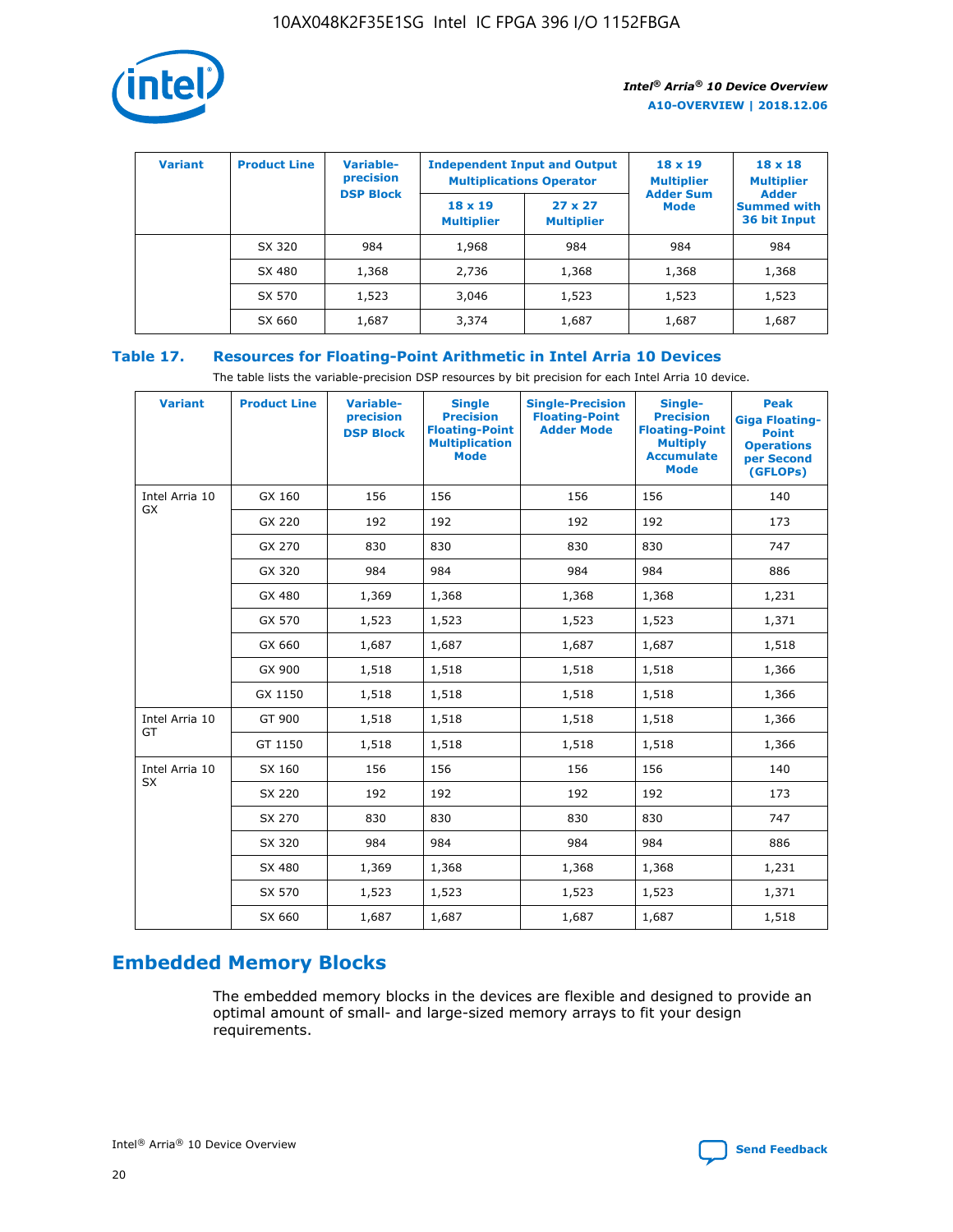| Variant | Product Line | Variable-precision DSP Block | Independent Input and Output Multiplications Operator | | 18 x 19 Multiplier Adder Sum Mode | 18 x 18 Multiplier Adder Summed with 36 bit Input |
|---|---|---|---|---|---|---|
| | | | 18 x 19 Multiplier | 27 x 27 Multiplier | | |
| | SX 320 | 984 | 1,968 | 984 | 984 | 984 |
| | SX 480 | 1,368 | 2,736 | 1,368 | 1,368 | 1,368 |
| | SX 570 | 1,523 | 3,046 | 1,523 | 1,523 | 1,523 |
| | SX 660 | 1,687 | 3,374 | 1,687 | 1,687 | 1,687 |

## Table 17. Resources for Floating-Point Arithmetic in Intel Arria 10 Devices

The table lists the variable-precision DSP resources by bit precision for each Intel Arria 10 device.

| Variant | Product Line | Variable-precision DSP Block | Single Precision Floating-Point Multiplication Mode | Single-Precision Floating-Point Adder Mode | Single-Precision Floating-Point Multiply Accumulate Mode | Peak Giga Floating-Point Operations per Second (GFLOPs) |
|---|---|---|---|---|---|---|
| Intel Arria 10 GX | GX 160 | 156 | 156 | 156 | 156 | 140 |
| | GX 220 | 192 | 192 | 192 | 192 | 173 |
| | GX 270 | 830 | 830 | 830 | 830 | 747 |
| | GX 320 | 984 | 984 | 984 | 984 | 886 |
| | GX 480 | 1,369 | 1,368 | 1,368 | 1,368 | 1,231 |
| | GX 570 | 1,523 | 1,523 | 1,523 | 1,523 | 1,371 |
| | GX 660 | 1,687 | 1,687 | 1,687 | 1,687 | 1,518 |
| | GX 900 | 1,518 | 1,518 | 1,518 | 1,518 | 1,366 |
| | GX 1150 | 1,518 | 1,518 | 1,518 | 1,518 | 1,366 |
| Intel Arria 10 GT | GT 900 | 1,518 | 1,518 | 1,518 | 1,518 | 1,366 |
| | GT 1150 | 1,518 | 1,518 | 1,518 | 1,518 | 1,366 |
| Intel Arria 10 SX | SX 160 | 156 | 156 | 156 | 156 | 140 |
| | SX 220 | 192 | 192 | 192 | 192 | 173 |
| | SX 270 | 830 | 830 | 830 | 830 | 747 |
| | SX 320 | 984 | 984 | 984 | 984 | 886 |
| | SX 480 | 1,369 | 1,368 | 1,368 | 1,368 | 1,231 |
| | SX 570 | 1,523 | 1,523 | 1,523 | 1,523 | 1,371 |
| | SX 660 | 1,687 | 1,687 | 1,687 | 1,687 | 1,518 |

# Embedded Memory Blocks

The embedded memory blocks in the devices are flexible and designed to provide an optimal amount of small- and large-sized memory arrays to fit your design requirements.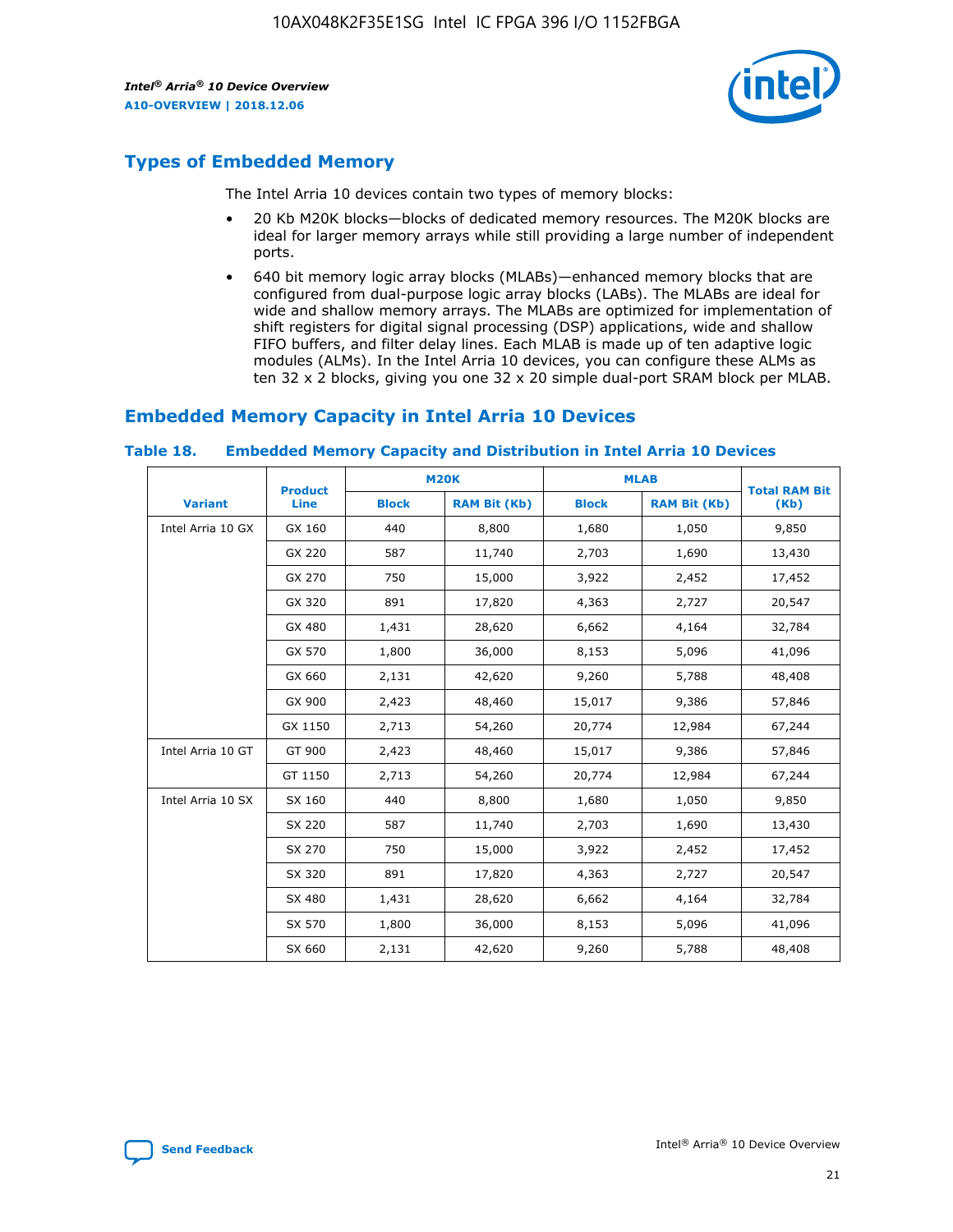## Types of Embedded Memory

The Intel Arria 10 devices contain two types of memory blocks:

- 20 Kb M20K blocks—blocks of dedicated memory resources. The M20K blocks are ideal for larger memory arrays while still providing a large number of independent ports.
- 640 bit memory logic array blocks (MLABs)—enhanced memory blocks that are configured from dual-purpose logic array blocks (LABs). The MLABs are ideal for wide and shallow memory arrays. The MLABs are optimized for implementation of shift registers for digital signal processing (DSP) applications, wide and shallow FIFO buffers, and filter delay lines. Each MLAB is made up of ten adaptive logic modules (ALMs). In the Intel Arria 10 devices, you can configure these ALMs as ten 32 x 2 blocks, giving you one 32 x 20 simple dual-port SRAM block per MLAB.

## Embedded Memory Capacity in Intel Arria 10 Devices

**Table 18. Embedded Memory Capacity and Distribution in Intel Arria 10 Devices**

| Variant | Product Line | M20K | | MLAB | | Total RAM Bit (Kb) |
|---|---|---|---|---|---|---|
| | | Block | RAM Bit (Kb) | Block | RAM Bit (Kb) | |
| Intel Arria 10 GX | GX 160 | 440 | 8,800 | 1,680 | 1,050 | 9,850 |
| | GX 220 | 587 | 11,740 | 2,703 | 1,690 | 13,430 |
| | GX 270 | 750 | 15,000 | 3,922 | 2,452 | 17,452 |
| | GX 320 | 891 | 17,820 | 4,363 | 2,727 | 20,547 |
| | GX 480 | 1,431 | 28,620 | 6,662 | 4,164 | 32,784 |
| | GX 570 | 1,800 | 36,000 | 8,153 | 5,096 | 41,096 |
| | GX 660 | 2,131 | 42,620 | 9,260 | 5,788 | 48,408 |
| | GX 900 | 2,423 | 48,460 | 15,017 | 9,386 | 57,846 |
| | GX 1150 | 2,713 | 54,260 | 20,774 | 12,984 | 67,244 |
| Intel Arria 10 GT | GT 900 | 2,423 | 48,460 | 15,017 | 9,386 | 57,846 |
| | GT 1150 | 2,713 | 54,260 | 20,774 | 12,984 | 67,244 |
| Intel Arria 10 SX | SX 160 | 440 | 8,800 | 1,680 | 1,050 | 9,850 |
| | SX 220 | 587 | 11,740 | 2,703 | 1,690 | 13,430 |
| | SX 270 | 750 | 15,000 | 3,922 | 2,452 | 17,452 |
| | SX 320 | 891 | 17,820 | 4,363 | 2,727 | 20,547 |
| | SX 480 | 1,431 | 28,620 | 6,662 | 4,164 | 32,784 |
| | SX 570 | 1,800 | 36,000 | 8,153 | 5,096 | 41,096 |
| | SX 660 | 2,131 | 42,620 | 9,260 | 5,788 | 48,408 |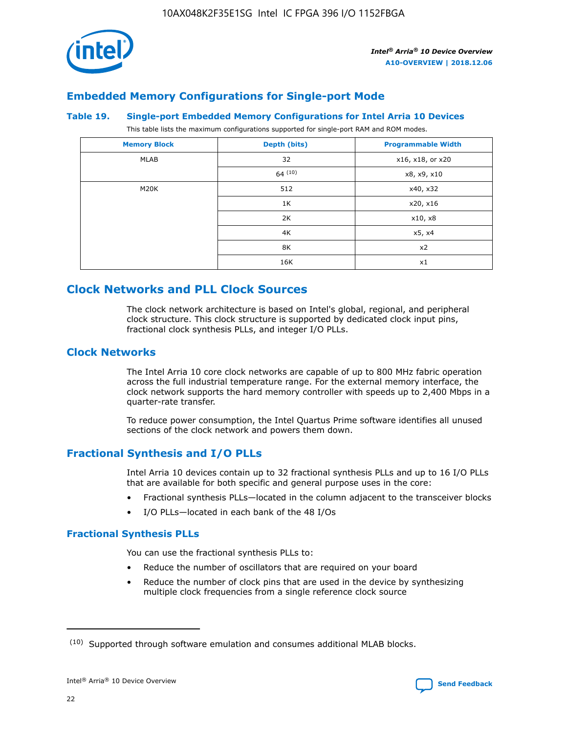## Embedded Memory Configurations for Single-port Mode

### Table 19. Single-port Embedded Memory Configurations for Intel Arria 10 Devices

This table lists the maximum configurations supported for single-port RAM and ROM modes.

| Memory Block | Depth (bits) | Programmable Width |
|---|---|---|
| MLAB | 32 | x16, x18, or x20 |
| | 64 [(10)] | x8, x9, x10 |
| M20K | 512 | x40, x32 |
| | 1K | x20, x16 |
| | 2K | x10, x8 |
| | 4K | x5, x4 |
| | 8K | x2 |
| | 16K | x1 |

# Clock Networks and PLL Clock Sources

The clock network architecture is based on Intel's global, regional, and peripheral clock structure. This clock structure is supported by dedicated clock input pins, fractional clock synthesis PLLs, and integer I/O PLLs.

## Clock Networks

The Intel Arria 10 core clock networks are capable of up to 800 MHz fabric operation across the full industrial temperature range. For the external memory interface, the clock network supports the hard memory controller with speeds up to 2,400 Mbps in a quarter-rate transfer.

To reduce power consumption, the Intel Quartus Prime software identifies all unused sections of the clock network and powers them down.

## Fractional Synthesis and I/O PLLs

Intel Arria 10 devices contain up to 32 fractional synthesis PLLs and up to 16 I/O PLLs that are available for both specific and general purpose uses in the core:

- Fractional synthesis PLLs—located in the column adjacent to the transceiver blocks
- I/O PLLs—located in each bank of the 48 I/Os

### Fractional Synthesis PLLs

You can use the fractional synthesis PLLs to:

- Reduce the number of oscillators that are required on your board
- Reduce the number of clock pins that are used in the device by synthesizing multiple clock frequencies from a single reference clock source

(10) Supported through software emulation and consumes additional MLAB blocks.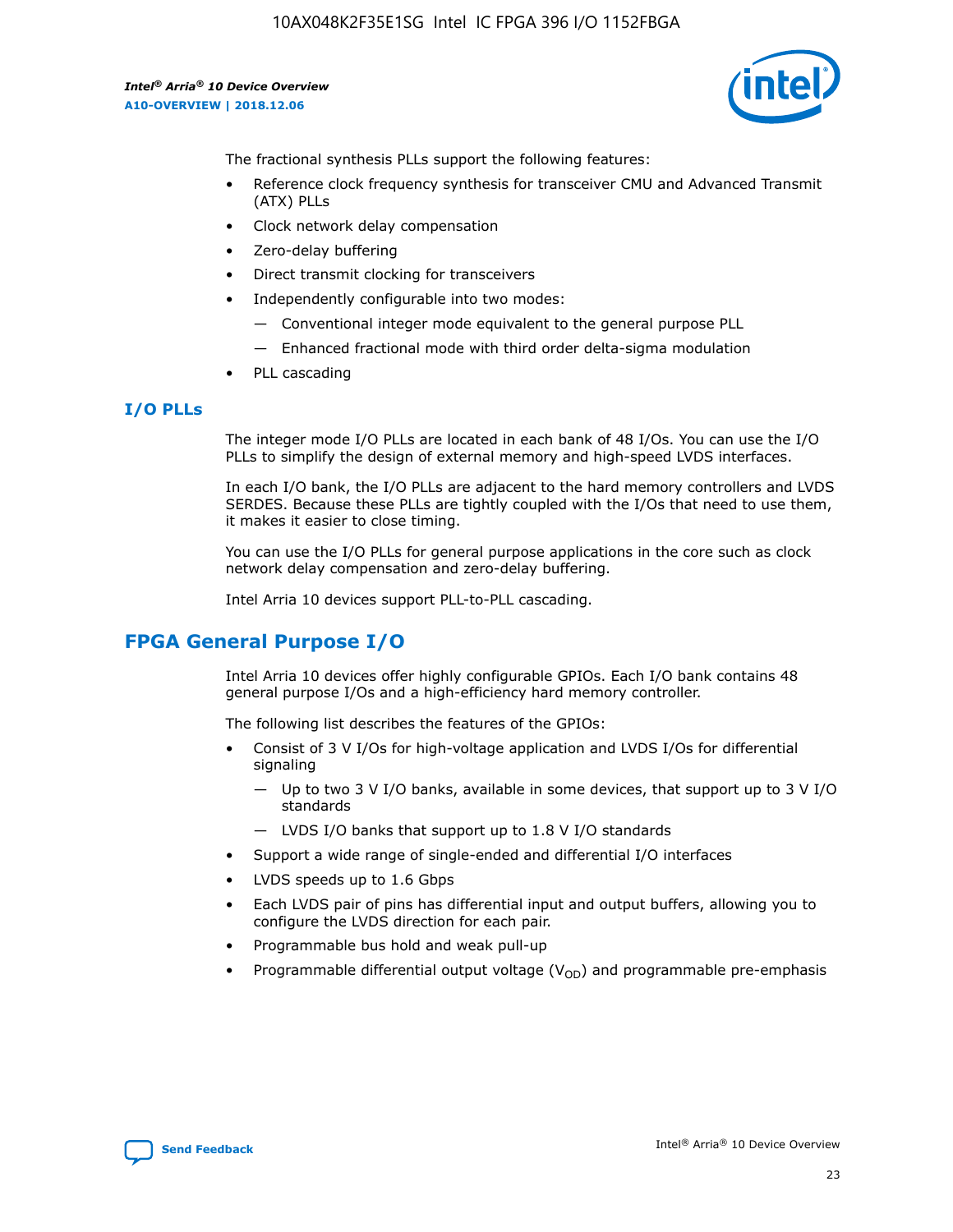The fractional synthesis PLLs support the following features:

- Reference clock frequency synthesis for transceiver CMU and Advanced Transmit (ATX) PLLs
- Clock network delay compensation
- Zero-delay buffering
- Direct transmit clocking for transceivers
- Independently configurable into two modes:
  - — Conventional integer mode equivalent to the general purpose PLL
  - — Enhanced fractional mode with third order delta-sigma modulation
- PLL cascading

### I/O PLLs

The integer mode I/O PLLs are located in each bank of 48 I/Os. You can use the I/O PLLs to simplify the design of external memory and high-speed LVDS interfaces.

In each I/O bank, the I/O PLLs are adjacent to the hard memory controllers and LVDS SERDES. Because these PLLs are tightly coupled with the I/Os that need to use them, it makes it easier to close timing.

You can use the I/O PLLs for general purpose applications in the core such as clock network delay compensation and zero-delay buffering.

Intel Arria 10 devices support PLL-to-PLL cascading.

## FPGA General Purpose I/O

Intel Arria 10 devices offer highly configurable GPIOs. Each I/O bank contains 48 general purpose I/Os and a high-efficiency hard memory controller.

The following list describes the features of the GPIOs:

- Consist of 3 V I/Os for high-voltage application and LVDS I/Os for differential signaling
  - — Up to two 3 V I/O banks, available in some devices, that support up to 3 V I/O standards
  - — LVDS I/O banks that support up to 1.8 V I/O standards
- Support a wide range of single-ended and differential I/O interfaces
- LVDS speeds up to 1.6 Gbps
- Each LVDS pair of pins has differential input and output buffers, allowing you to configure the LVDS direction for each pair.
- Programmable bus hold and weak pull-up
- Programmable differential output voltage ($V_{OD}$) and programmable pre-emphasis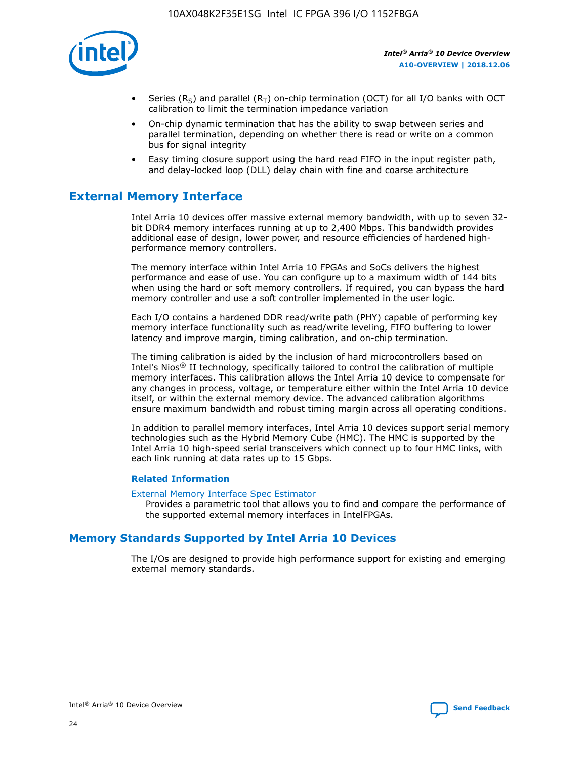- Series ($R_S$) and parallel ($R_T$) on-chip termination (OCT) for all I/O banks with OCT calibration to limit the termination impedance variation
- On-chip dynamic termination that has the ability to swap between series and parallel termination, depending on whether there is read or write on a common bus for signal integrity
- Easy timing closure support using the hard read FIFO in the input register path, and delay-locked loop (DLL) delay chain with fine and coarse architecture

## External Memory Interface

Intel Arria 10 devices offer massive external memory bandwidth, with up to seven 32-bit DDR4 memory interfaces running at up to 2,400 Mbps. This bandwidth provides additional ease of design, lower power, and resource efficiencies of hardened high-performance memory controllers.

The memory interface within Intel Arria 10 FPGAs and SoCs delivers the highest performance and ease of use. You can configure up to a maximum width of 144 bits when using the hard or soft memory controllers. If required, you can bypass the hard memory controller and use a soft controller implemented in the user logic.

Each I/O contains a hardened DDR read/write path (PHY) capable of performing key memory interface functionality such as read/write leveling, FIFO buffering to lower latency and improve margin, timing calibration, and on-chip termination.

The timing calibration is aided by the inclusion of hard microcontrollers based on Intel's Nios® II technology, specifically tailored to control the calibration of multiple memory interfaces. This calibration allows the Intel Arria 10 device to compensate for any changes in process, voltage, or temperature either within the Intel Arria 10 device itself, or within the external memory device. The advanced calibration algorithms ensure maximum bandwidth and robust timing margin across all operating conditions.

In addition to parallel memory interfaces, Intel Arria 10 devices support serial memory technologies such as the Hybrid Memory Cube (HMC). The HMC is supported by the Intel Arria 10 high-speed serial transceivers which connect up to four HMC links, with each link running at data rates up to 15 Gbps.

### Related Information

External Memory Interface Spec Estimator

Provides a parametric tool that allows you to find and compare the performance of the supported external memory interfaces in IntelFPGAs.

## Memory Standards Supported by Intel Arria 10 Devices

The I/Os are designed to provide high performance support for existing and emerging external memory standards.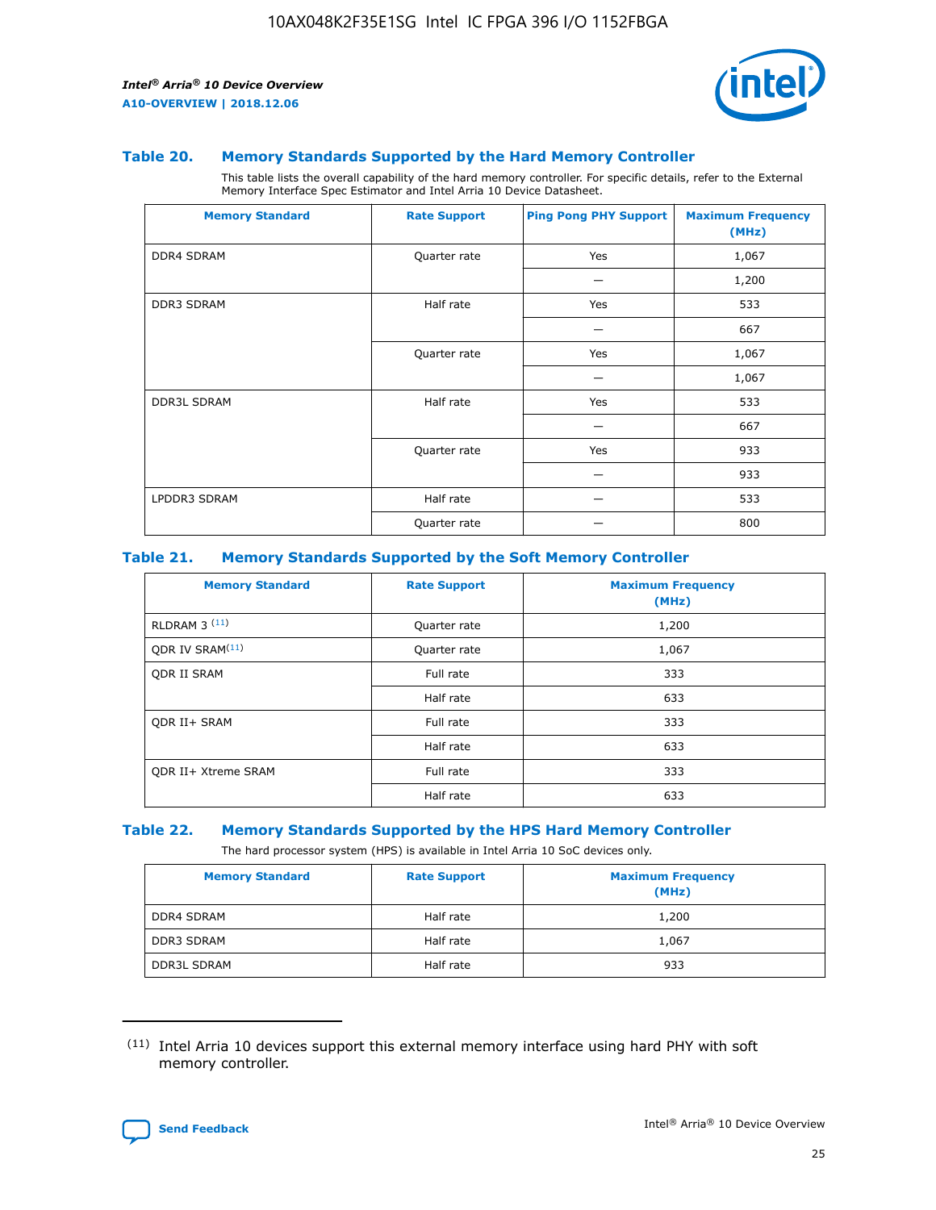### Table 20. Memory Standards Supported by the Hard Memory Controller

This table lists the overall capability of the hard memory controller. For specific details, refer to the External Memory Interface Spec Estimator and Intel Arria 10 Device Datasheet.

| Memory Standard | Rate Support | Ping Pong PHY Support | Maximum Frequency (MHz) |
|---|---|---|---|
| DDR4 SDRAM | Quarter rate | Yes | 1,067 |
| | | — | 1,200 |
| DDR3 SDRAM | Half rate | Yes | 533 |
| | | — | 667 |
| | Quarter rate | Yes | 1,067 |
| | | — | 1,067 |
| DDR3L SDRAM | Half rate | Yes | 533 |
| | | — | 667 |
| | Quarter rate | Yes | 933 |
| | | — | 933 |
| LPDDR3 SDRAM | Half rate | — | 533 |
| | Quarter rate | — | 800 |

### Table 21. Memory Standards Supported by the Soft Memory Controller

| Memory Standard | Rate Support | Maximum Frequency (MHz) |
|---|---|---|
| RLDRAM 3 [(11)] | Quarter rate | 1,200 |
| QDR IV SRAM[(11)] | Quarter rate | 1,067 |
| QDR II SRAM | Full rate | 333 |
| | Half rate | 633 |
| QDR II+ SRAM | Full rate | 333 |
| | Half rate | 633 |
| QDR II+ Xtreme SRAM | Full rate | 333 |
| | Half rate | 633 |

### Table 22. Memory Standards Supported by the HPS Hard Memory Controller

The hard processor system (HPS) is available in Intel Arria 10 SoC devices only.

| Memory Standard | Rate Support | Maximum Frequency (MHz) |
|---|---|---|
| DDR4 SDRAM | Half rate | 1,200 |
| DDR3 SDRAM | Half rate | 1,067 |
| DDR3L SDRAM | Half rate | 933 |

(11) Intel Arria 10 devices support this external memory interface using hard PHY with soft memory controller.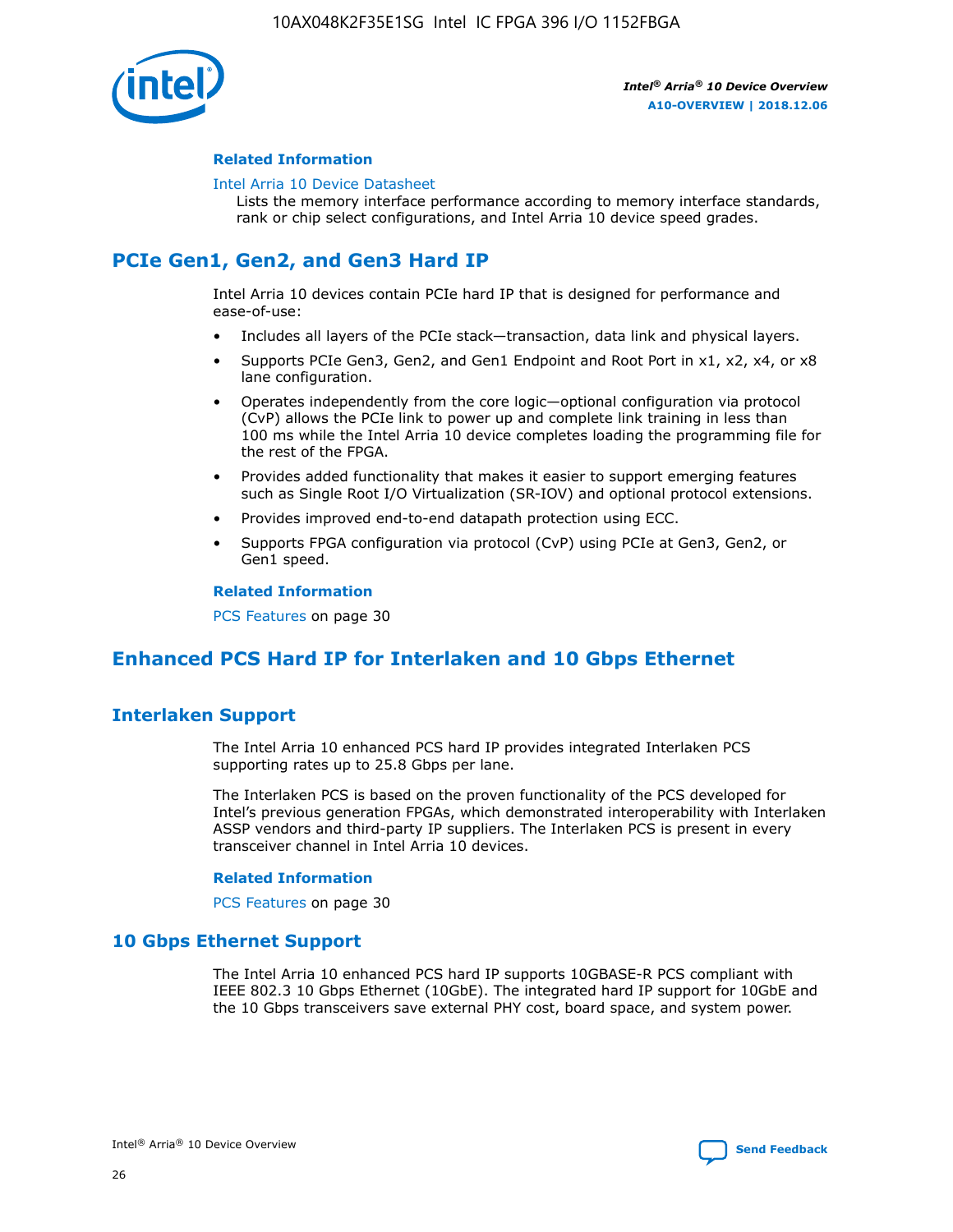#### Related Information

Intel Arria 10 Device Datasheet
Lists the memory interface performance according to memory interface standards, rank or chip select configurations, and Intel Arria 10 device speed grades.

## PCIe Gen1, Gen2, and Gen3 Hard IP

Intel Arria 10 devices contain PCIe hard IP that is designed for performance and ease-of-use:

- Includes all layers of the PCIe stack—transaction, data link and physical layers.
- Supports PCIe Gen3, Gen2, and Gen1 Endpoint and Root Port in x1, x2, x4, or x8 lane configuration.
- Operates independently from the core logic—optional configuration via protocol (CvP) allows the PCIe link to power up and complete link training in less than 100 ms while the Intel Arria 10 device completes loading the programming file for the rest of the FPGA.
- Provides added functionality that makes it easier to support emerging features such as Single Root I/O Virtualization (SR-IOV) and optional protocol extensions.
- Provides improved end-to-end datapath protection using ECC.
- Supports FPGA configuration via protocol (CvP) using PCIe at Gen3, Gen2, or Gen1 speed.

#### Related Information

PCS Features on page 30

## Enhanced PCS Hard IP for Interlaken and 10 Gbps Ethernet

### Interlaken Support

The Intel Arria 10 enhanced PCS hard IP provides integrated Interlaken PCS supporting rates up to 25.8 Gbps per lane.

The Interlaken PCS is based on the proven functionality of the PCS developed for Intel's previous generation FPGAs, which demonstrated interoperability with Interlaken ASSP vendors and third-party IP suppliers. The Interlaken PCS is present in every transceiver channel in Intel Arria 10 devices.

#### Related Information

PCS Features on page 30

### 10 Gbps Ethernet Support

The Intel Arria 10 enhanced PCS hard IP supports 10GBASE-R PCS compliant with IEEE 802.3 10 Gbps Ethernet (10GbE). The integrated hard IP support for 10GbE and the 10 Gbps transceivers save external PHY cost, board space, and system power.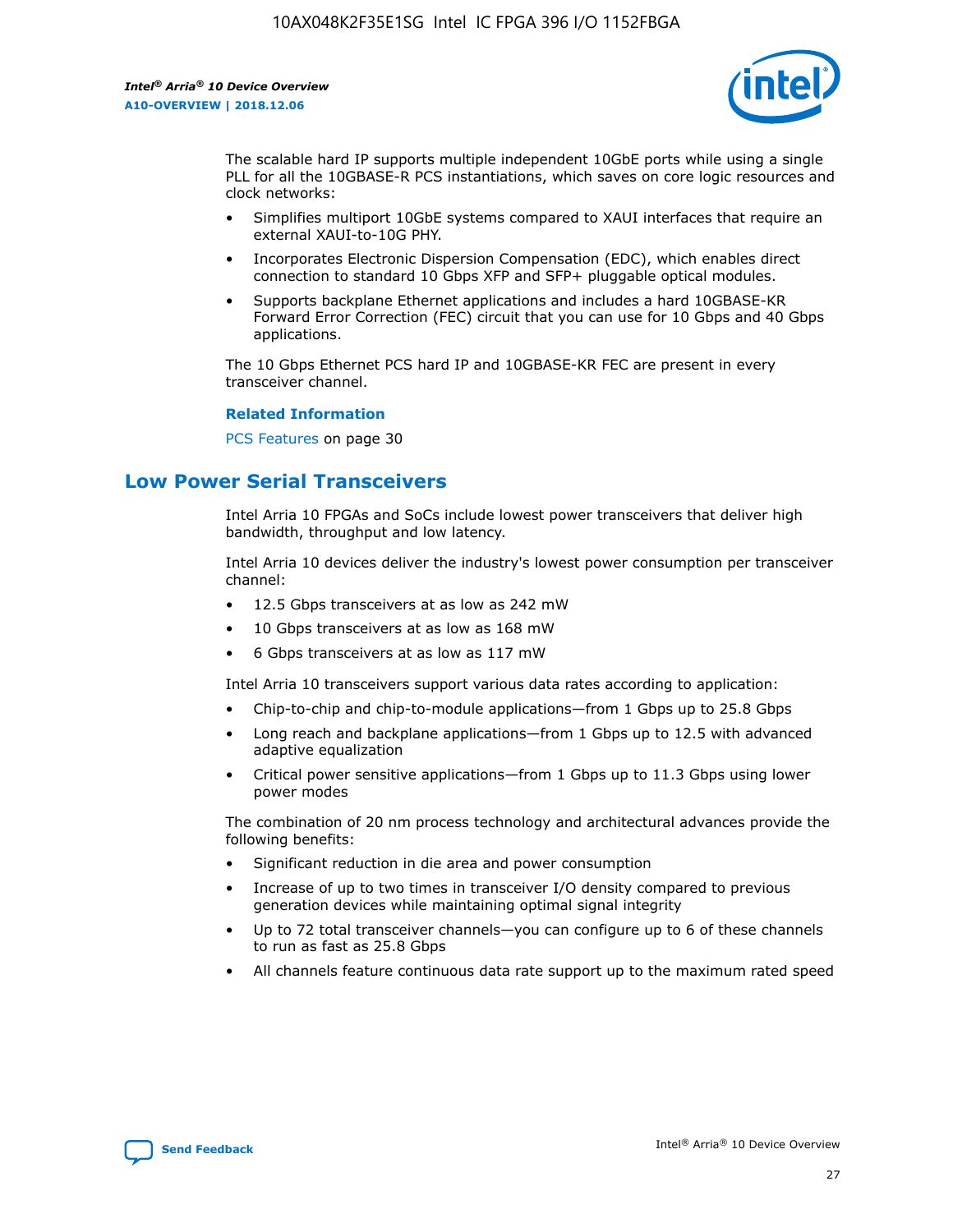The scalable hard IP supports multiple independent 10GbE ports while using a single PLL for all the 10GBASE-R PCS instantiations, which saves on core logic resources and clock networks:

- Simplifies multiport 10GbE systems compared to XAUI interfaces that require an external XAUI-to-10G PHY.
- Incorporates Electronic Dispersion Compensation (EDC), which enables direct connection to standard 10 Gbps XFP and SFP+ pluggable optical modules.
- Supports backplane Ethernet applications and includes a hard 10GBASE-KR Forward Error Correction (FEC) circuit that you can use for 10 Gbps and 40 Gbps applications.

The 10 Gbps Ethernet PCS hard IP and 10GBASE-KR FEC are present in every transceiver channel.

**Related Information**

PCS Features on page 30

## Low Power Serial Transceivers

Intel Arria 10 FPGAs and SoCs include lowest power transceivers that deliver high bandwidth, throughput and low latency.

Intel Arria 10 devices deliver the industry's lowest power consumption per transceiver channel:

- 12.5 Gbps transceivers at as low as 242 mW
- 10 Gbps transceivers at as low as 168 mW
- 6 Gbps transceivers at as low as 117 mW

Intel Arria 10 transceivers support various data rates according to application:

- Chip-to-chip and chip-to-module applications—from 1 Gbps up to 25.8 Gbps
- Long reach and backplane applications—from 1 Gbps up to 12.5 with advanced adaptive equalization
- Critical power sensitive applications—from 1 Gbps up to 11.3 Gbps using lower power modes

The combination of 20 nm process technology and architectural advances provide the following benefits:

- Significant reduction in die area and power consumption
- Increase of up to two times in transceiver I/O density compared to previous generation devices while maintaining optimal signal integrity
- Up to 72 total transceiver channels—you can configure up to 6 of these channels to run as fast as 25.8 Gbps
- All channels feature continuous data rate support up to the maximum rated speed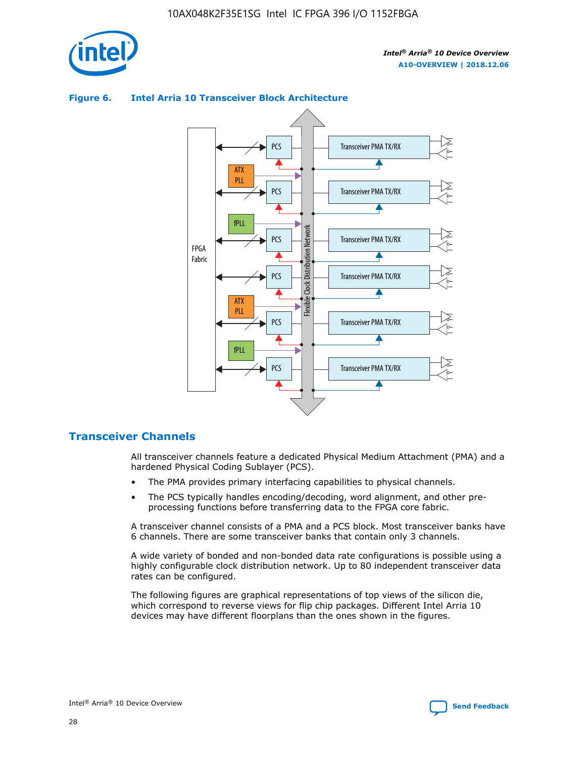**Figure 6. Intel Arria 10 Transceiver Block Architecture**

## Transceiver Channels

All transceiver channels feature a dedicated Physical Medium Attachment (PMA) and a hardened Physical Coding Sublayer (PCS).

- The PMA provides primary interfacing capabilities to physical channels.
- The PCS typically handles encoding/decoding, word alignment, and other pre-processing functions before transferring data to the FPGA core fabric.

A transceiver channel consists of a PMA and a PCS block. Most transceiver banks have 6 channels. There are some transceiver banks that contain only 3 channels.

A wide variety of bonded and non-bonded data rate configurations is possible using a highly configurable clock distribution network. Up to 80 independent transceiver data rates can be configured.

The following figures are graphical representations of top views of the silicon die, which correspond to reverse views for flip chip packages. Different Intel Arria 10 devices may have different floorplans than the ones shown in the figures.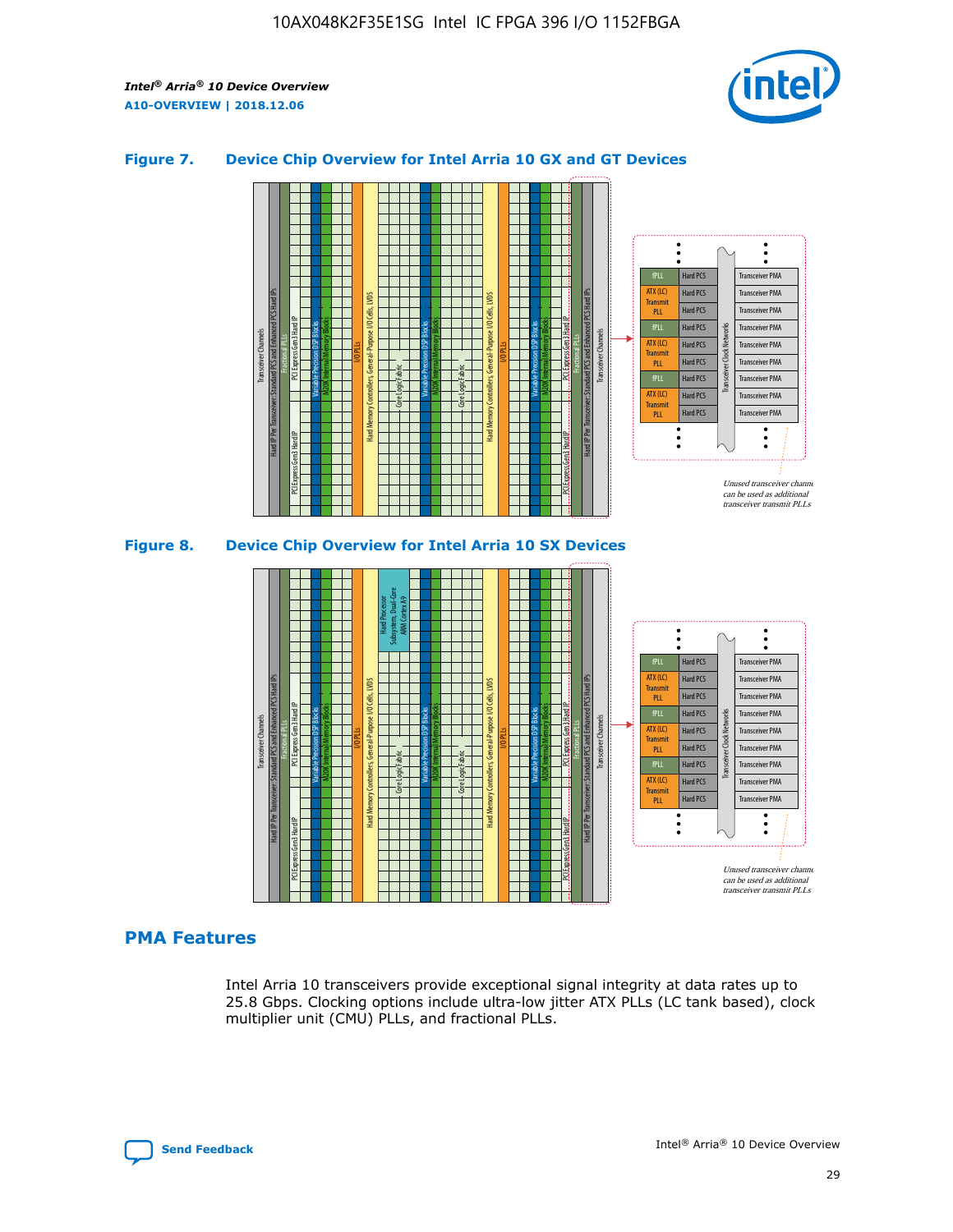### Figure 7. Device Chip Overview for Intel Arria 10 GX and GT Devices

### Figure 8. Device Chip Overview for Intel Arria 10 SX Devices

## PMA Features

Intel Arria 10 transceivers provide exceptional signal integrity at data rates up to 25.8 Gbps. Clocking options include ultra-low jitter ATX PLLs (LC tank based), clock multiplier unit (CMU) PLLs, and fractional PLLs.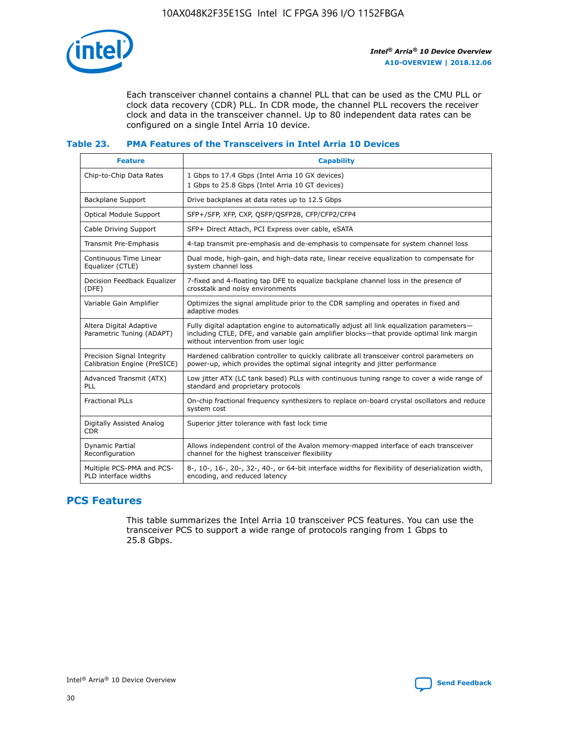Each transceiver channel contains a channel PLL that can be used as the CMU PLL or clock data recovery (CDR) PLL. In CDR mode, the channel PLL recovers the receiver clock and data in the transceiver channel. Up to 80 independent data rates can be configured on a single Intel Arria 10 device.

### Table 23. PMA Features of the Transceivers in Intel Arria 10 Devices

| Feature | Capability |
|---|---|
| Chip-to-Chip Data Rates | 1 Gbps to 17.4 Gbps (Intel Arria 10 GX devices)<br>1 Gbps to 25.8 Gbps (Intel Arria 10 GT devices) |
| Backplane Support | Drive backplanes at data rates up to 12.5 Gbps |
| Optical Module Support | SFP+/SFP, XFP, CXP, QSFP/QSFP28, CFP/CFP2/CFP4 |
| Cable Driving Support | SFP+ Direct Attach, PCI Express over cable, eSATA |
| Transmit Pre-Emphasis | 4-tap transmit pre-emphasis and de-emphasis to compensate for system channel loss |
| Continuous Time Linear Equalizer (CTLE) | Dual mode, high-gain, and high-data rate, linear receive equalization to compensate for system channel loss |
| Decision Feedback Equalizer (DFE) | 7-fixed and 4-floating tap DFE to equalize backplane channel loss in the presence of crosstalk and noisy environments |
| Variable Gain Amplifier | Optimizes the signal amplitude prior to the CDR sampling and operates in fixed and adaptive modes |
| Altera Digital Adaptive Parametric Tuning (ADAPT) | Fully digital adaptation engine to automatically adjust all link equalization parameters—including CTLE, DFE, and variable gain amplifier blocks—that provide optimal link margin without intervention from user logic |
| Precision Signal Integrity Calibration Engine (PreSICE) | Hardened calibration controller to quickly calibrate all transceiver control parameters on power-up, which provides the optimal signal integrity and jitter performance |
| Advanced Transmit (ATX) PLL | Low jitter ATX (LC tank based) PLLs with continuous tuning range to cover a wide range of standard and proprietary protocols |
| Fractional PLLs | On-chip fractional frequency synthesizers to replace on-board crystal oscillators and reduce system cost |
| Digitally Assisted Analog CDR | Superior jitter tolerance with fast lock time |
| Dynamic Partial Reconfiguration | Allows independent control of the Avalon memory-mapped interface of each transceiver channel for the highest transceiver flexibility |
| Multiple PCS-PMA and PCS-PLD interface widths | 8-, 10-, 16-, 20-, 32-, 40-, or 64-bit interface widths for flexibility of deserialization width, encoding, and reduced latency |

## PCS Features

This table summarizes the Intel Arria 10 transceiver PCS features. You can use the transceiver PCS to support a wide range of protocols ranging from 1 Gbps to 25.8 Gbps.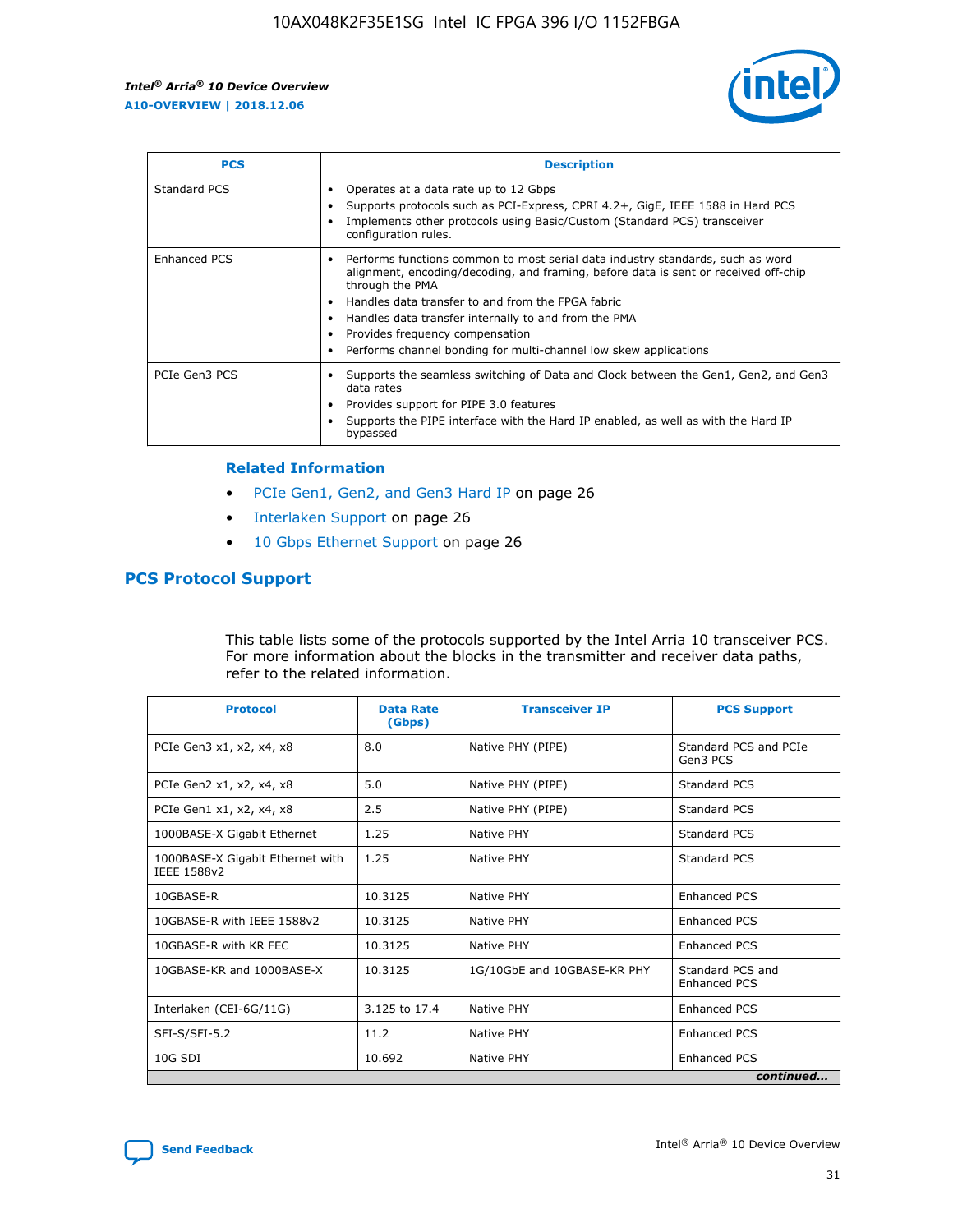| PCS | Description |
| --- | --- |
| Standard PCS | • Operates at a data rate up to 12 Gbps<br>• Supports protocols such as PCI-Express, CPRI 4.2+, GigE, IEEE 1588 in Hard PCS<br>• Implements other protocols using Basic/Custom (Standard PCS) transceiver configuration rules. |
| Enhanced PCS | • Performs functions common to most serial data industry standards, such as word alignment, encoding/decoding, and framing, before data is sent or received off-chip through the PMA<br>• Handles data transfer to and from the FPGA fabric<br>• Handles data transfer internally to and from the PMA<br>• Provides frequency compensation<br>• Performs channel bonding for multi-channel low skew applications |
| PCIe Gen3 PCS | • Supports the seamless switching of Data and Clock between the Gen1, Gen2, and Gen3 data rates<br>• Provides support for PIPE 3.0 features<br>• Supports the PIPE interface with the Hard IP enabled, as well as with the Hard IP bypassed |

### Related Information

- PCIe Gen1, Gen2, and Gen3 Hard IP on page 26
- Interlaken Support on page 26
- 10 Gbps Ethernet Support on page 26

## PCS Protocol Support

This table lists some of the protocols supported by the Intel Arria 10 transceiver PCS. For more information about the blocks in the transmitter and receiver data paths, refer to the related information.

| Protocol | Data Rate (Gbps) | Transceiver IP | PCS Support |
| --- | --- | --- | --- |
| PCIe Gen3 x1, x2, x4, x8 | 8.0 | Native PHY (PIPE) | Standard PCS and PCIe Gen3 PCS |
| PCIe Gen2 x1, x2, x4, x8 | 5.0 | Native PHY (PIPE) | Standard PCS |
| PCIe Gen1 x1, x2, x4, x8 | 2.5 | Native PHY (PIPE) | Standard PCS |
| 1000BASE-X Gigabit Ethernet | 1.25 | Native PHY | Standard PCS |
| 1000BASE-X Gigabit Ethernet with IEEE 1588v2 | 1.25 | Native PHY | Standard PCS |
| 10GBASE-R | 10.3125 | Native PHY | Enhanced PCS |
| 10GBASE-R with IEEE 1588v2 | 10.3125 | Native PHY | Enhanced PCS |
| 10GBASE-R with KR FEC | 10.3125 | Native PHY | Enhanced PCS |
| 10GBASE-KR and 1000BASE-X | 10.3125 | 1G/10GbE and 10GBASE-KR PHY | Standard PCS and Enhanced PCS |
| Interlaken (CEI-6G/11G) | 3.125 to 17.4 | Native PHY | Enhanced PCS |
| SFI-S/SFI-5.2 | 11.2 | Native PHY | Enhanced PCS |
| 10G SDI | 10.692 | Native PHY | Enhanced PCS |

*continued...*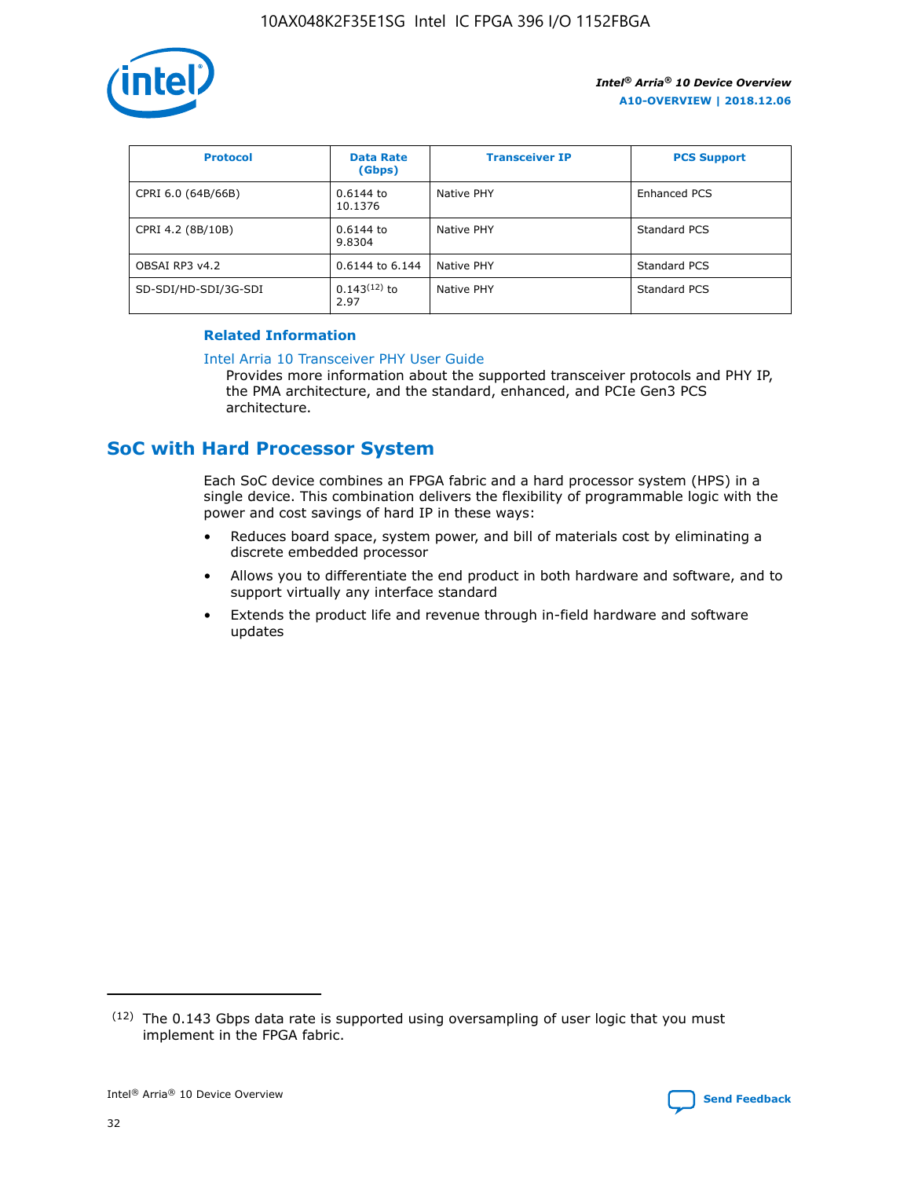| Protocol | Data Rate (Gbps) | Transceiver IP | PCS Support |
|---|---|---|---|
| CPRI 6.0 (64B/66B) | 0.6144 to 10.1376 | Native PHY | Enhanced PCS |
| CPRI 4.2 (8B/10B) | 0.6144 to 9.8304 | Native PHY | Standard PCS |
| OBSAI RP3 v4.2 | 0.6144 to 6.144 | Native PHY | Standard PCS |
| SD-SDI/HD-SDI/3G-SDI | 0.143[12] to 2.97 | Native PHY | Standard PCS |

### Related Information

Intel Arria 10 Transceiver PHY User Guide
Provides more information about the supported transceiver protocols and PHY IP, the PMA architecture, and the standard, enhanced, and PCIe Gen3 PCS architecture.

## SoC with Hard Processor System

Each SoC device combines an FPGA fabric and a hard processor system (HPS) in a single device. This combination delivers the flexibility of programmable logic with the power and cost savings of hard IP in these ways:

- Reduces board space, system power, and bill of materials cost by eliminating a discrete embedded processor
- Allows you to differentiate the end product in both hardware and software, and to support virtually any interface standard
- Extends the product life and revenue through in-field hardware and software updates

[12] The 0.143 Gbps data rate is supported using oversampling of user logic that you must implement in the FPGA fabric.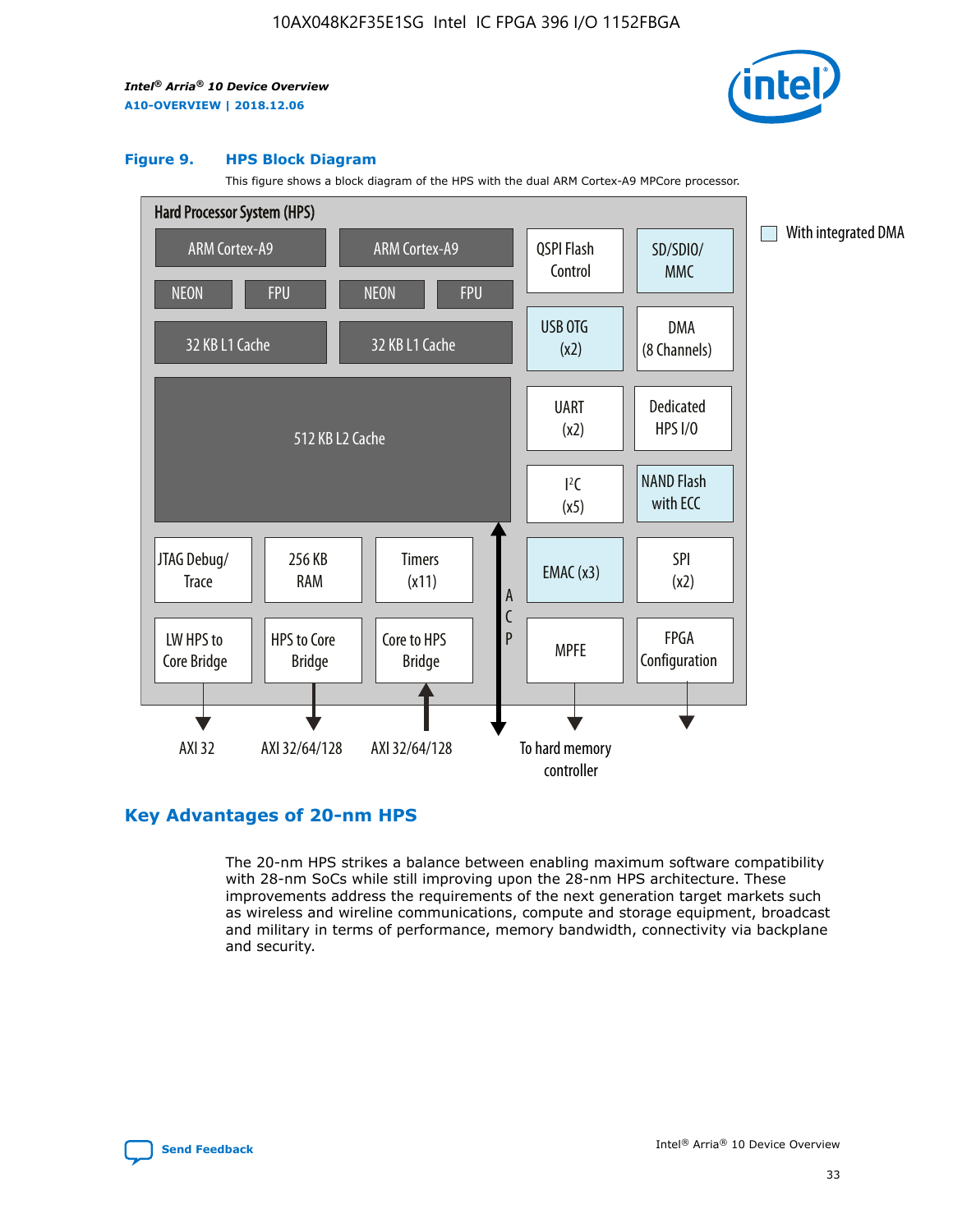**Figure 9. HPS Block Diagram**

This figure shows a block diagram of the HPS with the dual ARM Cortex-A9 MPCore processor.

Hard Processor System (HPS)

ARM Cortex-A9 | ARM Cortex-A9
NEON | FPU | NEON | FPU
32 KB L1 Cache | 32 KB L1 Cache
512 KB L2 Cache

QSPI Flash Control | SD/SDIO/ MMC
USB OTG (x2) | DMA (8 Channels)
UART (x2) | Dedicated HPS I/O
I²C (x5) | NAND Flash with ECC
EMAC (x3) | SPI (x2)
MPFE | FPGA Configuration

JTAG Debug/ Trace | 256 KB RAM | Timers (x11)
LW HPS to Core Bridge | HPS to Core Bridge | Core to HPS Bridge

ACP

AXI 32 | AXI 32/64/128 | AXI 32/64/128 | To hard memory controller

With integrated DMA

## Key Advantages of 20-nm HPS

The 20-nm HPS strikes a balance between enabling maximum software compatibility with 28-nm SoCs while still improving upon the 28-nm HPS architecture. These improvements address the requirements of the next generation target markets such as wireless and wireline communications, compute and storage equipment, broadcast and military in terms of performance, memory bandwidth, connectivity via backplane and security.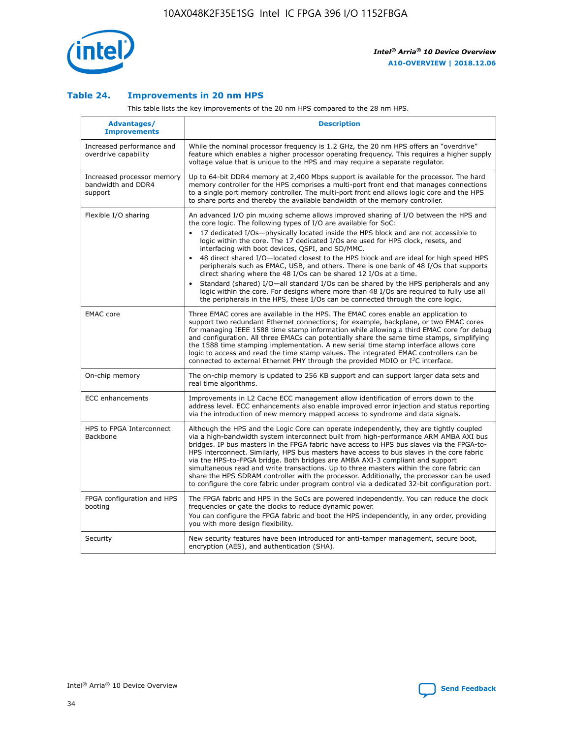### Table 24. Improvements in 20 nm HPS

This table lists the key improvements of the 20 nm HPS compared to the 28 nm HPS.

| Advantages/ Improvements | Description |
|---|---|
| Increased performance and overdrive capability | While the nominal processor frequency is 1.2 GHz, the 20 nm HPS offers an "overdrive" feature which enables a higher processor operating frequency. This requires a higher supply voltage value that is unique to the HPS and may require a separate regulator. |
| Increased processor memory bandwidth and DDR4 support | Up to 64-bit DDR4 memory at 2,400 Mbps support is available for the processor. The hard memory controller for the HPS comprises a multi-port front end that manages connections to a single port memory controller. The multi-port front end allows logic core and the HPS to share ports and thereby the available bandwidth of the memory controller. |
| Flexible I/O sharing | An advanced I/O pin muxing scheme allows improved sharing of I/O between the HPS and the core logic. The following types of I/O are available for SoC:<br>• 17 dedicated I/Os—physically located inside the HPS block and are not accessible to logic within the core. The 17 dedicated I/Os are used for HPS clock, resets, and interfacing with boot devices, QSPI, and SD/MMC.<br>• 48 direct shared I/O—located closest to the HPS block and are ideal for high speed HPS peripherals such as EMAC, USB, and others. There is one bank of 48 I/Os that supports direct sharing where the 48 I/Os can be shared 12 I/Os at a time.<br>• Standard (shared) I/O—all standard I/Os can be shared by the HPS peripherals and any logic within the core. For designs where more than 48 I/Os are required to fully use all the peripherals in the HPS, these I/Os can be connected through the core logic. |
| EMAC core | Three EMAC cores are available in the HPS. The EMAC cores enable an application to support two redundant Ethernet connections; for example, backplane, or two EMAC cores for managing IEEE 1588 time stamp information while allowing a third EMAC core for debug and configuration. All three EMACs can potentially share the same time stamps, simplifying the 1588 time stamping implementation. A new serial time stamp interface allows core logic to access and read the time stamp values. The integrated EMAC controllers can be connected to external Ethernet PHY through the provided MDIO or I²C interface. |
| On-chip memory | The on-chip memory is updated to 256 KB support and can support larger data sets and real time algorithms. |
| ECC enhancements | Improvements in L2 Cache ECC management allow identification of errors down to the address level. ECC enhancements also enable improved error injection and status reporting via the introduction of new memory mapped access to syndrome and data signals. |
| HPS to FPGA Interconnect Backbone | Although the HPS and the Logic Core can operate independently, they are tightly coupled via a high-bandwidth system interconnect built from high-performance ARM AMBA AXI bus bridges. IP bus masters in the FPGA fabric have access to HPS bus slaves via the FPGA-to-HPS interconnect. Similarly, HPS bus masters have access to bus slaves in the core fabric via the HPS-to-FPGA bridge. Both bridges are AMBA AXI-3 compliant and support simultaneous read and write transactions. Up to three masters within the core fabric can share the HPS SDRAM controller with the processor. Additionally, the processor can be used to configure the core fabric under program control via a dedicated 32-bit configuration port. |
| FPGA configuration and HPS booting | The FPGA fabric and HPS in the SoCs are powered independently. You can reduce the clock frequencies or gate the clocks to reduce dynamic power.<br>You can configure the FPGA fabric and boot the HPS independently, in any order, providing you with more design flexibility. |
| Security | New security features have been introduced for anti-tamper management, secure boot, encryption (AES), and authentication (SHA). |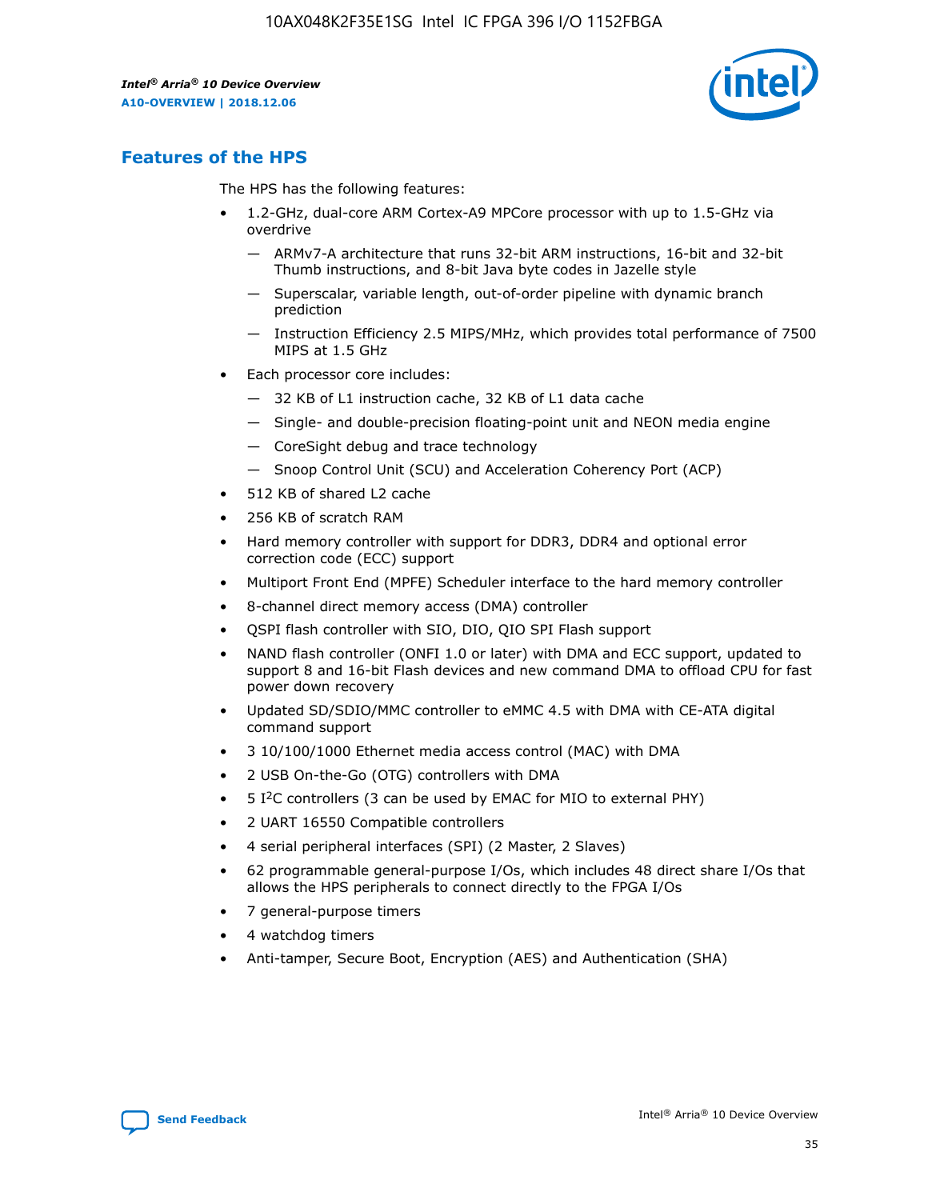## Features of the HPS

The HPS has the following features:

- 1.2-GHz, dual-core ARM Cortex-A9 MPCore processor with up to 1.5-GHz via overdrive
  - — ARMv7-A architecture that runs 32-bit ARM instructions, 16-bit and 32-bit Thumb instructions, and 8-bit Java byte codes in Jazelle style
  - — Superscalar, variable length, out-of-order pipeline with dynamic branch prediction
  - — Instruction Efficiency 2.5 MIPS/MHz, which provides total performance of 7500 MIPS at 1.5 GHz
- Each processor core includes:
  - — 32 KB of L1 instruction cache, 32 KB of L1 data cache
  - — Single- and double-precision floating-point unit and NEON media engine
  - — CoreSight debug and trace technology
  - — Snoop Control Unit (SCU) and Acceleration Coherency Port (ACP)
- 512 KB of shared L2 cache
- 256 KB of scratch RAM
- Hard memory controller with support for DDR3, DDR4 and optional error correction code (ECC) support
- Multiport Front End (MPFE) Scheduler interface to the hard memory controller
- 8-channel direct memory access (DMA) controller
- QSPI flash controller with SIO, DIO, QIO SPI Flash support
- NAND flash controller (ONFI 1.0 or later) with DMA and ECC support, updated to support 8 and 16-bit Flash devices and new command DMA to offload CPU for fast power down recovery
- Updated SD/SDIO/MMC controller to eMMC 4.5 with DMA with CE-ATA digital command support
- 3 10/100/1000 Ethernet media access control (MAC) with DMA
- 2 USB On-the-Go (OTG) controllers with DMA
- 5 I²C controllers (3 can be used by EMAC for MIO to external PHY)
- 2 UART 16550 Compatible controllers
- 4 serial peripheral interfaces (SPI) (2 Master, 2 Slaves)
- 62 programmable general-purpose I/Os, which includes 48 direct share I/Os that allows the HPS peripherals to connect directly to the FPGA I/Os
- 7 general-purpose timers
- 4 watchdog timers
- Anti-tamper, Secure Boot, Encryption (AES) and Authentication (SHA)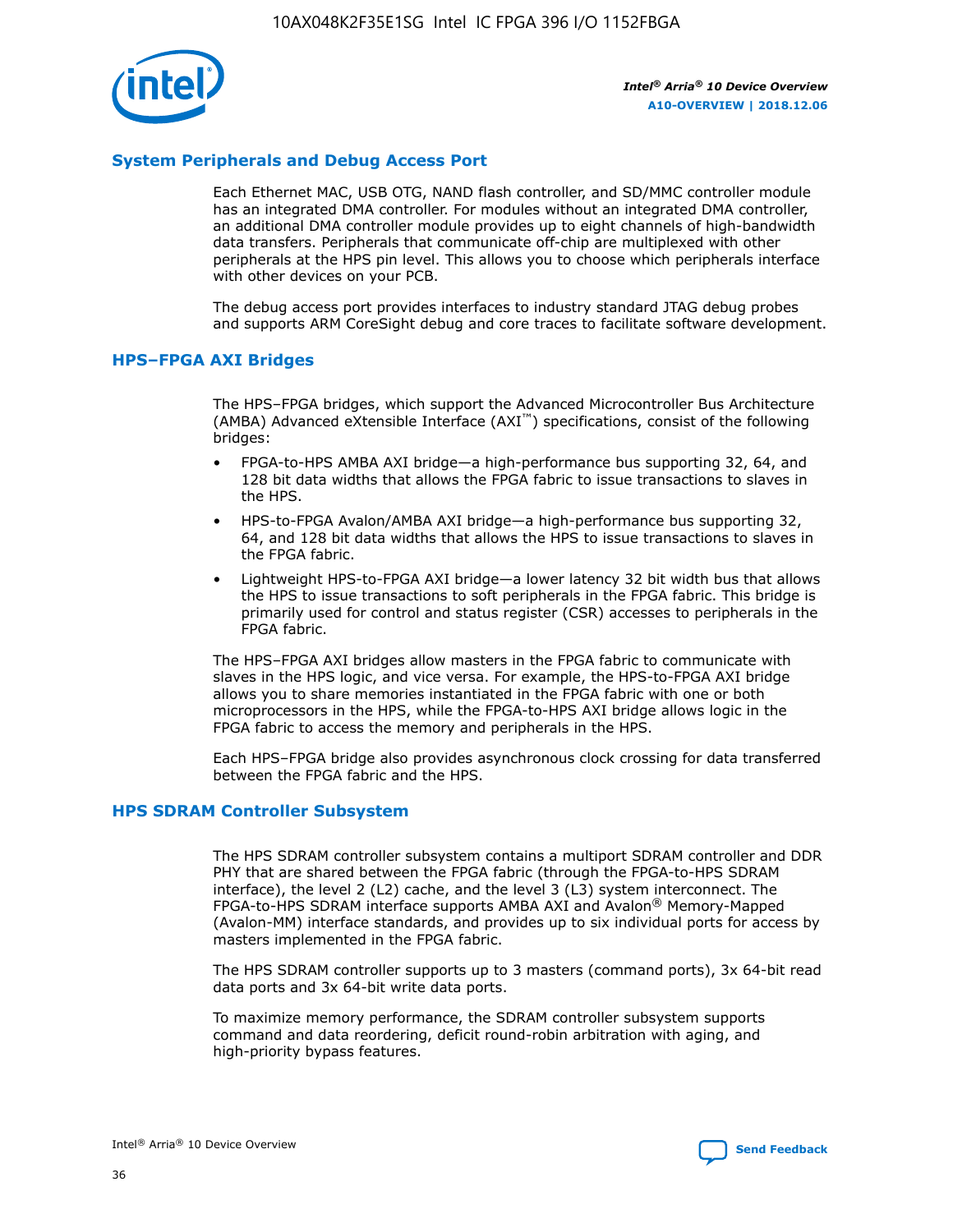## System Peripherals and Debug Access Port

Each Ethernet MAC, USB OTG, NAND flash controller, and SD/MMC controller module has an integrated DMA controller. For modules without an integrated DMA controller, an additional DMA controller module provides up to eight channels of high-bandwidth data transfers. Peripherals that communicate off-chip are multiplexed with other peripherals at the HPS pin level. This allows you to choose which peripherals interface with other devices on your PCB.

The debug access port provides interfaces to industry standard JTAG debug probes and supports ARM CoreSight debug and core traces to facilitate software development.

## HPS–FPGA AXI Bridges

The HPS–FPGA bridges, which support the Advanced Microcontroller Bus Architecture (AMBA) Advanced eXtensible Interface (AXI™) specifications, consist of the following bridges:

- FPGA-to-HPS AMBA AXI bridge—a high-performance bus supporting 32, 64, and 128 bit data widths that allows the FPGA fabric to issue transactions to slaves in the HPS.
- HPS-to-FPGA Avalon/AMBA AXI bridge—a high-performance bus supporting 32, 64, and 128 bit data widths that allows the HPS to issue transactions to slaves in the FPGA fabric.
- Lightweight HPS-to-FPGA AXI bridge—a lower latency 32 bit width bus that allows the HPS to issue transactions to soft peripherals in the FPGA fabric. This bridge is primarily used for control and status register (CSR) accesses to peripherals in the FPGA fabric.

The HPS–FPGA AXI bridges allow masters in the FPGA fabric to communicate with slaves in the HPS logic, and vice versa. For example, the HPS-to-FPGA AXI bridge allows you to share memories instantiated in the FPGA fabric with one or both microprocessors in the HPS, while the FPGA-to-HPS AXI bridge allows logic in the FPGA fabric to access the memory and peripherals in the HPS.

Each HPS–FPGA bridge also provides asynchronous clock crossing for data transferred between the FPGA fabric and the HPS.

## HPS SDRAM Controller Subsystem

The HPS SDRAM controller subsystem contains a multiport SDRAM controller and DDR PHY that are shared between the FPGA fabric (through the FPGA-to-HPS SDRAM interface), the level 2 (L2) cache, and the level 3 (L3) system interconnect. The FPGA-to-HPS SDRAM interface supports AMBA AXI and Avalon® Memory-Mapped (Avalon-MM) interface standards, and provides up to six individual ports for access by masters implemented in the FPGA fabric.

The HPS SDRAM controller supports up to 3 masters (command ports), 3x 64-bit read data ports and 3x 64-bit write data ports.

To maximize memory performance, the SDRAM controller subsystem supports command and data reordering, deficit round-robin arbitration with aging, and high-priority bypass features.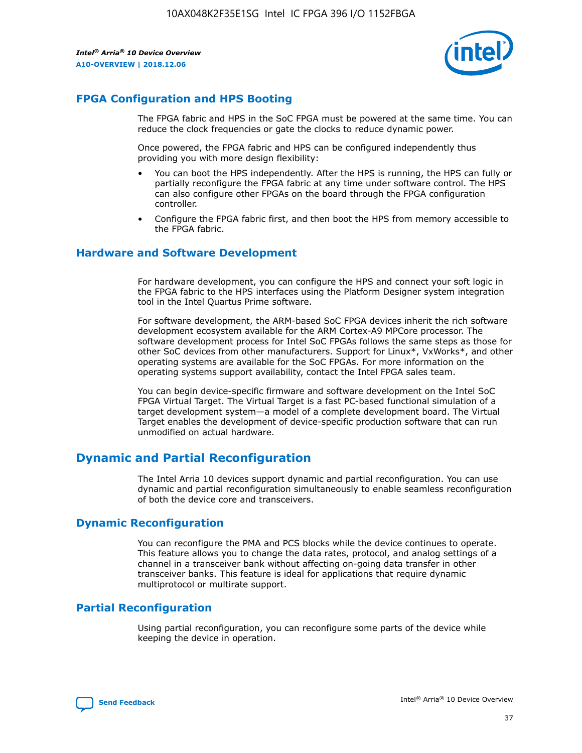## FPGA Configuration and HPS Booting

The FPGA fabric and HPS in the SoC FPGA must be powered at the same time. You can reduce the clock frequencies or gate the clocks to reduce dynamic power.

Once powered, the FPGA fabric and HPS can be configured independently thus providing you with more design flexibility:

- You can boot the HPS independently. After the HPS is running, the HPS can fully or partially reconfigure the FPGA fabric at any time under software control. The HPS can also configure other FPGAs on the board through the FPGA configuration controller.
- Configure the FPGA fabric first, and then boot the HPS from memory accessible to the FPGA fabric.

## Hardware and Software Development

For hardware development, you can configure the HPS and connect your soft logic in the FPGA fabric to the HPS interfaces using the Platform Designer system integration tool in the Intel Quartus Prime software.

For software development, the ARM-based SoC FPGA devices inherit the rich software development ecosystem available for the ARM Cortex-A9 MPCore processor. The software development process for Intel SoC FPGAs follows the same steps as those for other SoC devices from other manufacturers. Support for Linux*, VxWorks*, and other operating systems are available for the SoC FPGAs. For more information on the operating systems support availability, contact the Intel FPGA sales team.

You can begin device-specific firmware and software development on the Intel SoC FPGA Virtual Target. The Virtual Target is a fast PC-based functional simulation of a target development system—a model of a complete development board. The Virtual Target enables the development of device-specific production software that can run unmodified on actual hardware.

# Dynamic and Partial Reconfiguration

The Intel Arria 10 devices support dynamic and partial reconfiguration. You can use dynamic and partial reconfiguration simultaneously to enable seamless reconfiguration of both the device core and transceivers.

## Dynamic Reconfiguration

You can reconfigure the PMA and PCS blocks while the device continues to operate. This feature allows you to change the data rates, protocol, and analog settings of a channel in a transceiver bank without affecting on-going data transfer in other transceiver banks. This feature is ideal for applications that require dynamic multiprotocol or multirate support.

## Partial Reconfiguration

Using partial reconfiguration, you can reconfigure some parts of the device while keeping the device in operation.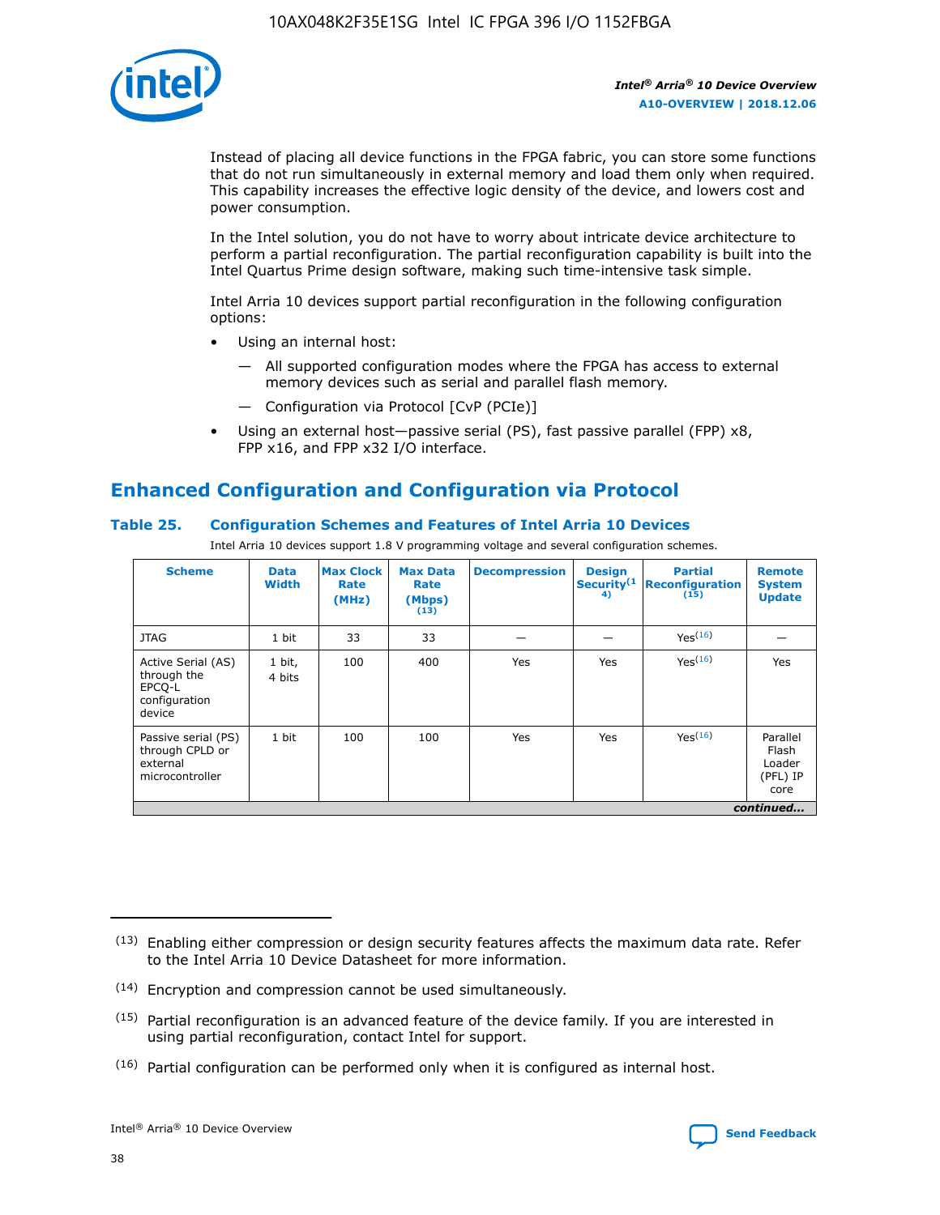Instead of placing all device functions in the FPGA fabric, you can store some functions that do not run simultaneously in external memory and load them only when required. This capability increases the effective logic density of the device, and lowers cost and power consumption.

In the Intel solution, you do not have to worry about intricate device architecture to perform a partial reconfiguration. The partial reconfiguration capability is built into the Intel Quartus Prime design software, making such time-intensive task simple.

Intel Arria 10 devices support partial reconfiguration in the following configuration options:

- Using an internal host:
  - — All supported configuration modes where the FPGA has access to external memory devices such as serial and parallel flash memory.
  - — Configuration via Protocol [CvP (PCIe)]
- Using an external host—passive serial (PS), fast passive parallel (FPP) x8, FPP x16, and FPP x32 I/O interface.

## Enhanced Configuration and Configuration via Protocol

### Table 25. Configuration Schemes and Features of Intel Arria 10 Devices

Intel Arria 10 devices support 1.8 V programming voltage and several configuration schemes.

| Scheme | Data Width | Max Clock Rate (MHz) | Max Data Rate (Mbps) (13) | Decompression | Design Security (14) | Partial Reconfiguration (15) | Remote System Update |
|---|---|---|---|---|---|---|---|
| JTAG | 1 bit | 33 | 33 | — | — | Yes(16) | — |
| Active Serial (AS) through the EPCQ-L configuration device | 1 bit, 4 bits | 100 | 400 | Yes | Yes | Yes(16) | Yes |
| Passive serial (PS) through CPLD or external microcontroller | 1 bit | 100 | 100 | Yes | Yes | Yes(16) | Parallel Flash Loader (PFL) IP core |

*continued...*

(13) Enabling either compression or design security features affects the maximum data rate. Refer to the Intel Arria 10 Device Datasheet for more information.

(14) Encryption and compression cannot be used simultaneously.

(15) Partial reconfiguration is an advanced feature of the device family. If you are interested in using partial reconfiguration, contact Intel for support.

(16) Partial configuration can be performed only when it is configured as internal host.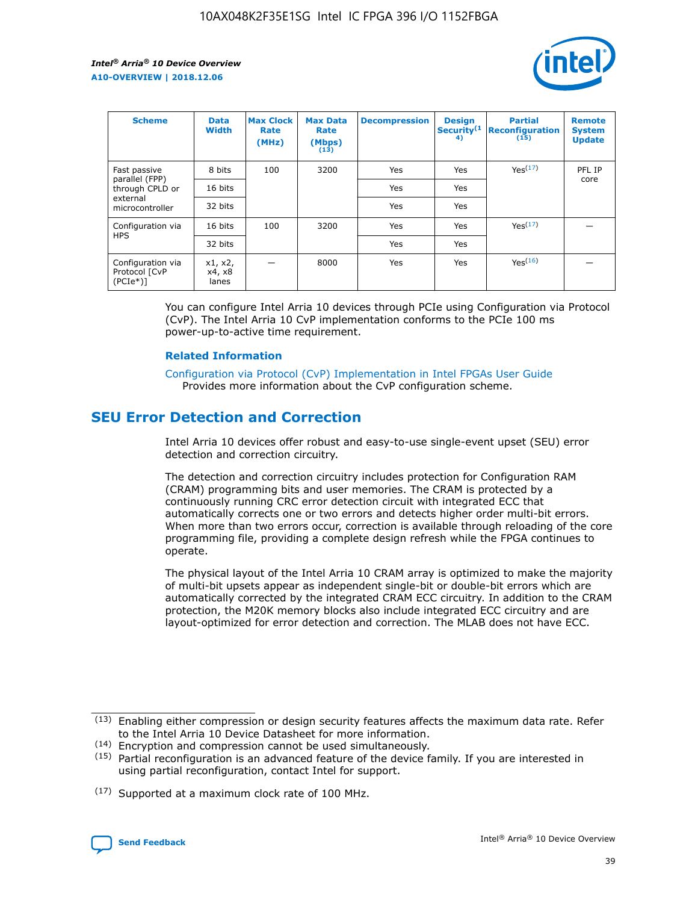| Scheme | Data Width | Max Clock Rate (MHz) | Max Data Rate (Mbps) (13) | Decompression | Design Security(14) | Partial Reconfiguration (15) | Remote System Update |
|---|---|---|---|---|---|---|---|
| Fast passive parallel (FPP) through CPLD or external microcontroller | 8 bits | 100 | 3200 | Yes | Yes | Yes(17) | PFL IP core |
| | 16 bits | | | Yes | Yes | | |
| | 32 bits | | | Yes | Yes | | |
| Configuration via HPS | 16 bits | 100 | 3200 | Yes | Yes | Yes(17) | — |
| | 32 bits | | | Yes | Yes | | |
| Configuration via Protocol [CvP (PCIe*)] | x1, x2, x4, x8 lanes | — | 8000 | Yes | Yes | Yes(16) | — |

You can configure Intel Arria 10 devices through PCIe using Configuration via Protocol (CvP). The Intel Arria 10 CvP implementation conforms to the PCIe 100 ms power-up-to-active time requirement.

**Related Information**

Configuration via Protocol (CvP) Implementation in Intel FPGAs User Guide
Provides more information about the CvP configuration scheme.

## SEU Error Detection and Correction

Intel Arria 10 devices offer robust and easy-to-use single-event upset (SEU) error detection and correction circuitry.

The detection and correction circuitry includes protection for Configuration RAM (CRAM) programming bits and user memories. The CRAM is protected by a continuously running CRC error detection circuit with integrated ECC that automatically corrects one or two errors and detects higher order multi-bit errors. When more than two errors occur, correction is available through reloading of the core programming file, providing a complete design refresh while the FPGA continues to operate.

The physical layout of the Intel Arria 10 CRAM array is optimized to make the majority of multi-bit upsets appear as independent single-bit or double-bit errors which are automatically corrected by the integrated CRAM ECC circuitry. In addition to the CRAM protection, the M20K memory blocks also include integrated ECC circuitry and are layout-optimized for error detection and correction. The MLAB does not have ECC.

(13) Enabling either compression or design security features affects the maximum data rate. Refer to the Intel Arria 10 Device Datasheet for more information.

(14) Encryption and compression cannot be used simultaneously.

(15) Partial reconfiguration is an advanced feature of the device family. If you are interested in using partial reconfiguration, contact Intel for support.

(17) Supported at a maximum clock rate of 100 MHz.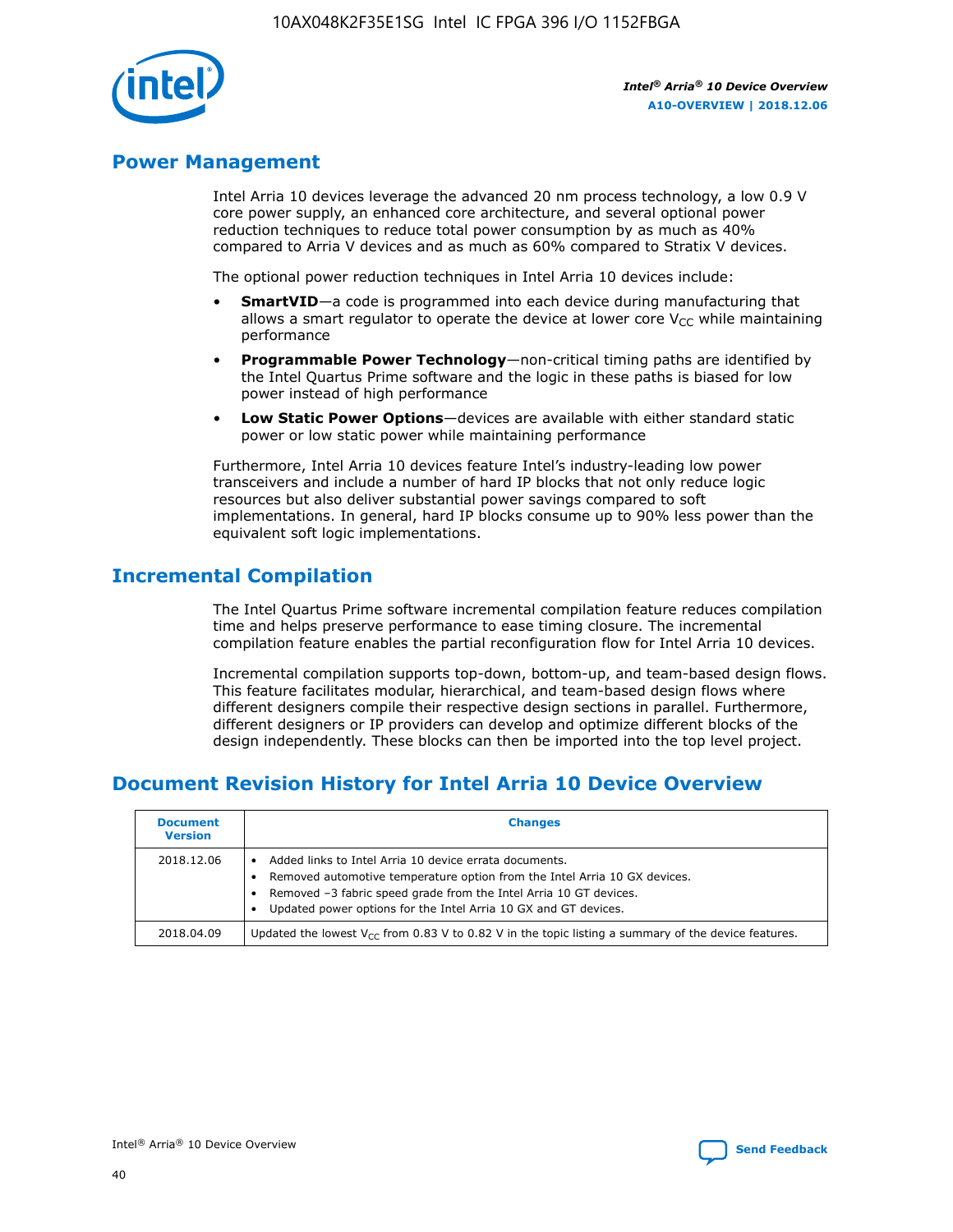## Power Management

Intel Arria 10 devices leverage the advanced 20 nm process technology, a low 0.9 V core power supply, an enhanced core architecture, and several optional power reduction techniques to reduce total power consumption by as much as 40% compared to Arria V devices and as much as 60% compared to Stratix V devices.

The optional power reduction techniques in Intel Arria 10 devices include:

- **SmartVID**—a code is programmed into each device during manufacturing that allows a smart regulator to operate the device at lower core $V_{CC}$ while maintaining performance
- **Programmable Power Technology**—non-critical timing paths are identified by the Intel Quartus Prime software and the logic in these paths is biased for low power instead of high performance
- **Low Static Power Options**—devices are available with either standard static power or low static power while maintaining performance

Furthermore, Intel Arria 10 devices feature Intel's industry-leading low power transceivers and include a number of hard IP blocks that not only reduce logic resources but also deliver substantial power savings compared to soft implementations. In general, hard IP blocks consume up to 90% less power than the equivalent soft logic implementations.

## Incremental Compilation

The Intel Quartus Prime software incremental compilation feature reduces compilation time and helps preserve performance to ease timing closure. The incremental compilation feature enables the partial reconfiguration flow for Intel Arria 10 devices.

Incremental compilation supports top-down, bottom-up, and team-based design flows. This feature facilitates modular, hierarchical, and team-based design flows where different designers compile their respective design sections in parallel. Furthermore, different designers or IP providers can develop and optimize different blocks of the design independently. These blocks can then be imported into the top level project.

## Document Revision History for Intel Arria 10 Device Overview

| Document Version | Changes |
| --- | --- |
| 2018.12.06 | • Added links to Intel Arria 10 device errata documents.<br>• Removed automotive temperature option from the Intel Arria 10 GX devices.<br>• Removed –3 fabric speed grade from the Intel Arria 10 GT devices.<br>• Updated power options for the Intel Arria 10 GX and GT devices. |
| 2018.04.09 | Updated the lowest $V_{CC}$ from 0.83 V to 0.82 V in the topic listing a summary of the device features. |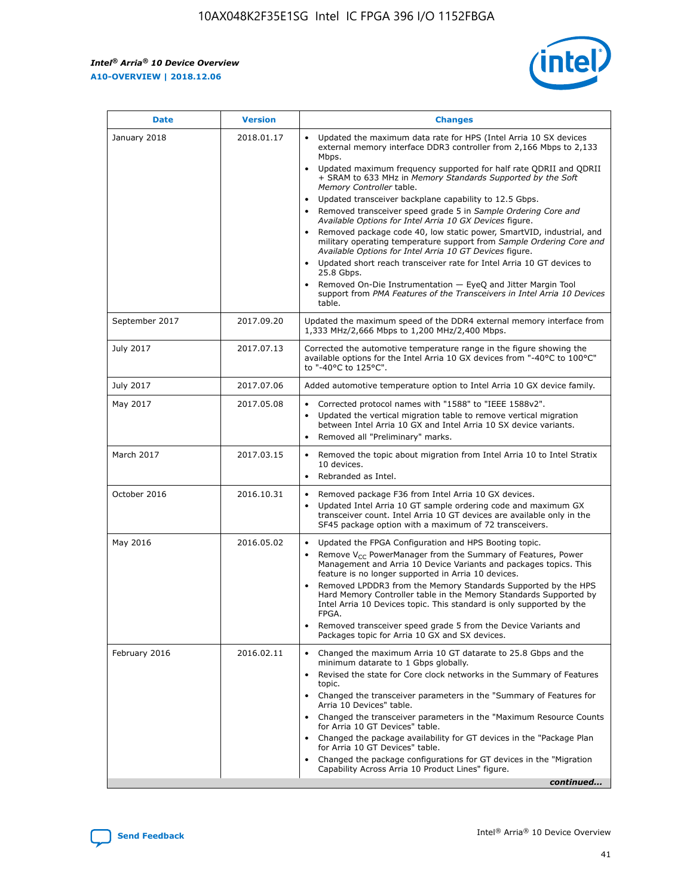| Date | Version | Changes |
| --- | --- | --- |
| January 2018 | 2018.01.17 | • Updated the maximum data rate for HPS (Intel Arria 10 SX devices external memory interface DDR3 controller from 2,166 Mbps to 2,133 Mbps.<br>• Updated maximum frequency supported for half rate QDRII and QDRII + SRAM to 633 MHz in *Memory Standards Supported by the Soft Memory Controller* table.<br>• Updated transceiver backplane capability to 12.5 Gbps.<br>• Removed transceiver speed grade 5 in *Sample Ordering Core and Available Options for Intel Arria 10 GX Devices* figure.<br>• Removed package code 40, low static power, SmartVID, industrial, and military operating temperature support from *Sample Ordering Core and Available Options for Intel Arria 10 GT Devices* figure.<br>• Updated short reach transceiver rate for Intel Arria 10 GT devices to 25.8 Gbps.<br>• Removed On-Die Instrumentation — EyeQ and Jitter Margin Tool support from *PMA Features of the Transceivers in Intel Arria 10 Devices* table. |
| September 2017 | 2017.09.20 | Updated the maximum speed of the DDR4 external memory interface from 1,333 MHz/2,666 Mbps to 1,200 MHz/2,400 Mbps. |
| July 2017 | 2017.07.13 | Corrected the automotive temperature range in the figure showing the available options for the Intel Arria 10 GX devices from "-40°C to 100°C" to "-40°C to 125°C". |
| July 2017 | 2017.07.06 | Added automotive temperature option to Intel Arria 10 GX device family. |
| May 2017 | 2017.05.08 | • Corrected protocol names with "1588" to "IEEE 1588v2".<br>• Updated the vertical migration table to remove vertical migration between Intel Arria 10 GX and Intel Arria 10 SX device variants.<br>• Removed all "Preliminary" marks. |
| March 2017 | 2017.03.15 | • Removed the topic about migration from Intel Arria 10 to Intel Stratix 10 devices.<br>• Rebranded as Intel. |
| October 2016 | 2016.10.31 | • Removed package F36 from Intel Arria 10 GX devices.<br>• Updated Intel Arria 10 GT sample ordering code and maximum GX transceiver count. Intel Arria 10 GT devices are available only in the SF45 package option with a maximum of 72 transceivers. |
| May 2016 | 2016.05.02 | • Updated the FPGA Configuration and HPS Booting topic.<br>• Remove $V_{CC}$ PowerManager from the Summary of Features, Power Management and Arria 10 Device Variants and packages topics. This feature is no longer supported in Arria 10 devices.<br>• Removed LPDDR3 from the Memory Standards Supported by the HPS Hard Memory Controller table in the Memory Standards Supported by Intel Arria 10 Devices topic. This standard is only supported by the FPGA.<br>• Removed transceiver speed grade 5 from the Device Variants and Packages topic for Arria 10 GX and SX devices. |
| February 2016 | 2016.02.11 | • Changed the maximum Arria 10 GT datarate to 25.8 Gbps and the minimum datarate to 1 Gbps globally.<br>• Revised the state for Core clock networks in the Summary of Features topic.<br>• Changed the transceiver parameters in the "Summary of Features for Arria 10 Devices" table.<br>• Changed the transceiver parameters in the "Maximum Resource Counts for Arria 10 GT Devices" table.<br>• Changed the package availability for GT devices in the "Package Plan for Arria 10 GT Devices" table.<br>• Changed the package configurations for GT devices in the "Migration Capability Across Arria 10 Product Lines" figure. |

*continued...*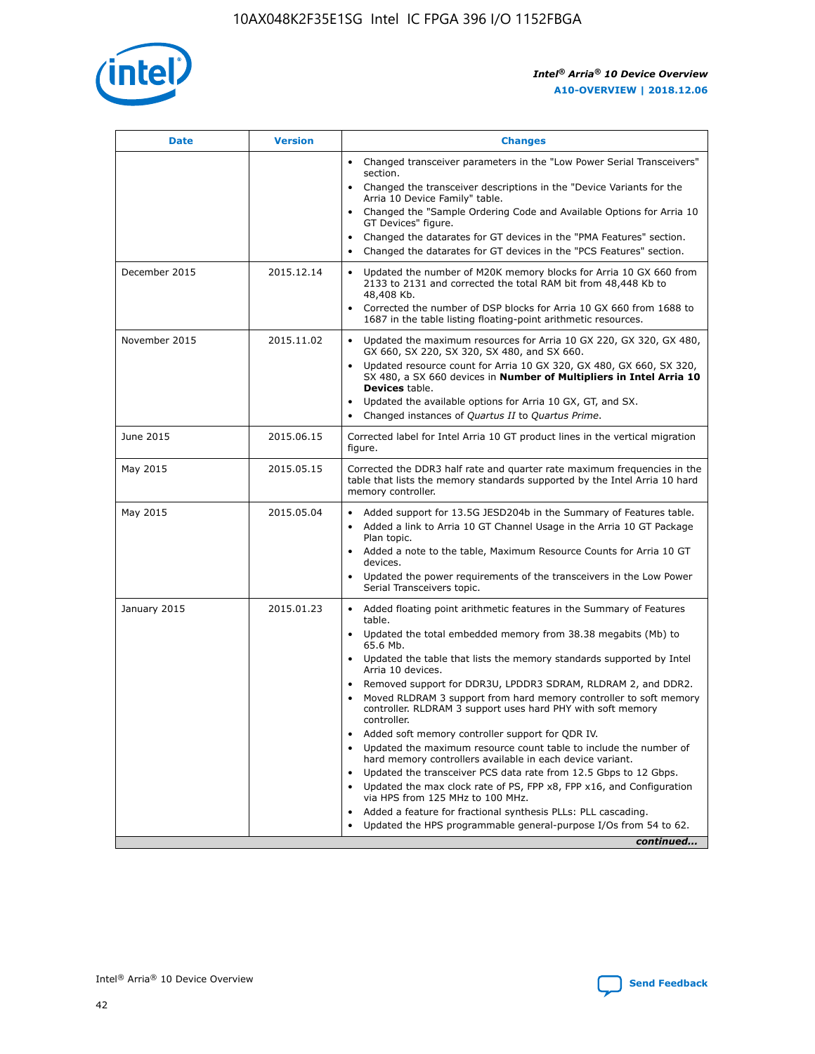| Date | Version | Changes |
| --- | --- | --- |
| | | • Changed transceiver parameters in the "Low Power Serial Transceivers" section.<br>• Changed the transceiver descriptions in the "Device Variants for the Arria 10 Device Family" table.<br>• Changed the "Sample Ordering Code and Available Options for Arria 10 GT Devices" figure.<br>• Changed the datarates for GT devices in the "PMA Features" section.<br>• Changed the datarates for GT devices in the "PCS Features" section. |
| December 2015 | 2015.12.14 | • Updated the number of M20K memory blocks for Arria 10 GX 660 from 2133 to 2131 and corrected the total RAM bit from 48,448 Kb to 48,408 Kb.<br>• Corrected the number of DSP blocks for Arria 10 GX 660 from 1688 to 1687 in the table listing floating-point arithmetic resources. |
| November 2015 | 2015.11.02 | • Updated the maximum resources for Arria 10 GX 220, GX 320, GX 480, GX 660, SX 220, SX 320, SX 480, and SX 660.<br>• Updated resource count for Arria 10 GX 320, GX 480, GX 660, SX 320, SX 480, a SX 660 devices in **Number of Multipliers in Intel Arria 10 Devices** table.<br>• Updated the available options for Arria 10 GX, GT, and SX.<br>• Changed instances of *Quartus II* to *Quartus Prime*. |
| June 2015 | 2015.06.15 | Corrected label for Intel Arria 10 GT product lines in the vertical migration figure. |
| May 2015 | 2015.05.15 | Corrected the DDR3 half rate and quarter rate maximum frequencies in the table that lists the memory standards supported by the Intel Arria 10 hard memory controller. |
| May 2015 | 2015.05.04 | • Added support for 13.5G JESD204b in the Summary of Features table.<br>• Added a link to Arria 10 GT Channel Usage in the Arria 10 GT Package Plan topic.<br>• Added a note to the table, Maximum Resource Counts for Arria 10 GT devices.<br>• Updated the power requirements of the transceivers in the Low Power Serial Transceivers topic. |
| January 2015 | 2015.01.23 | • Added floating point arithmetic features in the Summary of Features table.<br>• Updated the total embedded memory from 38.38 megabits (Mb) to 65.6 Mb.<br>• Updated the table that lists the memory standards supported by Intel Arria 10 devices.<br>• Removed support for DDR3U, LPDDR3 SDRAM, RLDRAM 2, and DDR2.<br>• Moved RLDRAM 3 support from hard memory controller to soft memory controller. RLDRAM 3 support uses hard PHY with soft memory controller.<br>• Added soft memory controller support for QDR IV.<br>• Updated the maximum resource count table to include the number of hard memory controllers available in each device variant.<br>• Updated the transceiver PCS data rate from 12.5 Gbps to 12 Gbps.<br>• Updated the max clock rate of PS, FPP x8, FPP x16, and Configuration via HPS from 125 MHz to 100 MHz.<br>• Added a feature for fractional synthesis PLLs: PLL cascading.<br>• Updated the HPS programmable general-purpose I/Os from 54 to 62. |

*continued...*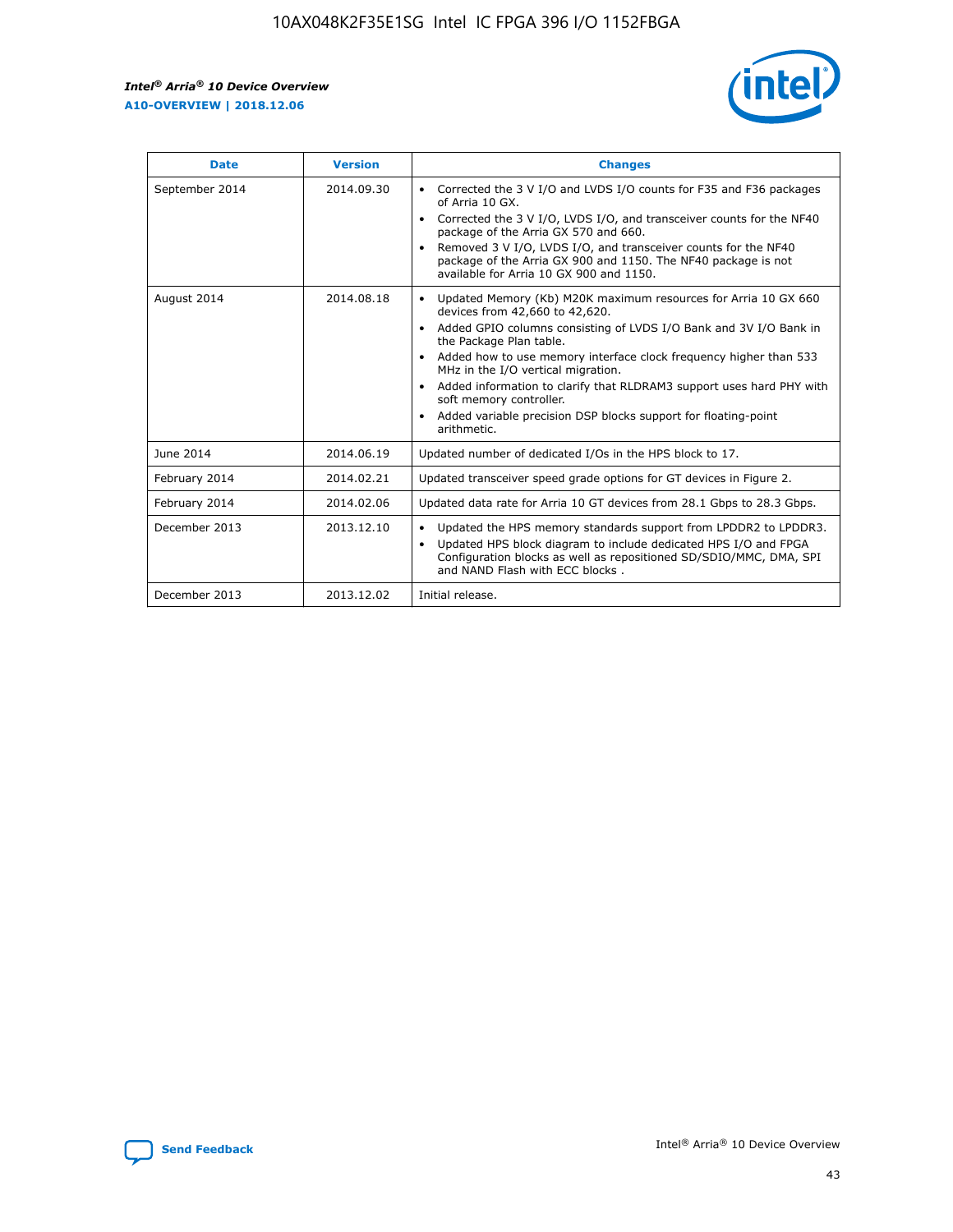| Date | Version | Changes |
| --- | --- | --- |
| September 2014 | 2014.09.30 | • Corrected the 3 V I/O and LVDS I/O counts for F35 and F36 packages of Arria 10 GX.<br>• Corrected the 3 V I/O, LVDS I/O, and transceiver counts for the NF40 package of the Arria GX 570 and 660.<br>• Removed 3 V I/O, LVDS I/O, and transceiver counts for the NF40 package of the Arria GX 900 and 1150. The NF40 package is not available for Arria 10 GX 900 and 1150. |
| August 2014 | 2014.08.18 | • Updated Memory (Kb) M20K maximum resources for Arria 10 GX 660 devices from 42,660 to 42,620.<br>• Added GPIO columns consisting of LVDS I/O Bank and 3V I/O Bank in the Package Plan table.<br>• Added how to use memory interface clock frequency higher than 533 MHz in the I/O vertical migration.<br>• Added information to clarify that RLDRAM3 support uses hard PHY with soft memory controller.<br>• Added variable precision DSP blocks support for floating-point arithmetic. |
| June 2014 | 2014.06.19 | Updated number of dedicated I/Os in the HPS block to 17. |
| February 2014 | 2014.02.21 | Updated transceiver speed grade options for GT devices in Figure 2. |
| February 2014 | 2014.02.06 | Updated data rate for Arria 10 GT devices from 28.1 Gbps to 28.3 Gbps. |
| December 2013 | 2013.12.10 | • Updated the HPS memory standards support from LPDDR2 to LPDDR3.<br>• Updated HPS block diagram to include dedicated HPS I/O and FPGA Configuration blocks as well as repositioned SD/SDIO/MMC, DMA, SPI and NAND Flash with ECC blocks . |
| December 2013 | 2013.12.02 | Initial release. |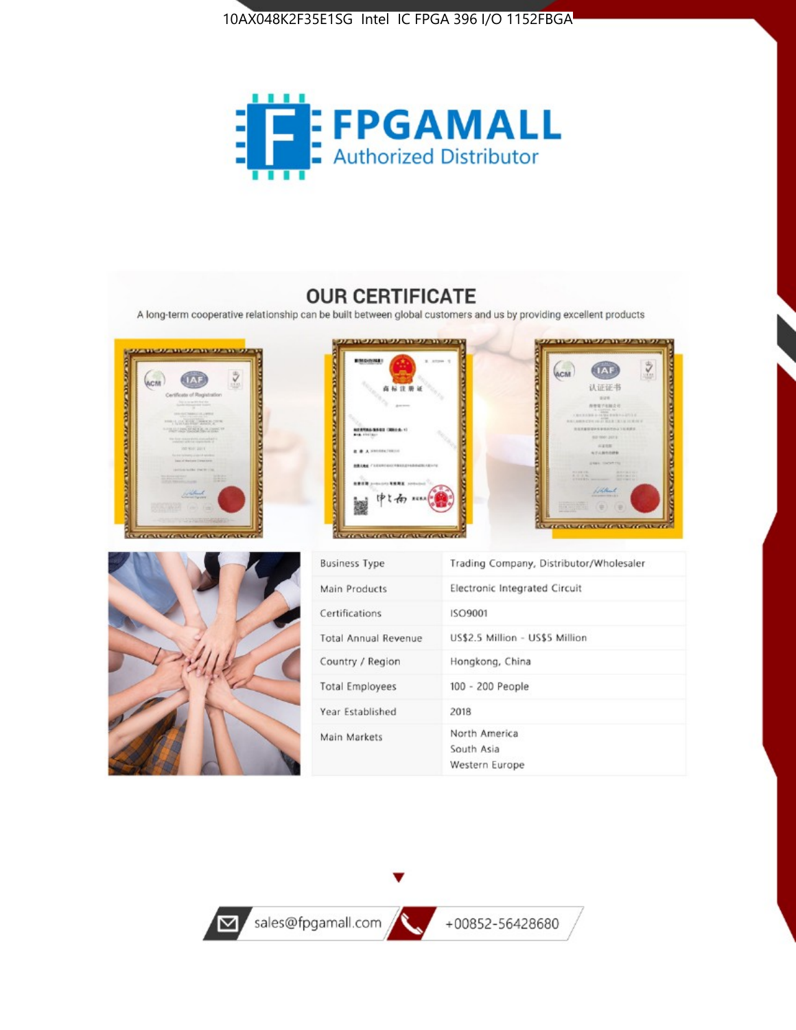FPGAMALL
Authorized Distributor

## OUR CERTIFICATE

A long-term cooperative relationship can be built between global customers and us by providing excellent products

| | |
|---|---|
| Business Type | Trading Company, Distributor/Wholesaler |
| Main Products | Electronic Integrated Circuit |
| Certifications | ISO9001 |
| Total Annual Revenue | US$2.5 Million - US$5 Million |
| Country / Region | Hongkong, China |
| Total Employees | 100 - 200 People |
| Year Established | 2018 |
| Main Markets | North America<br>South Asia<br>Western Europe |

sales@fpgamall.com

+00852-56428680